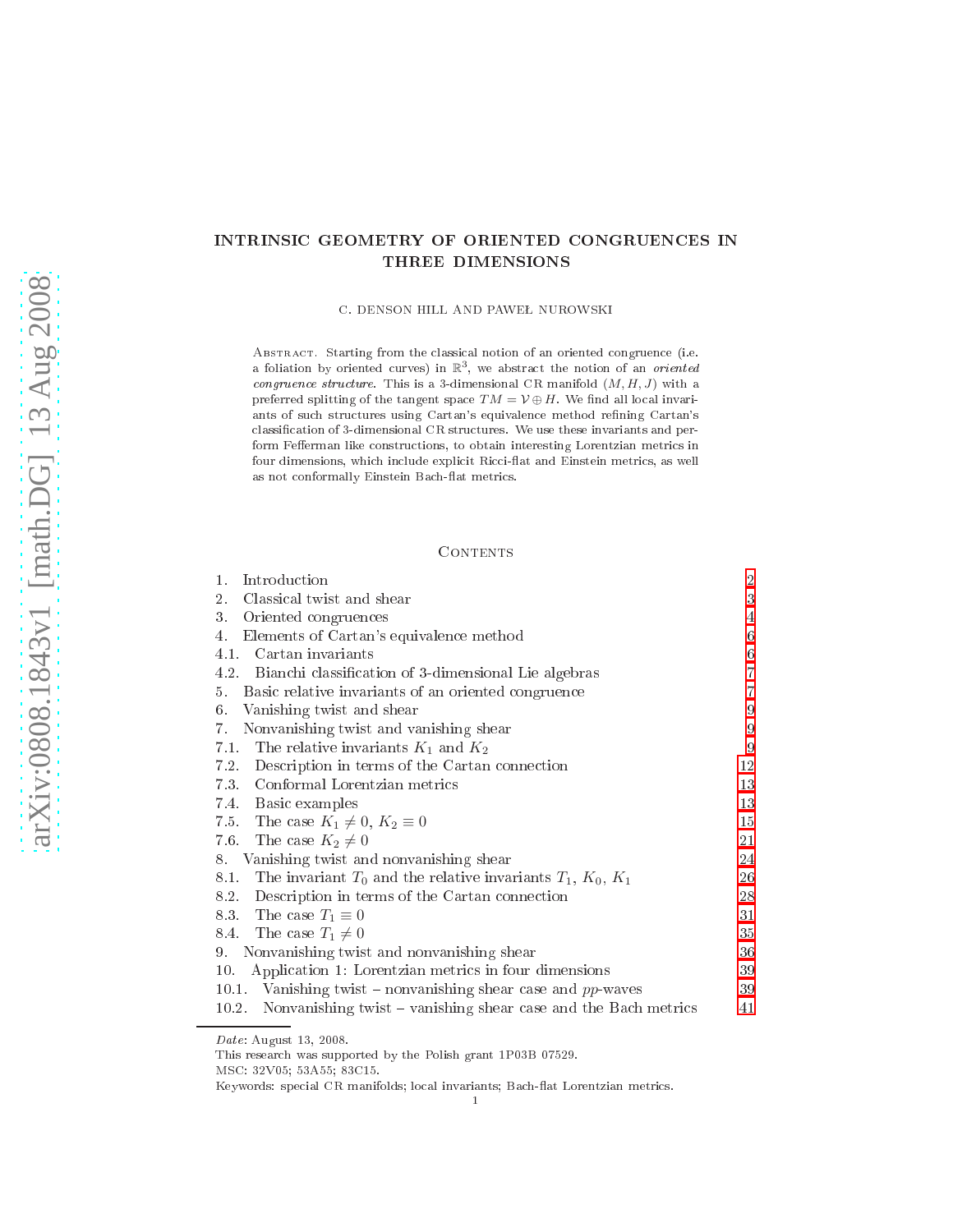# INTRINSIC GEOMETRY OF ORIENTED CONGRUENCES IN THREE DIMENSIONS

C. DENSON HILL AND PAWEŁ NUROWSKI

Abstract. Starting from the classical notion of an oriented congruence (i.e. a foliation by oriented curves) in $\mathbb{R}^3$, we abstract the notion of an *oriented congruence structure*. This is a 3-dimensional CR manifold $(M, H, J)$ with a preferred splitting of the tangent space $TM = \mathcal{V} \oplus H$. We find all local invariants of such structures using Cartan's equivalence method refining Cartan's classification of 3-dimensional CR structures. We use these invariants and perform Fefferman like constructions, to obtain interesting Lorentzian metrics in four dimensions, which include explicit Ricci-flat and Einstein metrics, as well as not conformally Einstein Bach-flat metrics.

## Contents

| | | |
|---|---|---|
| 1. | Introduction | 2 |
| 2. | Classical twist and shear | 3 |
| 3. | Oriented congruences | 4 |
| 4. | Elements of Cartan's equivalence method | 6 |
| 4.1. | Cartan invariants | 6 |
| 4.2. | Bianchi classification of 3-dimensional Lie algebras | 7 |
| 5. | Basic relative invariants of an oriented congruence | 7 |
| 6. | Vanishing twist and shear | 9 |
| 7. | Nonvanishing twist and vanishing shear | 9 |
| 7.1. | The relative invariants $K_1$ and $K_2$ | 9 |
| 7.2. | Description in terms of the Cartan connection | 12 |
| 7.3. | Conformal Lorentzian metrics | 13 |
| 7.4. | Basic examples | 13 |
| 7.5. | The case $K_1 \neq 0$, $K_2 \equiv 0$ | 15 |
| 7.6. | The case $K_2 \neq 0$ | 21 |
| 8. | Vanishing twist and nonvanishing shear | 24 |
| 8.1. | The invariant $T_0$ and the relative invariants $T_1$, $K_0$, $K_1$ | 26 |
| 8.2. | Description in terms of the Cartan connection | 28 |
| 8.3. | The case $T_1 \equiv 0$ | 31 |
| 8.4. | The case $T_1 \neq 0$ | 35 |
| 9. | Nonvanishing twist and nonvanishing shear | 36 |
| 10. | Application 1: Lorentzian metrics in four dimensions | 39 |
| 10.1. | Vanishing twist – nonvanishing shear case and *pp*-waves | 39 |
| 10.2. | Nonvanishing twist – vanishing shear case and the Bach metrics | 41 |

*Date*: August 13, 2008.

This research was supported by the Polish grant 1P03B 07529.

MSC: 32V05; 53A55; 83C15.

Keywords: special CR manifolds; local invariants; Bach-flat Lorentzian metrics.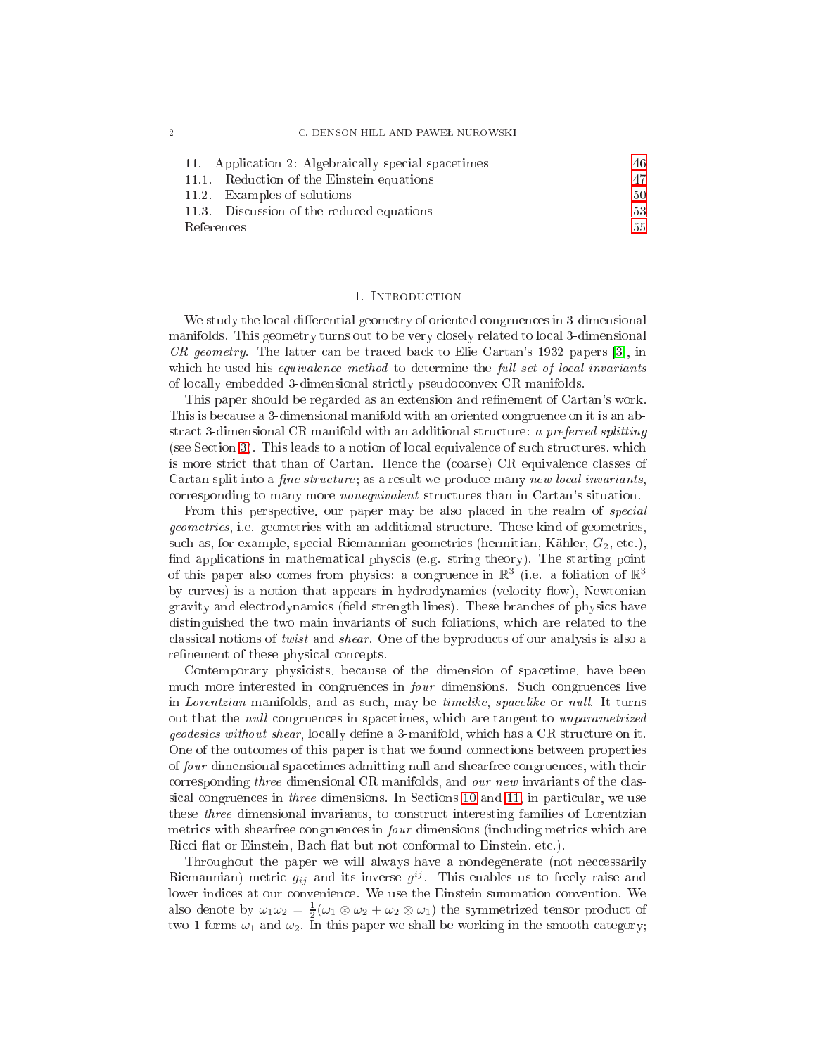| | |
|---|---|
| 11. Application 2: Algebraically special spacetimes | 46 |
| 11.1. Reduction of the Einstein equations | 47 |
| 11.2. Examples of solutions | 50 |
| 11.3. Discussion of the reduced equations | 53 |
| References | 55 |

## 1. Introduction

We study the local differential geometry of oriented congruences in 3-dimensional manifolds. This geometry turns out to be very closely related to local 3-dimensional *CR geometry*. The latter can be traced back to Elie Cartan's 1932 papers [3], in which he used his *equivalence method* to determine the *full set of local invariants* of locally embedded 3-dimensional strictly pseudoconvex CR manifolds.

This paper should be regarded as an extension and refinement of Cartan's work. This is because a 3-dimensional manifold with an oriented congruence on it is an abstract 3-dimensional CR manifold with an additional structure: *a preferred splitting* (see Section 3). This leads to a notion of local equivalence of such structures, which is more strict that than of Cartan. Hence the (coarse) CR equivalence classes of Cartan split into a *fine structure*; as a result we produce many *new local invariants*, corresponding to many more *nonequivalent* structures than in Cartan's situation.

From this perspective, our paper may be also placed in the realm of *special geometries*, i.e. geometries with an additional structure. These kind of geometries, such as, for example, special Riemannian geometries (hermitian, Kähler, $G_2$, etc.), find applications in mathematical physcis (e.g. string theory). The starting point of this paper also comes from physics: a congruence in $\mathbb{R}^3$ (i.e. a foliation of $\mathbb{R}^3$ by curves) is a notion that appears in hydrodynamics (velocity flow), Newtonian gravity and electrodynamics (field strength lines). These branches of physics have distinguished the two main invariants of such foliations, which are related to the classical notions of *twist* and *shear*. One of the byproducts of our analysis is also a refinement of these physical concepts.

Contemporary physicists, because of the dimension of spacetime, have been much more interested in congruences in *four* dimensions. Such congruences live in *Lorentzian* manifolds, and as such, may be *timelike*, *spacelike* or *null*. It turns out that the *null* congruences in spacetimes, which are tangent to *unparametrized geodesics without shear*, locally define a 3-manifold, which has a CR structure on it. One of the outcomes of this paper is that we found connections between properties of *four* dimensional spacetimes admitting null and shearfree congruences, with their corresponding *three* dimensional CR manifolds, and *our new* invariants of the classical congruences in *three* dimensions. In Sections 10 and 11, in particular, we use these *three* dimensional invariants, to construct interesting families of Lorentzian metrics with shearfree congruences in *four* dimensions (including metrics which are Ricci flat or Einstein, Bach flat but not conformal to Einstein, etc.).

Throughout the paper we will always have a nondegenerate (not neccessarily Riemannian) metric $g_{ij}$ and its inverse $g^{ij}$. This enables us to freely raise and lower indices at our convenience. We use the Einstein summation convention. We also denote by $\omega_1\omega_2 = \frac{1}{2}(\omega_1 \otimes \omega_2 + \omega_2 \otimes \omega_1)$ the symmetrized tensor product of two 1-forms $\omega_1$ and $\omega_2$. In this paper we shall be working in the smooth category;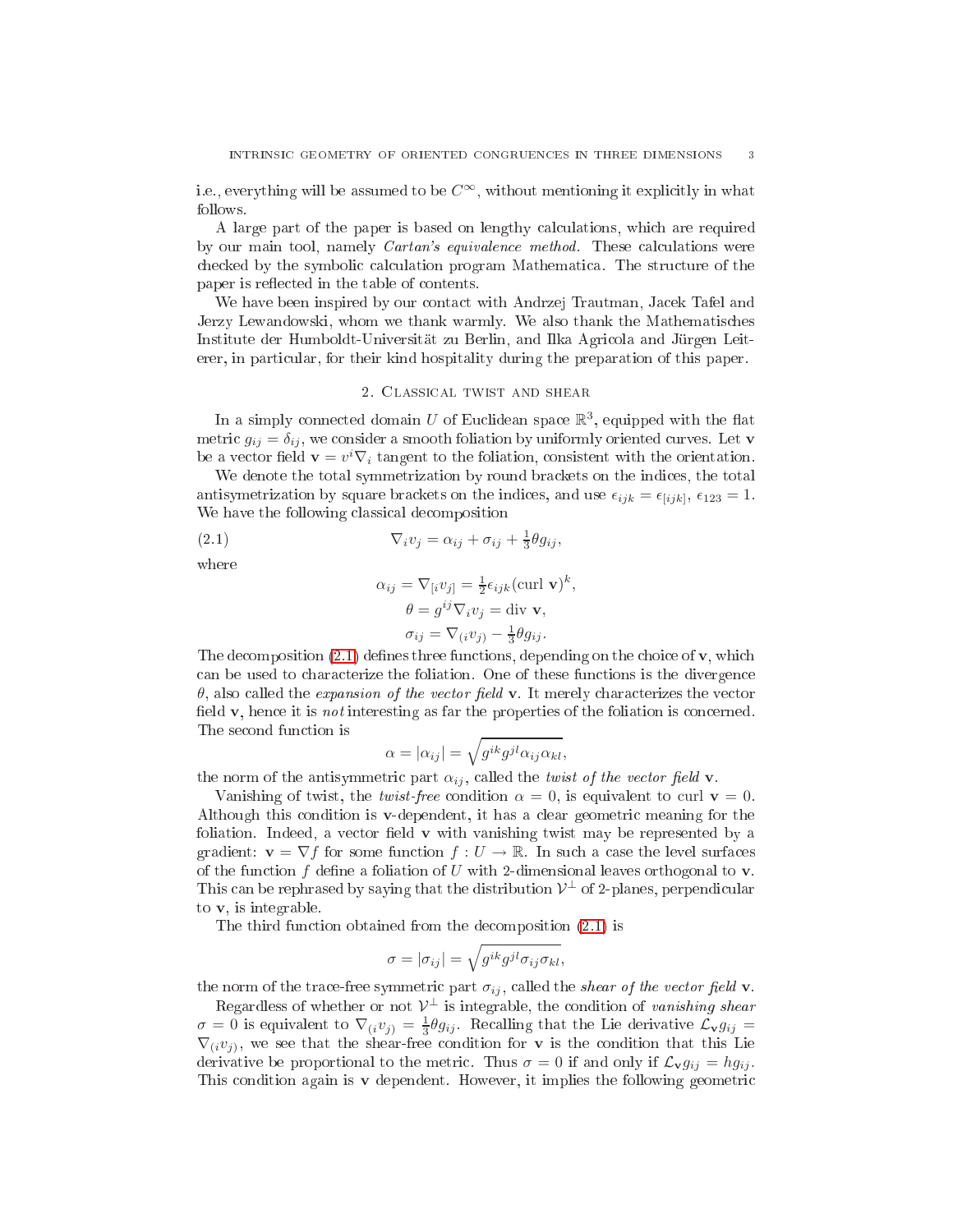i.e., everything will be assumed to be $C^\infty$, without mentioning it explicitly in what follows.

A large part of the paper is based on lengthy calculations, which are required by our main tool, namely *Cartan's equivalence method*. These calculations were checked by the symbolic calculation program Mathematica. The structure of the paper is reflected in the table of contents.

We have been inspired by our contact with Andrzej Trautman, Jacek Tafel and Jerzy Lewandowski, whom we thank warmly. We also thank the Mathematisches Institute der Humboldt-Universität zu Berlin, and Ilka Agricola and Jürgen Leiterer, in particular, for their kind hospitality during the preparation of this paper.

## 2. Classical twist and shear

In a simply connected domain $U$ of Euclidean space $\mathbb{R}^3$, equipped with the flat metric $g_{ij} = \delta_{ij}$, we consider a smooth foliation by uniformly oriented curves. Let $\mathbf{v}$ be a vector field $\mathbf{v} = v^i \nabla_i$ tangent to the foliation, consistent with the orientation.

We denote the total symmetrization by round brackets on the indices, the total antisymetrization by square brackets on the indices, and use $\epsilon_{ijk} = \epsilon_{[ijk]}$, $\epsilon_{123} = 1$. We have the following classical decomposition

$$\nabla_i v_j = \alpha_{ij} + \sigma_{ij} + \tfrac{1}{3}\theta g_{ij}, \tag{2.1}$$

where

$$\alpha_{ij} = \nabla_{[i} v_{j]} = \tfrac{1}{2}\epsilon_{ijk}(\mathrm{curl}\ \mathbf{v})^k,$$
$$\theta = g^{ij}\nabla_i v_j = \mathrm{div}\ \mathbf{v},$$
$$\sigma_{ij} = \nabla_{(i} v_{j)} - \tfrac{1}{3}\theta g_{ij}.$$

The decomposition (2.1) defines three functions, depending on the choice of $\mathbf{v}$, which can be used to characterize the foliation. One of these functions is the divergence $\theta$, also called the *expansion of the vector field* $\mathbf{v}$. It merely characterizes the vector field $\mathbf{v}$, hence it is *not* interesting as far the properties of the foliation is concerned. The second function is

$$\alpha = |\alpha_{ij}| = \sqrt{g^{ik}g^{jl}\alpha_{ij}\alpha_{kl}},$$

the norm of the antisymmetric part $\alpha_{ij}$, called the *twist of the vector field* $\mathbf{v}$.

Vanishing of twist, the *twist-free* condition $\alpha = 0$, is equivalent to curl $\mathbf{v} = 0$. Although this condition is $\mathbf{v}$-dependent, it has a clear geometric meaning for the foliation. Indeed, a vector field $\mathbf{v}$ with vanishing twist may be represented by a gradient: $\mathbf{v} = \nabla f$ for some function $f : U \to \mathbb{R}$. In such a case the level surfaces of the function $f$ define a foliation of $U$ with 2-dimensional leaves orthogonal to $\mathbf{v}$. This can be rephrased by saying that the distribution $\mathcal{V}^\perp$ of 2-planes, perpendicular to $\mathbf{v}$, is integrable.

The third function obtained from the decomposition (2.1) is

$$\sigma = |\sigma_{ij}| = \sqrt{g^{ik}g^{jl}\sigma_{ij}\sigma_{kl}},$$

the norm of the trace-free symmetric part $\sigma_{ij}$, called the *shear of the vector field* $\mathbf{v}$.

Regardless of whether or not $\mathcal{V}^\perp$ is integrable, the condition of *vanishing shear* $\sigma = 0$ is equivalent to $\nabla_{(i}v_{j)} = \frac{1}{3}\theta g_{ij}$. Recalling that the Lie derivative $\mathcal{L}_{\mathbf{v}} g_{ij} = \nabla_{(i}v_{j)}$, we see that the shear-free condition for $\mathbf{v}$ is the condition that this Lie derivative be proportional to the metric. Thus $\sigma = 0$ if and only if $\mathcal{L}_{\mathbf{v}} g_{ij} = h g_{ij}$. This condition again is $\mathbf{v}$ dependent. However, it implies the following geometric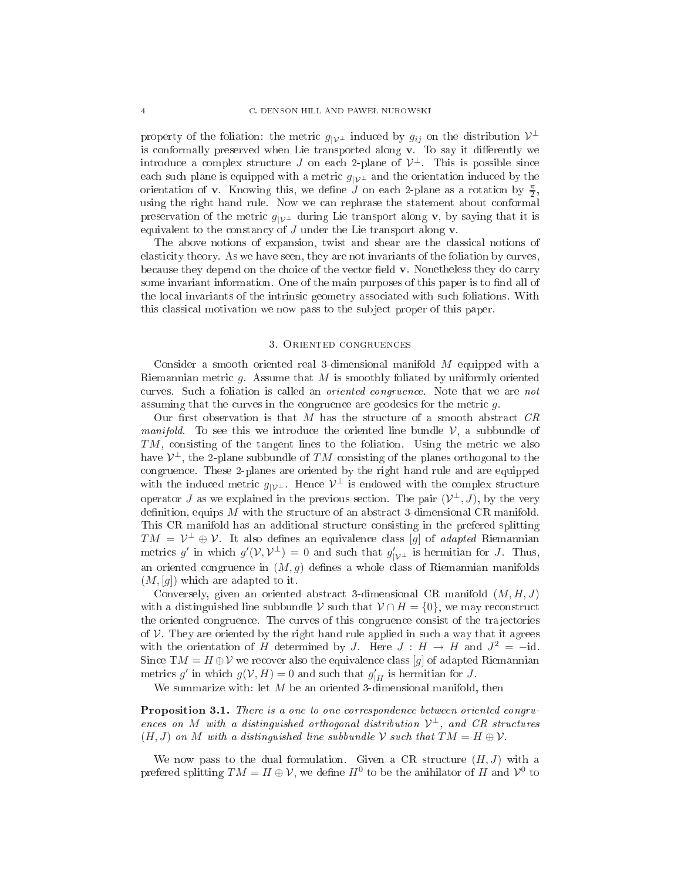property of the foliation: the metric $g_{|\mathcal{V}^\perp}$ induced by $g_{ij}$ on the distribution $\mathcal{V}^\perp$ is conformally preserved when Lie transported along $\mathbf{v}$. To say it differently we introduce a complex structure $J$ on each 2-plane of $\mathcal{V}^\perp$. This is possible since each such plane is equipped with a metric $g_{|\mathcal{V}^\perp}$ and the orientation induced by the orientation of $\mathbf{v}$. Knowing this, we define $J$ on each 2-plane as a rotation by $\frac{\pi}{2}$, using the right hand rule. Now we can rephrase the statement about conformal preservation of the metric $g_{|\mathcal{V}^\perp}$ during Lie transport along $\mathbf{v}$, by saying that it is equivalent to the constancy of $J$ under the Lie transport along $\mathbf{v}$.

The above notions of expansion, twist and shear are the classical notions of elasticity theory. As we have seen, they are not invariants of the foliation by curves, because they depend on the choice of the vector field $\mathbf{v}$. Nonetheless they do carry some invariant information. One of the main purposes of this paper is to find all of the local invariants of the intrinsic geometry associated with such foliations. With this classical motivation we now pass to the subject proper of this paper.

## 3. Oriented congruences

Consider a smooth oriented real 3-dimensional manifold $M$ equipped with a Riemannian metric $g$. Assume that $M$ is smoothly foliated by uniformly oriented curves. Such a foliation is called an *oriented congruence*. Note that we are *not* assuming that the curves in the congruence are geodesics for the metric $g$.

Our first observation is that $M$ has the structure of a smooth abstract *CR manifold*. To see this we introduce the oriented line bundle $\mathcal{V}$, a subbundle of $TM$, consisting of the tangent lines to the foliation. Using the metric we also have $\mathcal{V}^\perp$, the 2-plane subbundle of $TM$ consisting of the planes orthogonal to the congruence. These 2-planes are oriented by the right hand rule and are equipped with the induced metric $g_{|\mathcal{V}^\perp}$. Hence $\mathcal{V}^\perp$ is endowed with the complex structure operator $J$ as we explained in the previous section. The pair $(\mathcal{V}^\perp, J)$, by the very definition, equips $M$ with the structure of an abstract 3-dimensional CR manifold. This CR manifold has an additional structure consisting in the prefered splitting $TM = \mathcal{V}^\perp \oplus \mathcal{V}$. It also defines an equivalence class $[g]$ of *adapted* Riemannian metrics $g'$ in which $g'(\mathcal{V}, \mathcal{V}^\perp) = 0$ and such that $g'_{|\mathcal{V}^\perp}$ is hermitian for $J$. Thus, an oriented congruence in $(M, g)$ defines a whole class of Riemannian manifolds $(M, [g])$ which are adapted to it.

Conversely, given an oriented abstract 3-dimensional CR manifold $(M, H, J)$ with a distinguished line subbundle $\mathcal{V}$ such that $\mathcal{V} \cap H = \{0\}$, we may reconstruct the oriented congruence. The curves of this congruence consist of the trajectories of $\mathcal{V}$. They are oriented by the right hand rule applied in such a way that it agrees with the orientation of $H$ determined by $J$. Here $J : H \to H$ and $J^2 = -\mathrm{id}$. Since $\mathrm{T}M = H \oplus \mathcal{V}$ we recover also the equivalence class $[g]$ of adapted Riemannian metrics $g'$ in which $g(\mathcal{V}, H) = 0$ and such that $g'_{|H}$ is hermitian for $J$.

We summarize with: let $M$ be an oriented 3-dimensional manifold, then

**Proposition 3.1.** *There is a one to one correspondence between oriented congruences on $M$ with a distinguished orthogonal distribution $\mathcal{V}^\perp$, and CR structures $(H, J)$ on $M$ with a distinguished line subbundle $\mathcal{V}$ such that $TM = H \oplus \mathcal{V}$.*

We now pass to the dual formulation. Given a CR structure $(H, J)$ with a prefered splitting $TM = H \oplus \mathcal{V}$, we define $H^0$ to be the anihilator of $H$ and $\mathcal{V}^0$ to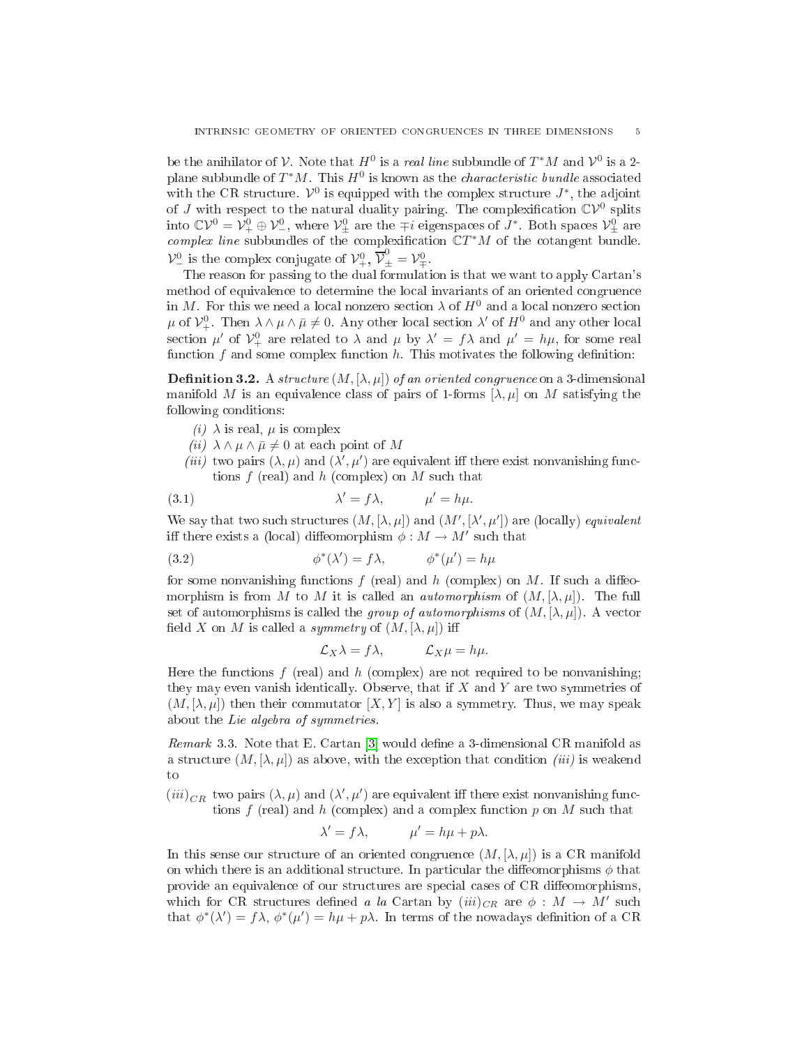be the anihilator of $\mathcal{V}$. Note that $H^0$ is a *real line* subbundle of $T^*M$ and $\mathcal{V}^0$ is a 2-plane subbundle of $T^*M$. This $H^0$ is known as the *characteristic bundle* associated with the CR structure. $\mathcal{V}^0$ is equipped with the complex structure $J^*$, the adjoint of $J$ with respect to the natural duality pairing. The complexification $\mathbb{C}\mathcal{V}^0$ splits into $\mathbb{C}\mathcal{V}^0 = \mathcal{V}^0_+ \oplus \mathcal{V}^0_-$, where $\mathcal{V}^0_\pm$ are the $\mp i$ eigenspaces of $J^*$. Both spaces $\mathcal{V}^0_\pm$ are *complex line* subbundles of the complexification $\mathbb{C}T^*M$ of the cotangent bundle. $\mathcal{V}^0_-$ is the complex conjugate of $\mathcal{V}^0_+$, $\overline{\mathcal{V}}^0_\pm = \mathcal{V}^0_\mp$.

The reason for passing to the dual formulation is that we want to apply Cartan's method of equivalence to determine the local invariants of an oriented congruence in $M$. For this we need a local nonzero section $\lambda$ of $H^0$ and a local nonzero section $\mu$ of $\mathcal{V}^0_+$. Then $\lambda \wedge \mu \wedge \bar{\mu} \neq 0$. Any other local section $\lambda'$ of $H^0$ and any other local section $\mu'$ of $\mathcal{V}^0_+$ are related to $\lambda$ and $\mu$ by $\lambda' = f\lambda$ and $\mu' = h\mu$, for some real function $f$ and some complex function $h$. This motivates the following definition:

**Definition 3.2.** A *structure* $(M, [\lambda, \mu])$ *of an oriented congruence* on a 3-dimensional manifold $M$ is an equivalence class of pairs of 1-forms $[\lambda, \mu]$ on $M$ satisfying the following conditions:

*(i)* $\lambda$ is real, $\mu$ is complex

*(ii)* $\lambda \wedge \mu \wedge \bar{\mu} \neq 0$ at each point of $M$

*(iii)* two pairs $(\lambda, \mu)$ and $(\lambda', \mu')$ are equivalent iff there exist nonvanishing functions $f$ (real) and $h$ (complex) on $M$ such that

$$\lambda' = f\lambda, \qquad \mu' = h\mu. \tag{3.1}$$

We say that two such structures $(M, [\lambda, \mu])$ and $(M', [\lambda', \mu'])$ are (locally) *equivalent* iff there exists a (local) diffeomorphism $\phi : M \to M'$ such that

$$\phi^*(\lambda') = f\lambda, \qquad \phi^*(\mu') = h\mu \tag{3.2}$$

for some nonvanishing functions $f$ (real) and $h$ (complex) on $M$. If such a diffeomorphism is from $M$ to $M$ it is called an *automorphism* of $(M, [\lambda, \mu])$. The full set of automorphisms is called the *group of automorphisms* of $(M, [\lambda, \mu])$. A vector field $X$ on $M$ is called a *symmetry* of $(M, [\lambda, \mu])$ iff

$$\mathcal{L}_X \lambda = f\lambda, \qquad \mathcal{L}_X \mu = h\mu.$$

Here the functions $f$ (real) and $h$ (complex) are not required to be nonvanishing; they may even vanish identically. Observe, that if $X$ and $Y$ are two symmetries of $(M, [\lambda, \mu])$ then their commutator $[X, Y]$ is also a symmetry. Thus, we may speak about the *Lie algebra of symmetries*.

*Remark* 3.3. Note that E. Cartan [3] would define a 3-dimensional CR manifold as a structure $(M, [\lambda, \mu])$ as above, with the exception that condition *(iii)* is weakend to

$(iii)_{CR}$ two pairs $(\lambda, \mu)$ and $(\lambda', \mu')$ are equivalent iff there exist nonvanishing functions $f$ (real) and $h$ (complex) and a complex function $p$ on $M$ such that

$$\lambda' = f\lambda, \qquad \mu' = h\mu + p\lambda.$$

In this sense our structure of an oriented congruence $(M, [\lambda, \mu])$ is a CR manifold on which there is an additional structure. In particular the diffeomorphisms $\phi$ that provide an equivalence of our structures are special cases of CR diffeomorphisms, which for CR structures defined *a la* Cartan by $(iii)_{CR}$ are $\phi : M \to M'$ such that $\phi^*(\lambda') = f\lambda$, $\phi^*(\mu') = h\mu + p\lambda$. In terms of the nowadays definition of a CR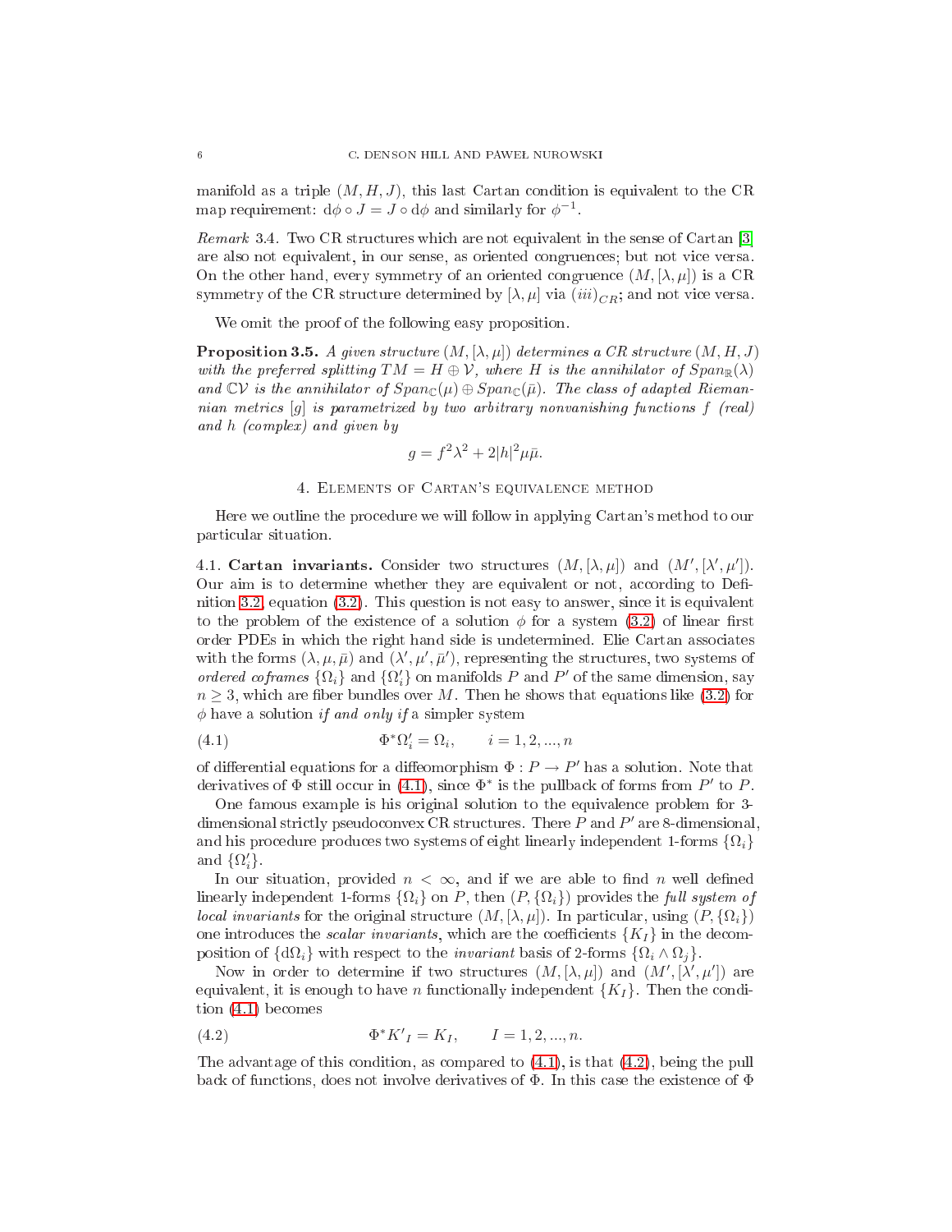manifold as a triple $(M, H, J)$, this last Cartan condition is equivalent to the CR map requirement: $\mathrm{d}\phi \circ J = J \circ \mathrm{d}\phi$ and similarly for $\phi^{-1}$.

*Remark* 3.4. Two CR structures which are not equivalent in the sense of Cartan [3] are also not equivalent, in our sense, as oriented congruences; but not vice versa. On the other hand, every symmetry of an oriented congruence $(M, [\lambda, \mu])$ is a CR symmetry of the CR structure determined by $[\lambda, \mu]$ via $(iii)_{CR}$; and not vice versa.

We omit the proof of the following easy proposition.

**Proposition 3.5.** *A given structure $(M, [\lambda, \mu])$ determines a CR structure $(M, H, J)$ with the preferred splitting $TM = H \oplus \mathcal{V}$, where $H$ is the annihilator of $Span_{\mathbb{R}}(\lambda)$ and $\mathbb{C}\mathcal{V}$ is the annihilator of $Span_{\mathbb{C}}(\mu) \oplus Span_{\mathbb{C}}(\bar{\mu})$. The class of adapted Riemannian metrics $[g]$ is parametrized by two arbitrary nonvanishing functions $f$ (real) and $h$ (complex) and given by*

$$g = f^2\lambda^2 + 2|h|^2\mu\bar{\mu}.$$

## 4. Elements of Cartan's equivalence method

Here we outline the procedure we will follow in applying Cartan's method to our particular situation.

4.1. **Cartan invariants.** Consider two structures $(M, [\lambda, \mu])$ and $(M', [\lambda', \mu'])$. Our aim is to determine whether they are equivalent or not, according to Definition 3.2, equation (3.2). This question is not easy to answer, since it is equivalent to the problem of the existence of a solution $\phi$ for a system (3.2) of linear first order PDEs in which the right hand side is undetermined. Elie Cartan associates with the forms $(\lambda, \mu, \bar{\mu})$ and $(\lambda', \mu', \bar{\mu}')$, representing the structures, two systems of *ordered coframes* $\{\Omega_i\}$ and $\{\Omega'_i\}$ on manifolds $P$ and $P'$ of the same dimension, say $n \geq 3$, which are fiber bundles over $M$. Then he shows that equations like (3.2) for $\phi$ have a solution *if and only if* a simpler system

$$\Phi^*\Omega'_i = \Omega_i, \qquad i = 1, 2, ..., n \tag{4.1}$$

of differential equations for a diffeomorphism $\Phi : P \to P'$ has a solution. Note that derivatives of $\Phi$ still occur in (4.1), since $\Phi^*$ is the pullback of forms from $P'$ to $P$.

One famous example is his original solution to the equivalence problem for 3-dimensional strictly pseudoconvex CR structures. There $P$ and $P'$ are 8-dimensional, and his procedure produces two systems of eight linearly independent 1-forms $\{\Omega_i\}$ and $\{\Omega'_i\}$.

In our situation, provided $n < \infty$, and if we are able to find $n$ well defined linearly independent 1-forms $\{\Omega_i\}$ on $P$, then $(P, \{\Omega_i\})$ provides the *full system of local invariants* for the original structure $(M, [\lambda, \mu])$. In particular, using $(P, \{\Omega_i\})$ one introduces the *scalar invariants*, which are the coefficients $\{K_I\}$ in the decomposition of $\{\mathrm{d}\Omega_i\}$ with respect to the *invariant* basis of 2-forms $\{\Omega_i \wedge \Omega_j\}$.

Now in order to determine if two structures $(M, [\lambda, \mu])$ and $(M', [\lambda', \mu'])$ are equivalent, it is enough to have $n$ functionally independent $\{K_I\}$. Then the condition (4.1) becomes

$$\Phi^*K'_I = K_I, \qquad I = 1, 2, ..., n. \tag{4.2}$$

The advantage of this condition, as compared to (4.1), is that (4.2), being the pull back of functions, does not involve derivatives of $\Phi$. In this case the existence of $\Phi$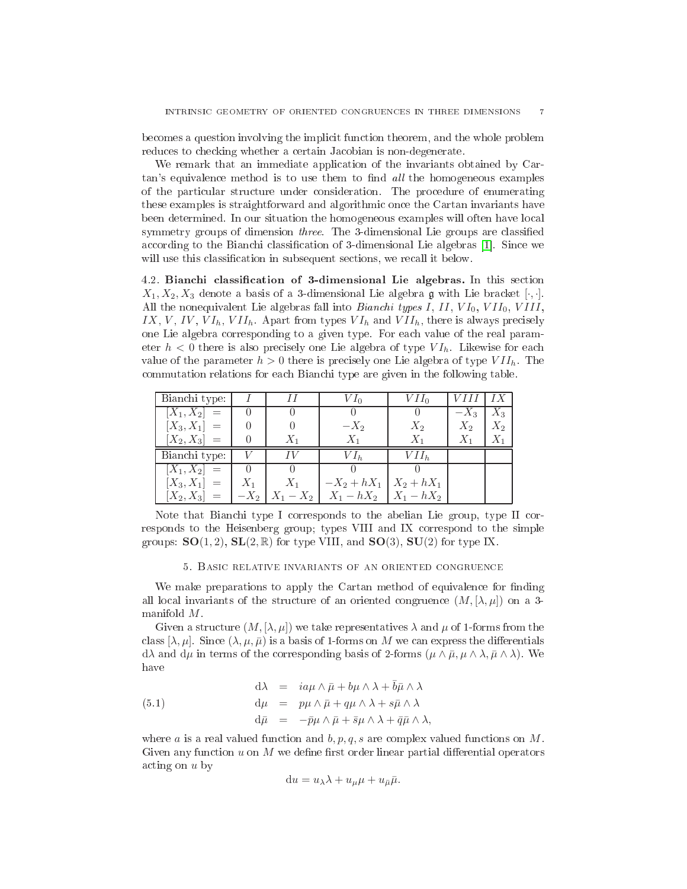becomes a question involving the implicit function theorem, and the whole problem reduces to checking whether a certain Jacobian is non-degenerate.

We remark that an immediate application of the invariants obtained by Cartan's equivalence method is to use them to find *all* the homogeneous examples of the particular structure under consideration. The procedure of enumerating these examples is straightforward and algorithmic once the Cartan invariants have been determined. In our situation the homogeneous examples will often have local symmetry groups of dimension *three*. The 3-dimensional Lie groups are classified according to the Bianchi classification of 3-dimensional Lie algebras [1]. Since we will use this classification in subsequent sections, we recall it below.

**4.2. Bianchi classification of 3-dimensional Lie algebras.** In this section $X_1, X_2, X_3$ denote a basis of a 3-dimensional Lie algebra $\mathfrak{g}$ with Lie bracket $[\cdot,\cdot]$. All the nonequivalent Lie algebras fall into *Bianchi types* $I$, $II$, $VI_0$, $VII_0$, $VIII$, $IX$, $V$, $IV$, $VI_h$, $VII_h$. Apart from types $VI_h$ and $VII_h$, there is always precisely one Lie algebra corresponding to a given type. For each value of the real parameter $h<0$ there is also precisely one Lie algebra of type $VI_h$. Likewise for each value of the parameter $h>0$ there is precisely one Lie algebra of type $VII_h$. The commutation relations for each Bianchi type are given in the following table.

| Bianchi type: | $I$ | $II$ | $VI_0$ | $VII_0$ | $VIII$ | $IX$ |
|---|---|---|---|---|---|---|
| $[X_1,X_2]\ =$ | $0$ | $0$ | $0$ | $0$ | $-X_3$ | $X_3$ |
| $[X_3,X_1]\ =$ | $0$ | $0$ | $-X_2$ | $X_2$ | $X_2$ | $X_2$ |
| $[X_2,X_3]\ =$ | $0$ | $X_1$ | $X_1$ | $X_1$ | $X_1$ | $X_1$ |
| **Bianchi type:** | $V$ | $IV$ | $VI_h$ | $VII_h$ | | |
| $[X_1,X_2]\ =$ | $0$ | $0$ | $0$ | $0$ | | |
| $[X_3,X_1]\ =$ | $X_1$ | $X_1$ | $-X_2+hX_1$ | $X_2+hX_1$ | | |
| $[X_2,X_3]\ =$ | $-X_2$ | $X_1-X_2$ | $X_1-hX_2$ | $X_1-hX_2$ | | |

Note that Bianchi type I corresponds to the abelian Lie group, type II corresponds to the Heisenberg group; types VIII and IX correspond to the simple groups: $\mathbf{SO}(1,2)$, $\mathbf{SL}(2,\mathbb{R})$ for type VIII, and $\mathbf{SO}(3)$, $\mathbf{SU}(2)$ for type IX.

## 5. Basic relative invariants of an oriented congruence

We make preparations to apply the Cartan method of equivalence for finding all local invariants of the structure of an oriented congruence $(M,[\lambda,\mu])$ on a 3-manifold $M$.

Given a structure $(M,[\lambda,\mu])$ we take representatives $\lambda$ and $\mu$ of 1-forms from the class $[\lambda,\mu]$. Since $(\lambda,\mu,\bar\mu)$ is a basis of 1-forms on $M$ we can express the differentials $\mathrm{d}\lambda$ and $\mathrm{d}\mu$ in terms of the corresponding basis of 2-forms $(\mu\wedge\bar\mu,\mu\wedge\lambda,\bar\mu\wedge\lambda)$. We have

$$
\begin{aligned}
\mathrm{d}\lambda &= ia\mu\wedge\bar\mu + b\mu\wedge\lambda + \bar b\bar\mu\wedge\lambda\\
\mathrm{d}\mu &= p\mu\wedge\bar\mu + q\mu\wedge\lambda + s\bar\mu\wedge\lambda \qquad (5.1)\\
\mathrm{d}\bar\mu &= -\bar p\mu\wedge\bar\mu + \bar s\mu\wedge\lambda + \bar q\bar\mu\wedge\lambda,
\end{aligned}
$$

where $a$ is a real valued function and $b,p,q,s$ are complex valued functions on $M$. Given any function $u$ on $M$ we define first order linear partial differential operators acting on $u$ by

$$
\mathrm{d}u = u_\lambda\lambda + u_\mu\mu + u_{\bar\mu}\bar\mu.
$$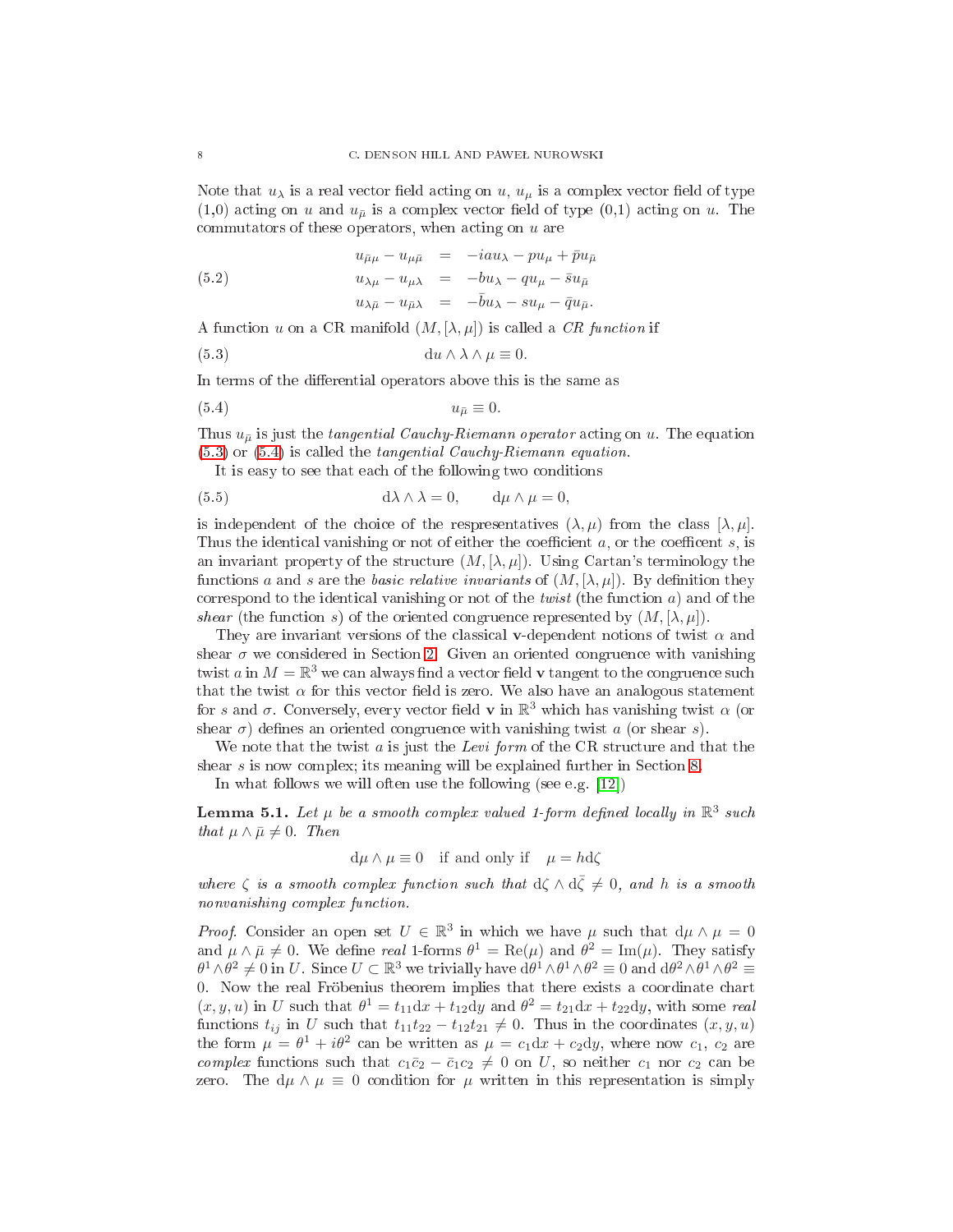Note that $u_\lambda$ is a real vector field acting on $u$, $u_\mu$ is a complex vector field of type (1,0) acting on $u$ and $u_{\bar\mu}$ is a complex vector field of type (0,1) acting on $u$. The commutators of these operators, when acting on $u$ are

$$
\begin{aligned}
u_{\bar\mu\mu} - u_{\mu\bar\mu} &= -iau_\lambda - pu_\mu + \bar p u_{\bar\mu} \\
u_{\lambda\mu} - u_{\mu\lambda} &= -bu_\lambda - qu_\mu - \bar s u_{\bar\mu} \\
u_{\lambda\bar\mu} - u_{\bar\mu\lambda} &= -\bar b u_\lambda - su_\mu - \bar q u_{\bar\mu}.
\end{aligned}
\tag{5.2}
$$

A function $u$ on a CR manifold $(M, [\lambda, \mu])$ is called a *CR function* if

$$
\mathrm{d}u \wedge \lambda \wedge \mu \equiv 0. \tag{5.3}
$$

In terms of the differential operators above this is the same as

$$
u_{\bar\mu} \equiv 0. \tag{5.4}
$$

Thus $u_{\bar\mu}$ is just the *tangential Cauchy-Riemann operator* acting on $u$. The equation (5.3) or (5.4) is called the *tangential Cauchy-Riemann equation*.

It is easy to see that each of the following two conditions

$$
\mathrm{d}\lambda \wedge \lambda = 0, \qquad \mathrm{d}\mu \wedge \mu = 0, \tag{5.5}
$$

is independent of the choice of the representatives $(\lambda, \mu)$ from the class $[\lambda, \mu]$. Thus the identical vanishing or not of either the coefficient $a$, or the coefficent $s$, is an invariant property of the structure $(M, [\lambda, \mu])$. Using Cartan's terminology the functions $a$ and $s$ are the *basic relative invariants* of $(M, [\lambda, \mu])$. By definition they correspond to the identical vanishing or not of the *twist* (the function $a$) and of the *shear* (the function $s$) of the oriented congruence represented by $(M, [\lambda, \mu])$.

They are invariant versions of the classical $\mathbf{v}$-dependent notions of twist $\alpha$ and shear $\sigma$ we considered in Section 2. Given an oriented congruence with vanishing twist $a$ in $M = \mathbb{R}^3$ we can always find a vector field $\mathbf{v}$ tangent to the congruence such that the twist $\alpha$ for this vector field is zero. We also have an analogous statement for $s$ and $\sigma$. Conversely, every vector field $\mathbf{v}$ in $\mathbb{R}^3$ which has vanishing twist $\alpha$ (or shear $\sigma$) defines an oriented congruence with vanishing twist $a$ (or shear $s$).

We note that the twist $a$ is just the *Levi form* of the CR structure and that the shear $s$ is now complex; its meaning will be explained further in Section 8.

In what follows we will often use the following (see e.g. [12])

**Lemma 5.1.** *Let $\mu$ be a smooth complex valued 1-form defined locally in $\mathbb{R}^3$ such that $\mu \wedge \bar\mu \neq 0$. Then*

$$
\mathrm{d}\mu \wedge \mu \equiv 0 \quad \text{if and only if} \quad \mu = h\mathrm{d}\zeta
$$

*where $\zeta$ is a smooth complex function such that $\mathrm{d}\zeta \wedge \mathrm{d}\bar\zeta \neq 0$, and $h$ is a smooth nonvanishing complex function.*

*Proof.* Consider an open set $U \in \mathbb{R}^3$ in which we have $\mu$ such that $\mathrm{d}\mu \wedge \mu = 0$ and $\mu \wedge \bar\mu \neq 0$. We define *real* 1-forms $\theta^1 = \mathrm{Re}(\mu)$ and $\theta^2 = \mathrm{Im}(\mu)$. They satisfy $\theta^1 \wedge \theta^2 \neq 0$ in $U$. Since $U \subset \mathbb{R}^3$ we trivially have $\mathrm{d}\theta^1 \wedge \theta^1 \wedge \theta^2 \equiv 0$ and $\mathrm{d}\theta^2 \wedge \theta^1 \wedge \theta^2 \equiv 0$. Now the real Fröbenius theorem implies that there exists a coordinate chart $(x, y, u)$ in $U$ such that $\theta^1 = t_{11}\mathrm{d}x + t_{12}\mathrm{d}y$ and $\theta^2 = t_{21}\mathrm{d}x + t_{22}\mathrm{d}y$, with some *real* functions $t_{ij}$ in $U$ such that $t_{11}t_{22} - t_{12}t_{21} \neq 0$. Thus in the coordinates $(x, y, u)$ the form $\mu = \theta^1 + i\theta^2$ can be written as $\mu = c_1\mathrm{d}x + c_2\mathrm{d}y$, where now $c_1$, $c_2$ are *complex* functions such that $c_1\bar c_2 - \bar c_1 c_2 \neq 0$ on $U$, so neither $c_1$ nor $c_2$ can be zero. The $\mathrm{d}\mu \wedge \mu \equiv 0$ condition for $\mu$ written in this representation is simply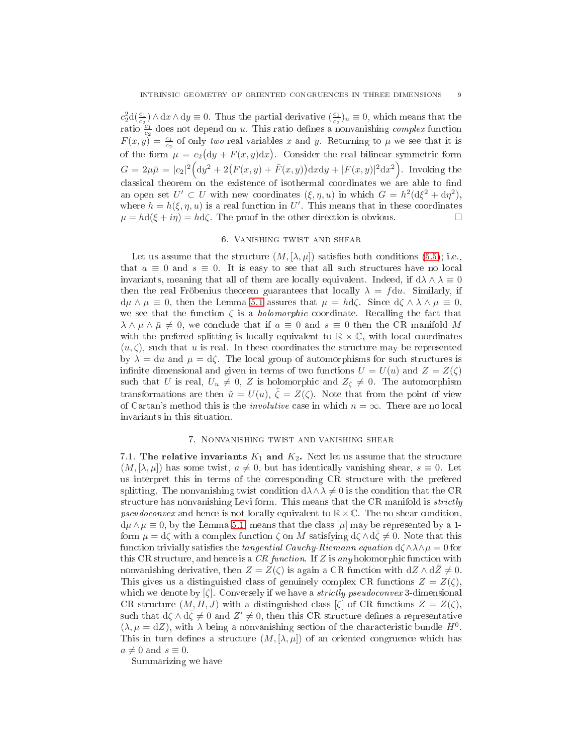$c_2^2\mathrm{d}(\frac{c_1}{c_2})\wedge\mathrm{d}x\wedge\mathrm{d}y\equiv 0$. Thus the partial derivative $(\frac{c_1}{c_2})_u\equiv 0$, which means that the ratio $\frac{c_1}{c_2}$ does not depend on $u$. This ratio defines a nonvanishing *complex* function $F(x,y)=\frac{c_1}{c_2}$ of only *two* real variables $x$ and $y$. Returning to $\mu$ we see that it is of the form $\mu=c_2\big(\mathrm{d}y+F(x,y)\mathrm{d}x\big)$. Consider the real bilinear symmetric form $G=2\mu\bar{\mu}=|c_2|^2\Big(\mathrm{d}y^2+2\big(F(x,y)+\bar{F}(x,y)\big)\mathrm{d}x\mathrm{d}y+|F(x,y)|^2\mathrm{d}x^2\Big)$. Invoking the classical theorem on the existence of isothermal coordinates we are able to find an open set $U'\subset U$ with new coordinates $(\xi,\eta,u)$ in which $G=h^2(\mathrm{d}\xi^2+\mathrm{d}\eta^2)$, where $h=h(\xi,\eta,u)$ is a real function in $U'$. This means that in these coordinates $\mu=h\mathrm{d}(\xi+i\eta)=h\mathrm{d}\zeta$. The proof in the other direction is obvious. □

## 6. Vanishing twist and shear

Let us assume that the structure $(M,[\lambda,\mu])$ satisfies both conditions (5.5); i.e., that $a\equiv 0$ and $s\equiv 0$. It is easy to see that all such structures have no local invariants, meaning that all of them are locally equivalent. Indeed, if $\mathrm{d}\lambda\wedge\lambda\equiv 0$ then the real Fröbenius theorem guarantees that locally $\lambda=f\mathrm{d}u$. Similarly, if $\mathrm{d}\mu\wedge\mu\equiv 0$, then the Lemma 5.1 assures that $\mu=h\mathrm{d}\zeta$. Since $\mathrm{d}\zeta\wedge\lambda\wedge\mu\equiv 0$, we see that the function $\zeta$ is a *holomorphic* coordinate. Recalling the fact that $\lambda\wedge\mu\wedge\bar{\mu}\neq 0$, we conclude that if $a\equiv 0$ and $s\equiv 0$ then the CR manifold $M$ with the prefered splitting is locally equivalent to $\mathbb{R}\times\mathbb{C}$, with local coordinates $(u,\zeta)$, such that $u$ is real. In these coordinates the structure may be represented by $\lambda=\mathrm{d}u$ and $\mu=\mathrm{d}\zeta$. The local group of automorphisms for such structures is infinite dimensional and given in terms of two functions $U=U(u)$ and $Z=Z(\zeta)$ such that $U$ is real, $U_u\neq 0$, $Z$ is holomorphic and $Z_\zeta\neq 0$. The automorphism transformations are then $\tilde{u}=U(u)$, $\tilde{\zeta}=Z(\zeta)$. Note that from the point of view of Cartan's method this is the *involutive* case in which $n=\infty$. There are no local invariants in this situation.

## 7. Nonvanishing twist and vanishing shear

**7.1. The relative invariants $K_1$ and $K_2$.** Next let us assume that the structure $(M,[\lambda,\mu])$ has some twist, $a\neq 0$, but has identically vanishing shear, $s\equiv 0$. Let us interpret this in terms of the corresponding CR structure with the prefered splitting. The nonvanishing twist condition $\mathrm{d}\lambda\wedge\lambda\neq 0$ is the condition that the CR structure has nonvanishing Levi form. This means that the CR manifold is *strictly pseudoconvex* and hence is not locally equivalent to $\mathbb{R}\times\mathbb{C}$. The no shear condition, $\mathrm{d}\mu\wedge\mu\equiv 0$, by the Lemma 5.1, means that the class $[\mu]$ may be represented by a 1-form $\mu=\mathrm{d}\zeta$ with a complex function $\zeta$ on $M$ satisfying $\mathrm{d}\zeta\wedge\mathrm{d}\bar{\zeta}\neq 0$. Note that this function trivially satisfies the *tangential Cauchy-Riemann equation* $\mathrm{d}\zeta\wedge\lambda\wedge\mu=0$ for this CR structure, and hence is a *CR function*. If $Z$ is *any* holomorphic function with nonvanishing derivative, then $Z=Z(\zeta)$ is again a CR function with $\mathrm{d}Z\wedge\mathrm{d}\bar{Z}\neq 0$. This gives us a distinguished class of genuinely complex CR functions $Z=Z(\zeta)$, which we denote by $[\zeta]$. Conversely if we have a *strictly pseudoconvex* 3-dimensional CR structure $(M,H,J)$ with a distinguished class $[\zeta]$ of CR functions $Z=Z(\zeta)$, such that $\mathrm{d}\zeta\wedge\mathrm{d}\bar{\zeta}\neq 0$ and $Z'\neq 0$, then this CR structure defines a representative $(\lambda,\mu=\mathrm{d}Z)$, with $\lambda$ being a nonvanishing section of the characteristic bundle $H^0$. This in turn defines a structure $(M,[\lambda,\mu])$ of an oriented congruence which has $a\neq 0$ and $s\equiv 0$.

Summarizing we have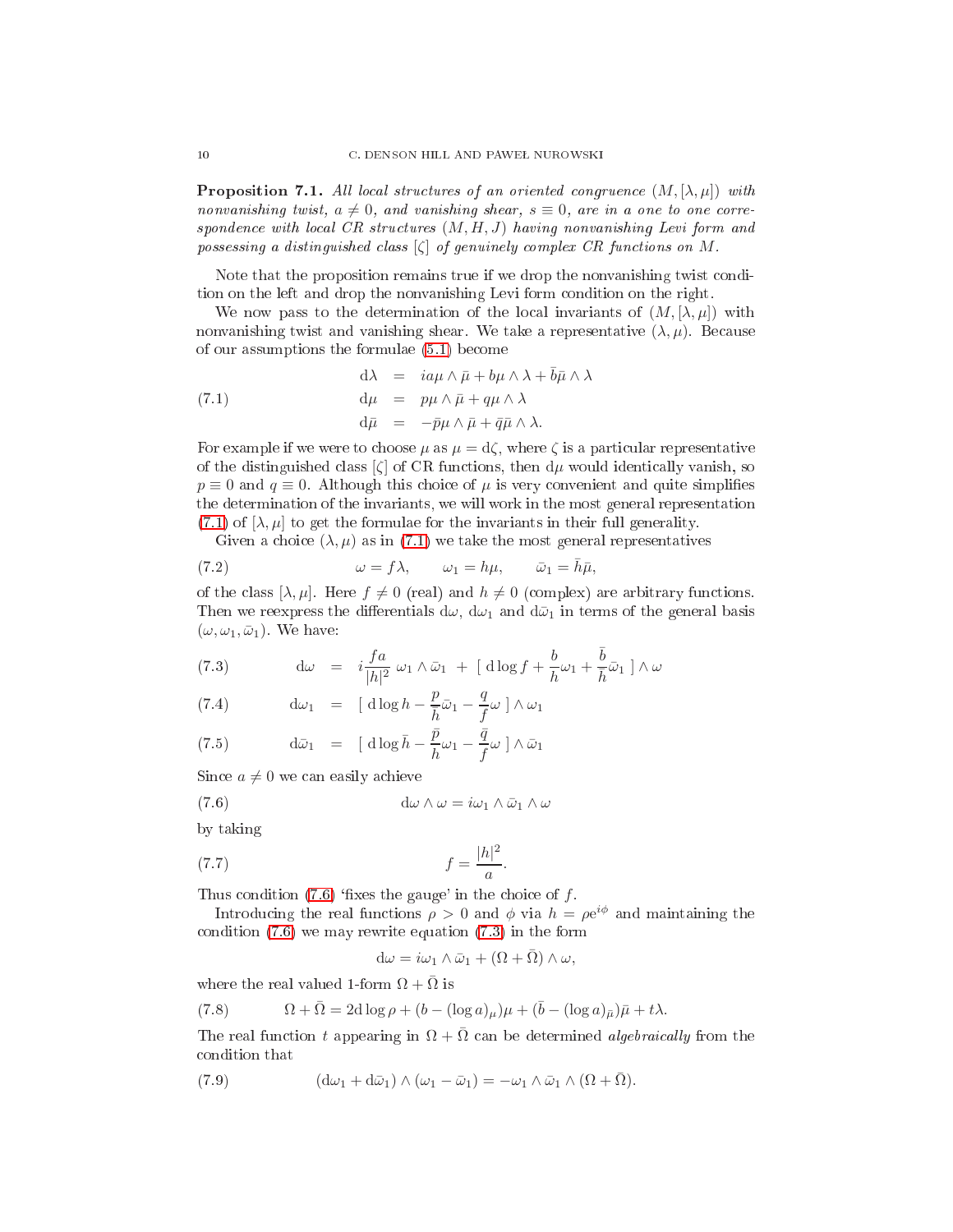**Proposition 7.1.** *All local structures of an oriented congruence $(M,[\lambda,\mu])$ with nonvanishing twist, $a\neq 0$, and vanishing shear, $s\equiv 0$, are in a one to one correspondence with local CR structures $(M,H,J)$ having nonvanishing Levi form and possessing a distinguished class $[\zeta]$ of genuinely complex CR functions on $M$.*

Note that the proposition remains true if we drop the nonvanishing twist condition on the left and drop the nonvanishing Levi form condition on the right.

We now pass to the determination of the local invariants of $(M,[\lambda,\mu])$ with nonvanishing twist and vanishing shear. We take a representative $(\lambda,\mu)$. Because of our assumptions the formulae (5.1) become

$$
\begin{aligned}
{\rm d}\lambda &= ia\mu\wedge\bar\mu + b\mu\wedge\lambda + \bar b\bar\mu\wedge\lambda\\
{\rm d}\mu &= p\mu\wedge\bar\mu + q\mu\wedge\lambda \qquad\qquad (7.1)\\
{\rm d}\bar\mu &= -\bar p\mu\wedge\bar\mu + \bar q\bar\mu\wedge\lambda.
\end{aligned}
$$

For example if we were to choose $\mu$ as $\mu={\rm d}\zeta$, where $\zeta$ is a particular representative of the distinguished class $[\zeta]$ of CR functions, then ${\rm d}\mu$ would identically vanish, so $p\equiv 0$ and $q\equiv 0$. Although this choice of $\mu$ is very convenient and quite simplifies the determination of the invariants, we will work in the most general representation (7.1) of $[\lambda,\mu]$ to get the formulae for the invariants in their full generality.

Given a choice $(\lambda,\mu)$ as in (7.1) we take the most general representatives

$$
\omega = f\lambda,\qquad \omega_1 = h\mu,\qquad \bar\omega_1=\bar h\bar\mu, \qquad (7.2)
$$

of the class $[\lambda,\mu]$. Here $f\neq 0$ (real) and $h\neq 0$ (complex) are arbitrary functions. Then we reexpress the differentials ${\rm d}\omega$, ${\rm d}\omega_1$ and ${\rm d}\bar\omega_1$ in terms of the general basis $(\omega,\omega_1,\bar\omega_1)$. We have:

$$
{\rm d}\omega = i\frac{fa}{|h|^2}\,\omega_1\wedge\bar\omega_1 \;+\; [\;{\rm d}\log f + \frac{b}{h}\omega_1 + \frac{\bar b}{\bar h}\bar\omega_1\;]\wedge\omega \qquad (7.3)
$$

$$
{\rm d}\omega_1 = [\;{\rm d}\log h - \frac{p}{\bar h}\bar\omega_1 - \frac{q}{f}\omega\;]\wedge\omega_1 \qquad (7.4)
$$

$$
{\rm d}\bar\omega_1 = [\;{\rm d}\log \bar h - \frac{\bar p}{h}\omega_1 - \frac{\bar q}{f}\omega\;]\wedge\bar\omega_1 \qquad (7.5)
$$

Since $a\neq 0$ we can easily achieve

$$
{\rm d}\omega\wedge\omega = i\omega_1\wedge\bar\omega_1\wedge\omega \qquad (7.6)
$$

by taking

$$
f=\frac{|h|^2}{a}. \qquad (7.7)
$$

Thus condition (7.6) 'fixes the gauge' in the choice of $f$.

Introducing the real functions $\rho>0$ and $\phi$ via $h=\rho{\rm e}^{i\phi}$ and maintaining the condition (7.6) we may rewrite equation (7.3) in the form

$$
{\rm d}\omega = i\omega_1\wedge\bar\omega_1 + (\Omega+\bar\Omega)\wedge\omega,
$$

where the real valued 1-form $\Omega+\bar\Omega$ is

$$
\Omega+\bar\Omega = 2{\rm d}\log\rho + (b-(\log a)_\mu)\mu + (\bar b - (\log a)_{\bar\mu})\bar\mu + t\lambda. \qquad (7.8)
$$

The real function $t$ appearing in $\Omega+\bar\Omega$ can be determined *algebraically* from the condition that

$$
({\rm d}\omega_1+{\rm d}\bar\omega_1)\wedge(\omega_1-\bar\omega_1) = -\omega_1\wedge\bar\omega_1\wedge(\Omega+\bar\Omega). \qquad (7.9)
$$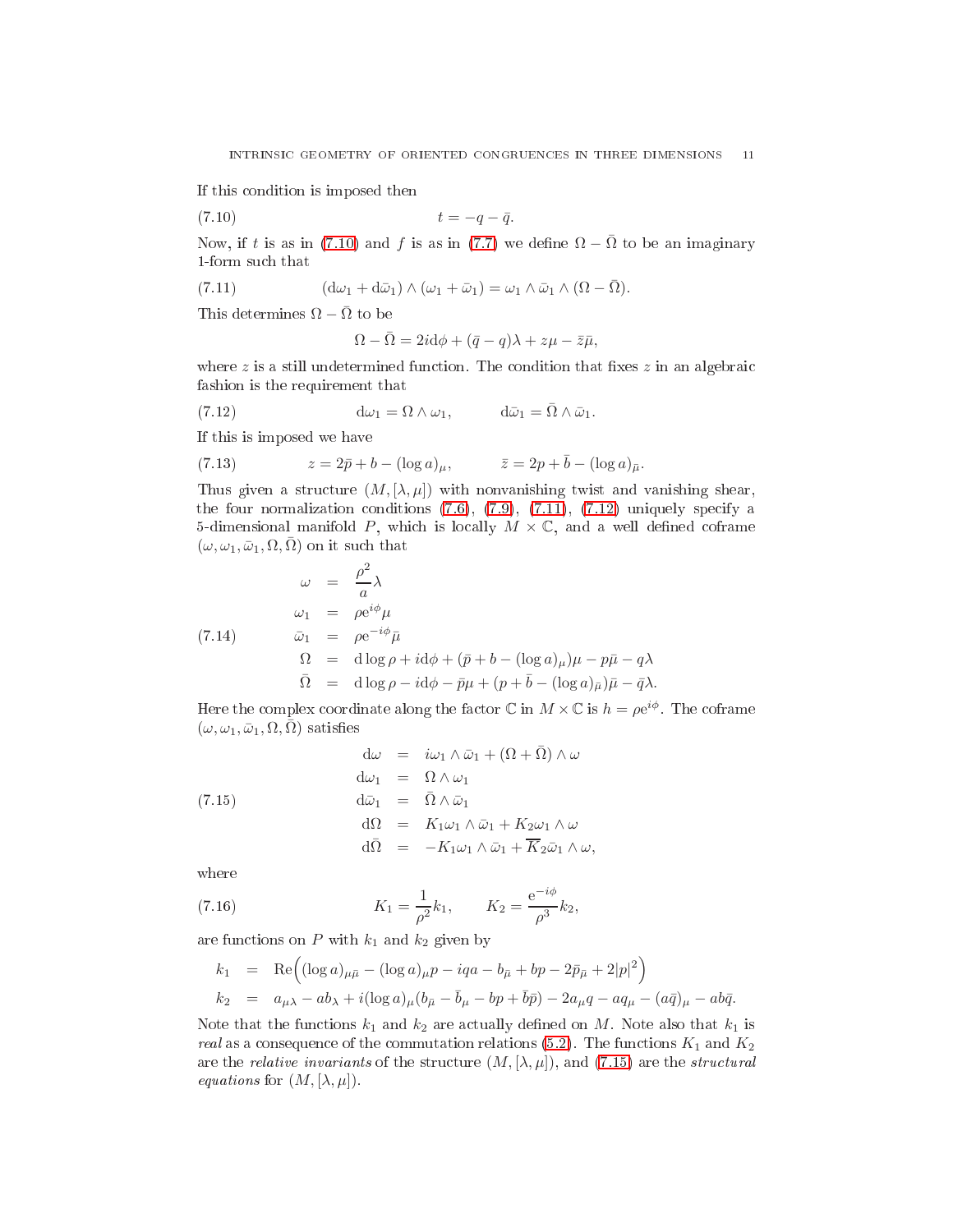If this condition is imposed then

$$t = -q - \bar{q}. \tag{7.10}$$

Now, if $t$ is as in (7.10) and $f$ is as in (7.7) we define $\Omega - \bar{\Omega}$ to be an imaginary 1-form such that

$$(\mathrm{d}\omega_1 + \mathrm{d}\bar{\omega}_1) \wedge (\omega_1 + \bar{\omega}_1) = \omega_1 \wedge \bar{\omega}_1 \wedge (\Omega - \bar{\Omega}). \tag{7.11}$$

This determines $\Omega - \bar{\Omega}$ to be

$$\Omega - \bar{\Omega} = 2i\mathrm{d}\phi + (\bar{q} - q)\lambda + z\mu - \bar{z}\bar{\mu},$$

where $z$ is a still undetermined function. The condition that fixes $z$ in an algebraic fashion is the requirement that

$$\mathrm{d}\omega_1 = \Omega \wedge \omega_1, \qquad \mathrm{d}\bar{\omega}_1 = \bar{\Omega} \wedge \bar{\omega}_1. \tag{7.12}$$

If this is imposed we have

$$z = 2\bar{p} + b - (\log a)_\mu, \qquad \bar{z} = 2p + \bar{b} - (\log a)_{\bar{\mu}}. \tag{7.13}$$

Thus given a structure $(M, [\lambda, \mu])$ with nonvanishing twist and vanishing shear, the four normalization conditions (7.6), (7.9), (7.11), (7.12) uniquely specify a 5-dimensional manifold $P$, which is locally $M \times \mathbb{C}$, and a well defined coframe $(\omega, \omega_1, \bar{\omega}_1, \Omega, \bar{\Omega})$ on it such that

$$\begin{aligned}
\omega &= \frac{\rho^2}{a}\lambda \\
\omega_1 &= \rho \mathrm{e}^{i\phi}\mu \\
\bar{\omega}_1 &= \rho \mathrm{e}^{-i\phi}\bar{\mu} \\
\Omega &= \mathrm{d}\log\rho + i\mathrm{d}\phi + (\bar{p} + b - (\log a)_\mu)\mu - p\bar{\mu} - q\lambda \\
\bar{\Omega} &= \mathrm{d}\log\rho - i\mathrm{d}\phi - \bar{p}\mu + (p + \bar{b} - (\log a)_{\bar{\mu}})\bar{\mu} - \bar{q}\lambda.
\end{aligned} \tag{7.14}$$

Here the complex coordinate along the factor $\mathbb{C}$ in $M \times \mathbb{C}$ is $h = \rho \mathrm{e}^{i\phi}$. The coframe $(\omega, \omega_1, \bar{\omega}_1, \Omega, \bar{\Omega})$ satisfies

$$\begin{aligned}
\mathrm{d}\omega &= i\omega_1 \wedge \bar{\omega}_1 + (\Omega + \bar{\Omega}) \wedge \omega \\
\mathrm{d}\omega_1 &= \Omega \wedge \omega_1 \\
\mathrm{d}\bar{\omega}_1 &= \bar{\Omega} \wedge \bar{\omega}_1 \\
\mathrm{d}\Omega &= K_1 \omega_1 \wedge \bar{\omega}_1 + K_2 \omega_1 \wedge \omega \\
\mathrm{d}\bar{\Omega} &= -K_1 \omega_1 \wedge \bar{\omega}_1 + \overline{K}_2 \bar{\omega}_1 \wedge \omega,
\end{aligned} \tag{7.15}$$

where

$$K_1 = \frac{1}{\rho^2}k_1, \qquad K_2 = \frac{\mathrm{e}^{-i\phi}}{\rho^3}k_2, \tag{7.16}$$

are functions on $P$ with $k_1$ and $k_2$ given by

$$\begin{aligned}
k_1 &= \mathrm{Re}\Big((\log a)_{\mu\bar{\mu}} - (\log a)_\mu p - iqa - b_{\bar{\mu}} + bp - 2\bar{p}_{\bar{\mu}} + 2|p|^2\Big) \\
k_2 &= a_{\mu\lambda} - ab_\lambda + i(\log a)_\mu(b_{\bar{\mu}} - \bar{b}_\mu - bp + \bar{b}\bar{p}) - 2a_\mu q - aq_\mu - (a\bar{q})_\mu - ab\bar{q}.
\end{aligned}$$

Note that the functions $k_1$ and $k_2$ are actually defined on $M$. Note also that $k_1$ is *real* as a consequence of the commutation relations (5.2). The functions $K_1$ and $K_2$ are the *relative invariants* of the structure $(M, [\lambda, \mu])$, and (7.15) are the *structural equations* for $(M, [\lambda, \mu])$.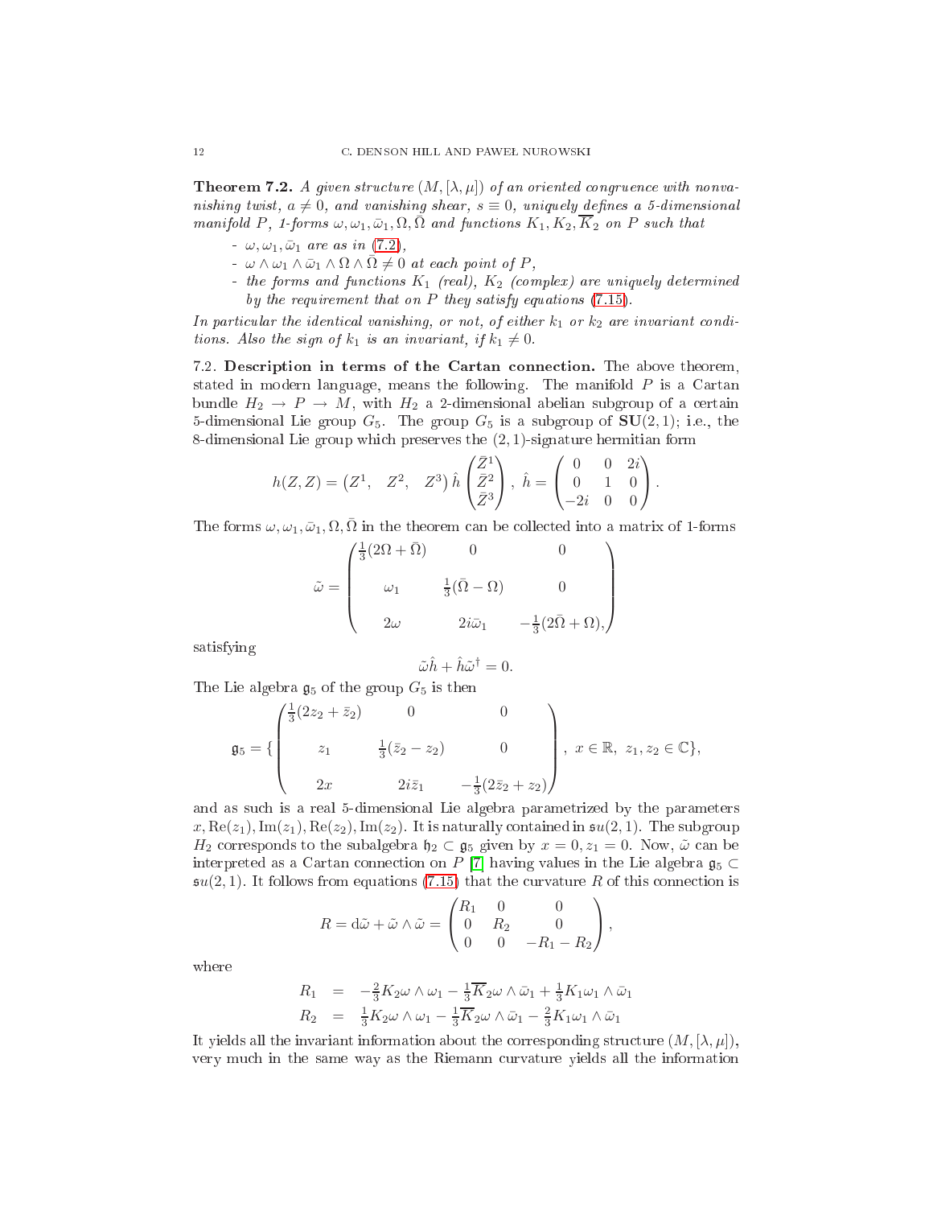**Theorem 7.2.** *A given structure $(M,[\lambda,\mu])$ of an oriented congruence with nonvanishing twist, $a\neq 0$, and vanishing shear, $s\equiv 0$, uniquely defines a 5-dimensional manifold $P$, 1-forms $\omega,\omega_1,\bar\omega_1,\Omega,\bar\Omega$ and functions $K_1,K_2,\overline{K}_2$ on $P$ such that*

- *$\omega,\omega_1,\bar\omega_1$ are as in (7.2),*
- *$\omega\wedge\omega_1\wedge\bar\omega_1\wedge\Omega\wedge\bar\Omega\neq 0$ at each point of $P$,*
- *the forms and functions $K_1$ (real), $K_2$ (complex) are uniquely determined by the requirement that on $P$ they satisfy equations (7.15).*

*In particular the identical vanishing, or not, of either $k_1$ or $k_2$ are invariant conditions. Also the sign of $k_1$ is an invariant, if $k_1\neq 0$.*

7.2. **Description in terms of the Cartan connection.** The above theorem, stated in modern language, means the following. The manifold $P$ is a Cartan bundle $H_2\to P\to M$, with $H_2$ a 2-dimensional abelian subgroup of a certain 5-dimensional Lie group $G_5$. The group $G_5$ is a subgroup of $\mathbf{SU}(2,1)$; i.e., the 8-dimensional Lie group which preserves the $(2,1)$-signature hermitian form

$$h(Z,Z)=\begin{pmatrix}Z^1, & Z^2, & Z^3\end{pmatrix}\hat h\begin{pmatrix}\bar Z^1\\ \bar Z^2\\ \bar Z^3\end{pmatrix},\ \hat h=\begin{pmatrix}0&0&2i\\0&1&0\\-2i&0&0\end{pmatrix}.$$

The forms $\omega,\omega_1,\bar\omega_1,\Omega,\bar\Omega$ in the theorem can be collected into a matrix of 1-forms

$$\tilde\omega=\begin{pmatrix}\frac13(2\Omega+\bar\Omega)&0&0\\ \omega_1&\frac13(\bar\Omega-\Omega)&0\\ 2\omega&2i\bar\omega_1&-\frac13(2\bar\Omega+\Omega),\end{pmatrix}$$

satisfying

$$\tilde\omega\hat h+\hat h\tilde\omega^\dagger=0.$$

The Lie algebra $\mathfrak{g}_5$ of the group $G_5$ is then

$$\mathfrak{g}_5=\{\begin{pmatrix}\frac13(2z_2+\bar z_2)&0&0\\ z_1&\frac13(\bar z_2-z_2)&0\\ 2x&2i\bar z_1&-\frac13(2\bar z_2+z_2)\end{pmatrix},\ x\in\mathbb{R},\ z_1,z_2\in\mathbb{C}\},$$

and as such is a real 5-dimensional Lie algebra parametrized by the parameters $x,\mathrm{Re}(z_1),\mathrm{Im}(z_1),\mathrm{Re}(z_2),\mathrm{Im}(z_2)$. It is naturally contained in $\mathfrak{su}(2,1)$. The subgroup $H_2$ corresponds to the subalgebra $\mathfrak{h}_2\subset\mathfrak{g}_5$ given by $x=0,z_1=0$. Now, $\tilde\omega$ can be interpreted as a Cartan connection on $P$ [7] having values in the Lie algebra $\mathfrak{g}_5\subset\mathfrak{su}(2,1)$. It follows from equations (7.15) that the curvature $R$ of this connection is

$$R=\mathrm{d}\tilde\omega+\tilde\omega\wedge\tilde\omega=\begin{pmatrix}R_1&0&0\\0&R_2&0\\0&0&-R_1-R_2\end{pmatrix},$$

where

$$\begin{aligned}R_1&=-\tfrac23K_2\omega\wedge\omega_1-\tfrac13\overline{K}_2\omega\wedge\bar\omega_1+\tfrac13K_1\omega_1\wedge\bar\omega_1\\ R_2&=\tfrac13K_2\omega\wedge\omega_1-\tfrac13\overline{K}_2\omega\wedge\bar\omega_1-\tfrac23K_1\omega_1\wedge\bar\omega_1\end{aligned}$$

It yields all the invariant information about the corresponding structure $(M,[\lambda,\mu])$, very much in the same way as the Riemann curvature yields all the information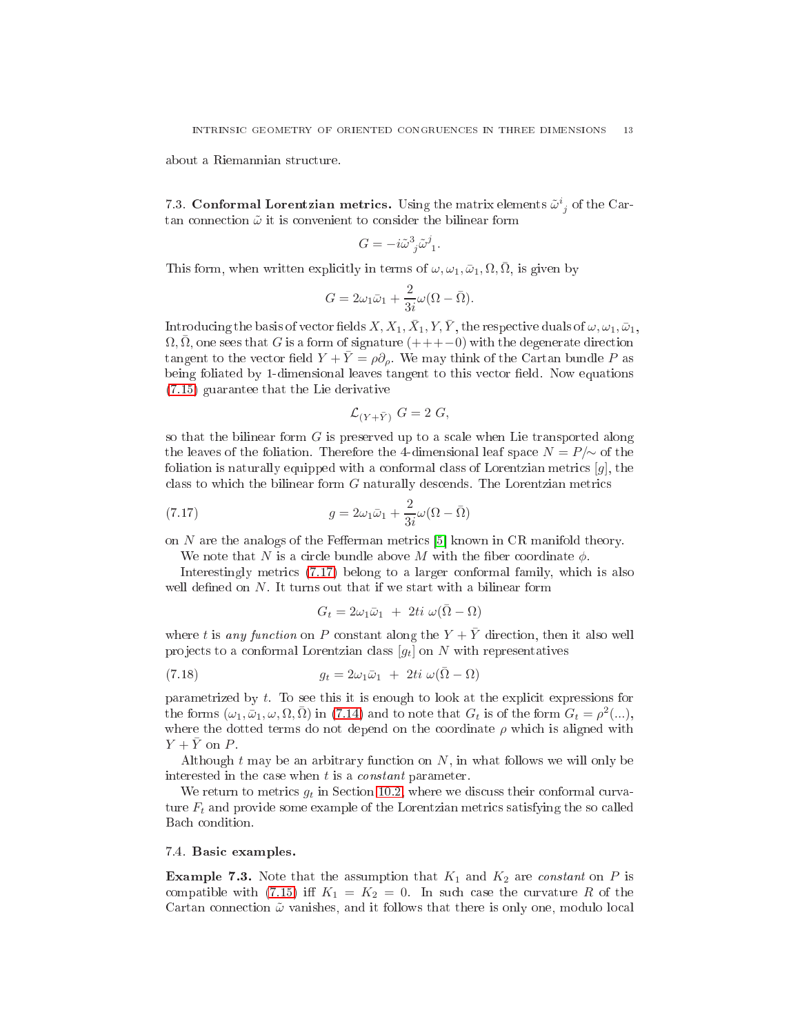about a Riemannian structure.

### 7.3. Conformal Lorentzian metrics.

Using the matrix elements $\tilde{\omega}^i{}_j$ of the Cartan connection $\tilde{\omega}$ it is convenient to consider the bilinear form

$$G = -i\tilde{\omega}^3{}_j\tilde{\omega}^j{}_1.$$

This form, when written explicitly in terms of $\omega, \omega_1, \bar{\omega}_1, \Omega, \bar{\Omega}$, is given by

$$G = 2\omega_1\bar{\omega}_1 + \frac{2}{3i}\omega(\Omega - \bar{\Omega}).$$

Introducing the basis of vector fields $X, X_1, \bar{X}_1, Y, \bar{Y}$, the respective duals of $\omega, \omega_1, \bar{\omega}_1, \Omega, \bar{\Omega}$, one sees that $G$ is a form of signature $(+++-0)$ with the degenerate direction tangent to the vector field $Y + \bar{Y} = \rho\partial_\rho$. We may think of the Cartan bundle $P$ as being foliated by 1-dimensional leaves tangent to this vector field. Now equations (7.15) guarantee that the Lie derivative

$$\mathcal{L}_{(Y+\bar{Y})}\ G = 2\ G,$$

so that the bilinear form $G$ is preserved up to a scale when Lie transported along the leaves of the foliation. Therefore the 4-dimensional leaf space $N = P/\sim$ of the foliation is naturally equipped with a conformal class of Lorentzian metrics $[g]$, the class to which the bilinear form $G$ naturally descends. The Lorentzian metrics

$$g = 2\omega_1\bar{\omega}_1 + \frac{2}{3i}\omega(\Omega - \bar{\Omega}) \tag{7.17}$$

on $N$ are the analogs of the Fefferman metrics [5] known in CR manifold theory.

We note that $N$ is a circle bundle above $M$ with the fiber coordinate $\phi$.

Interestingly metrics (7.17) belong to a larger conformal family, which is also well defined on $N$. It turns out that if we start with a bilinear form

$$G_t = 2\omega_1\bar{\omega}_1\ +\ 2ti\ \omega(\bar{\Omega} - \Omega)$$

where $t$ is *any function* on $P$ constant along the $Y + \bar{Y}$ direction, then it also well projects to a conformal Lorentzian class $[g_t]$ on $N$ with representatives

$$g_t = 2\omega_1\bar{\omega}_1\ +\ 2ti\ \omega(\bar{\Omega} - \Omega) \tag{7.18}$$

parametrized by $t$. To see this it is enough to look at the explicit expressions for the forms $(\omega_1, \bar{\omega}_1, \omega, \Omega, \bar{\Omega})$ in (7.14) and to note that $G_t$ is of the form $G_t = \rho^2(...)$, where the dotted terms do not depend on the coordinate $\rho$ which is aligned with $Y + \bar{Y}$ on $P$.

Although $t$ may be an arbitrary function on $N$, in what follows we will only be interested in the case when $t$ is a *constant* parameter.

We return to metrics $g_t$ in Section 10.2, where we discuss their conformal curvature $F_t$ and provide some example of the Lorentzian metrics satisfying the so called Bach condition.

### 7.4. Basic examples.

**Example 7.3.** Note that the assumption that $K_1$ and $K_2$ are *constant* on $P$ is compatible with (7.15) iff $K_1 = K_2 = 0$. In such case the curvature $R$ of the Cartan connection $\tilde{\omega}$ vanishes, and it follows that there is only one, modulo local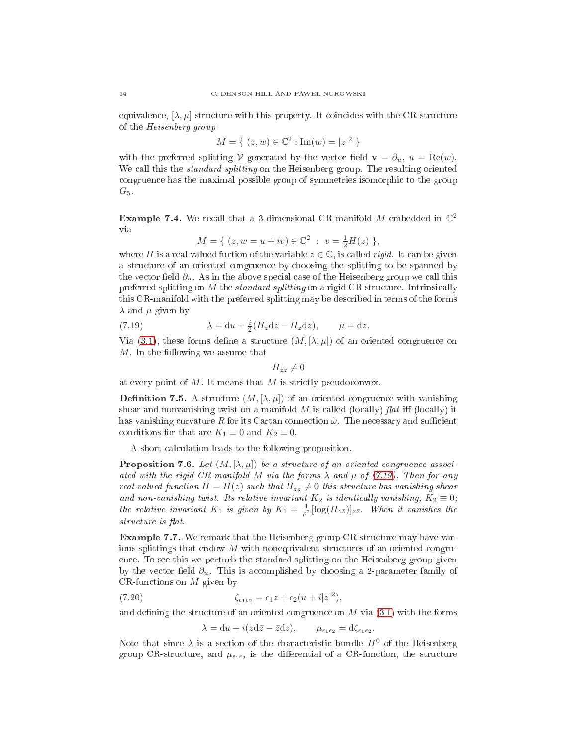equivalence, $[\lambda,\mu]$ structure with this property. It coincides with the CR structure of the *Heisenberg group*

$$M = \{\ (z,w)\in\mathbb{C}^2 : \mathrm{Im}(w) = |z|^2\ \}$$

with the preferred splitting $\mathcal{V}$ generated by the vector field $\mathbf{v} = \partial_u$, $u = \mathrm{Re}(w)$. We call this the *standard splitting* on the Heisenberg group. The resulting oriented congruence has the maximal possible group of symmetries isomorphic to the group $G_5$.

**Example 7.4.** We recall that a 3-dimensional CR manifold $M$ embedded in $\mathbb{C}^2$ via

$$M = \{\ (z, w = u+iv)\in\mathbb{C}^2\ :\ v = \tfrac{1}{2}H(z)\ \},$$

where $H$ is a real-valued fuction of the variable $z\in\mathbb{C}$, is called *rigid*. It can be given a structure of an oriented congruence by choosing the splitting to be spanned by the vector field $\partial_u$. As in the above special case of the Heisenberg group we call this preferred splitting on $M$ the *standard splitting* on a rigid CR structure. Intrinsically this CR-manifold with the preferred splitting may be described in terms of the forms $\lambda$ and $\mu$ given by

$$\lambda = \mathrm{d}u + \tfrac{i}{2}(H_{\bar z}\mathrm{d}\bar z - H_z\mathrm{d}z),\qquad \mu = \mathrm{d}z. \tag{7.19}$$

Via (3.1), these forms define a structure $(M,[\lambda,\mu])$ of an oriented congruence on $M$. In the following we assume that

$$H_{z\bar z}\neq 0$$

at every point of $M$. It means that $M$ is strictly pseudoconvex.

**Definition 7.5.** A structure $(M,[\lambda,\mu])$ of an oriented congruence with vanishing shear and nonvanishing twist on a manifold $M$ is called (locally) *flat* iff (locally) it has vanishing curvature $R$ for its Cartan connection $\tilde\omega$. The necessary and sufficient conditions for that are $K_1\equiv 0$ and $K_2\equiv 0$.

A short calculation leads to the following proposition.

**Proposition 7.6.** *Let $(M,[\lambda,\mu])$ be a structure of an oriented congruence associated with the rigid CR-manifold $M$ via the forms $\lambda$ and $\mu$ of (7.19). Then for any real-valued function $H = H(z)$ such that $H_{z\bar z}\neq 0$ this structure has vanishing shear and non-vanishing twist. Its relative invariant $K_2$ is identically vanishing, $K_2\equiv 0$; the relative invariant $K_1$ is given by $K_1 = \frac{1}{\rho^2}[\log(H_{z\bar z})]_{z\bar z}$. When it vanishes the structure is flat.*

**Example 7.7.** We remark that the Heisenberg group CR structure may have various splittings that endow $M$ with nonequivalent structures of an oriented congruence. To see this we perturb the standard splitting on the Heisenberg group given by the vector field $\partial_u$. This is accomplished by choosing a 2-parameter family of CR-functions on $M$ given by

$$\zeta_{\epsilon_1\epsilon_2} = \epsilon_1 z + \epsilon_2(u + i|z|^2), \tag{7.20}$$

and defining the structure of an oriented congruence on $M$ via (3.1) with the forms

$$\lambda = \mathrm{d}u + i(z\mathrm{d}\bar z - \bar z\mathrm{d}z),\qquad \mu_{\epsilon_1\epsilon_2} = \mathrm{d}\zeta_{\epsilon_1\epsilon_2}.$$

Note that since $\lambda$ is a section of the characteristic bundle $H^0$ of the Heisenberg group CR-structure, and $\mu_{\epsilon_1\epsilon_2}$ is the differential of a CR-function, the structure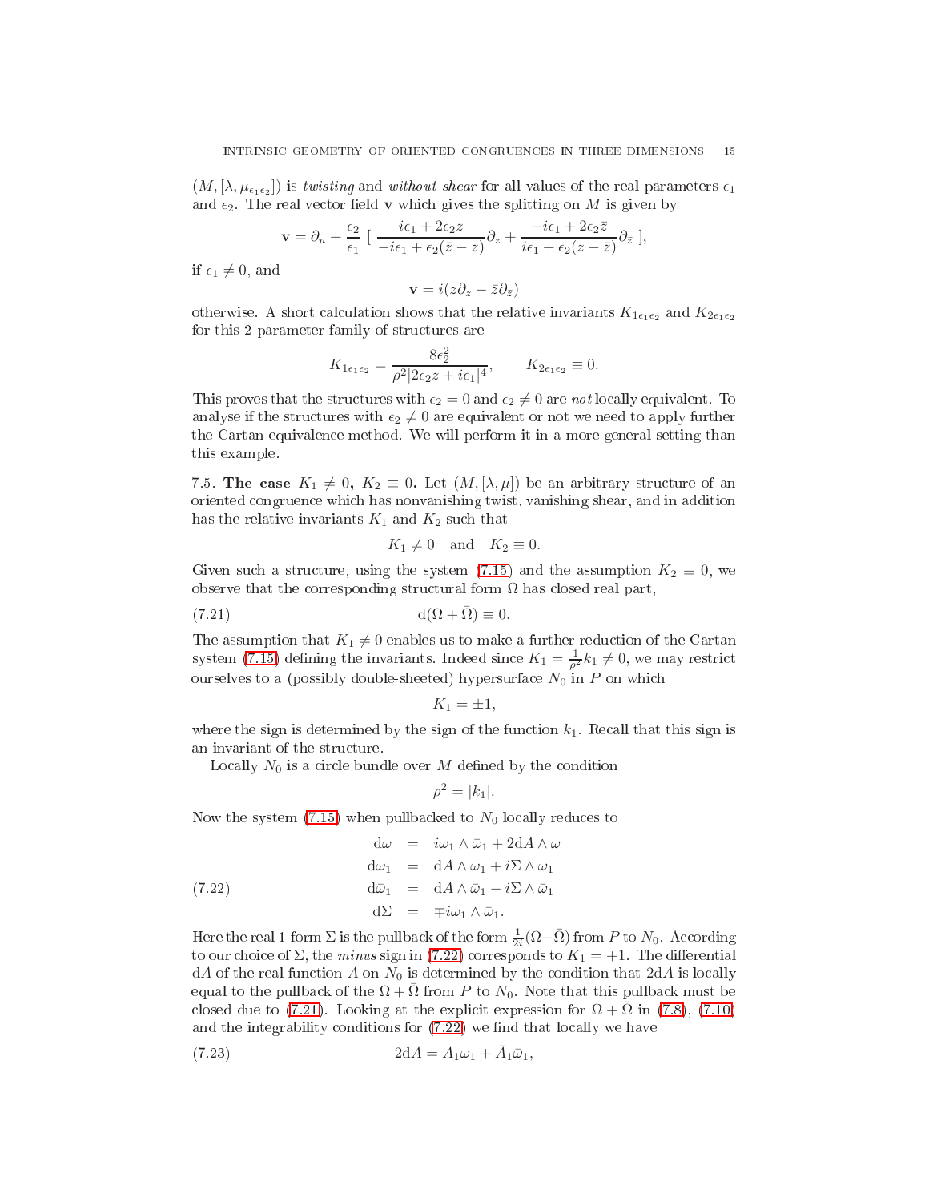$(M, [\lambda, \mu_{\epsilon_1\epsilon_2}])$ is *twisting* and *without shear* for all values of the real parameters $\epsilon_1$ and $\epsilon_2$. The real vector field $\mathbf{v}$ which gives the splitting on $M$ is given by

$$\mathbf{v} = \partial_u + \frac{\epsilon_2}{\epsilon_1}\ [\ \frac{i\epsilon_1 + 2\epsilon_2 z}{-i\epsilon_1 + \epsilon_2(\bar{z} - z)}\partial_z + \frac{-i\epsilon_1 + 2\epsilon_2 \bar{z}}{i\epsilon_1 + \epsilon_2(z - \bar{z})}\partial_{\bar{z}}\ ],$$

if $\epsilon_1 \neq 0$, and

$$\mathbf{v} = i(z\partial_z - \bar{z}\partial_{\bar{z}})$$

otherwise. A short calculation shows that the relative invariants $K_{1\epsilon_1\epsilon_2}$ and $K_{2\epsilon_1\epsilon_2}$ for this 2-parameter family of structures are

$$K_{1\epsilon_1\epsilon_2} = \frac{8\epsilon_2^2}{\rho^2|2\epsilon_2 z + i\epsilon_1|^4}, \qquad K_{2\epsilon_1\epsilon_2} \equiv 0.$$

This proves that the structures with $\epsilon_2 = 0$ and $\epsilon_2 \neq 0$ are *not* locally equivalent. To analyse if the structures with $\epsilon_2 \neq 0$ are equivalent or not we need to apply further the Cartan equivalence method. We will perform it in a more general setting than this example.

7.5. **The case $K_1 \neq 0$, $K_2 \equiv 0$.** Let $(M, [\lambda, \mu])$ be an arbitrary structure of an oriented congruence which has nonvanishing twist, vanishing shear, and in addition has the relative invariants $K_1$ and $K_2$ such that

$$K_1 \neq 0 \quad \text{and} \quad K_2 \equiv 0.$$

Given such a structure, using the system (7.15) and the assumption $K_2 \equiv 0$, we observe that the corresponding structural form $\Omega$ has closed real part,

$$\mathrm{d}(\Omega + \bar{\Omega}) \equiv 0. \tag{7.21}$$

The assumption that $K_1 \neq 0$ enables us to make a further reduction of the Cartan system (7.15) defining the invariants. Indeed since $K_1 = \frac{1}{\rho^2}k_1 \neq 0$, we may restrict ourselves to a (possibly double-sheeted) hypersurface $N_0$ in $P$ on which

$$K_1 = \pm 1,$$

where the sign is determined by the sign of the function $k_1$. Recall that this sign is an invariant of the structure.

Locally $N_0$ is a circle bundle over $M$ defined by the condition

$$\rho^2 = |k_1|.$$

Now the system (7.15) when pullbacked to $N_0$ locally reduces to

$$\begin{aligned}
\mathrm{d}\omega &= i\omega_1 \wedge \bar{\omega}_1 + 2\mathrm{d}A \wedge \omega \\
\mathrm{d}\omega_1 &= \mathrm{d}A \wedge \omega_1 + i\Sigma \wedge \omega_1 \\
\mathrm{d}\bar{\omega}_1 &= \mathrm{d}A \wedge \bar{\omega}_1 - i\Sigma \wedge \bar{\omega}_1 \\
\mathrm{d}\Sigma &= \mp i\omega_1 \wedge \bar{\omega}_1.
\end{aligned} \tag{7.22}$$

Here the real 1-form $\Sigma$ is the pullback of the form $\frac{1}{2i}(\Omega - \bar{\Omega})$ from $P$ to $N_0$. According to our choice of $\Sigma$, the *minus* sign in (7.22) corresponds to $K_1 = +1$. The differential $\mathrm{d}A$ of the real function $A$ on $N_0$ is determined by the condition that $2\mathrm{d}A$ is locally equal to the pullback of the $\Omega + \bar{\Omega}$ from $P$ to $N_0$. Note that this pullback must be closed due to (7.21). Looking at the explicit expression for $\Omega + \bar{\Omega}$ in (7.8), (7.10) and the integrability conditions for (7.22) we find that locally we have

$$2\mathrm{d}A = A_1\omega_1 + \bar{A}_1\bar{\omega}_1, \tag{7.23}$$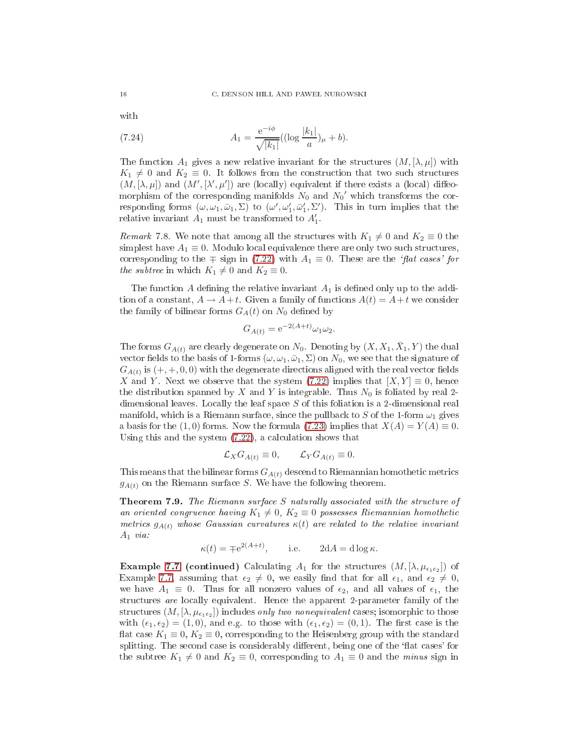with

$$A_1 = \frac{\mathrm{e}^{-i\phi}}{\sqrt{|k_1|}}((\log\frac{|k_1|}{a})_\mu + b). \tag{7.24}$$

The function $A_1$ gives a new relative invariant for the structures $(M, [\lambda, \mu])$ with $K_1 \neq 0$ and $K_2 \equiv 0$. It follows from the construction that two such structures $(M, [\lambda, \mu])$ and $(M', [\lambda', \mu'])$ are (locally) equivalent if there exists a (local) diffeomorphism of the corresponding manifolds $N_0$ and $N_0{}'$ which transforms the corresponding forms $(\omega, \omega_1, \bar\omega_1, \Sigma)$ to $(\omega', \omega_1', \bar\omega_1', \Sigma')$. This in turn implies that the relative invariant $A_1$ must be transformed to $A_1'$.

*Remark* 7.8. We note that among all the structures with $K_1 \neq 0$ and $K_2 \equiv 0$ the simplest have $A_1 \equiv 0$. Modulo local equivalence there are only two such structures, corresponding to the $\mp$ sign in (7.22) with $A_1 \equiv 0$. These are the *'flat cases' for the subtree* in which $K_1 \neq 0$ and $K_2 \equiv 0$.

The function $A$ defining the relative invariant $A_1$ is defined only up to the addition of a constant, $A \to A + t$. Given a family of functions $A(t) = A + t$ we consider the family of bilinear forms $G_A(t)$ on $N_0$ defined by

$$G_{A(t)} = \mathrm{e}^{-2(A+t)}\omega_1\omega_2.$$

The forms $G_{A(t)}$ are clearly degenerate on $N_0$. Denoting by $(X, X_1, \bar X_1, Y)$ the dual vector fields to the basis of 1-forms $(\omega, \omega_1, \bar\omega_1, \Sigma)$ on $N_0$, we see that the signature of $G_{A(t)}$ is $(+, +, 0, 0)$ with the degenerate directions aligned with the real vector fields $X$ and $Y$. Next we observe that the system (7.22) implies that $[X, Y] \equiv 0$, hence the distribution spanned by $X$ and $Y$ is integrable. Thus $N_0$ is foliated by real 2-dimensional leaves. Locally the leaf space $S$ of this foliation is a 2-dimensional real manifold, which is a Riemann surface, since the pullback to $S$ of the 1-form $\omega_1$ gives a basis for the $(1, 0)$ forms. Now the formula (7.23) implies that $X(A) = Y(A) \equiv 0$. Using this and the system (7.22), a calculation shows that

$$\mathcal{L}_X G_{A(t)} \equiv 0, \qquad \mathcal{L}_Y G_{A(t)} \equiv 0.$$

This means that the bilinear forms $G_{A(t)}$ descend to Riemannian homothetic metrics $g_{A(t)}$ on the Riemann surface $S$. We have the following theorem.

**Theorem 7.9.** *The Riemann surface $S$ naturally associated with the structure of an oriented congruence having $K_1 \neq 0$, $K_2 \equiv 0$ possesses Riemannian homothetic metrics $g_{A(t)}$ whose Gaussian curvatures $\kappa(t)$ are related to the relative invariant $A_1$ via:*

$$\kappa(t) = \mp \mathrm{e}^{2(A+t)}, \qquad \text{i.e.} \qquad 2\mathrm{d}A = \mathrm{d}\log\kappa.$$

**Example 7.7 (continued)** Calculating $A_1$ for the structures $(M, [\lambda, \mu_{\epsilon_1\epsilon_2}])$ of Example 7.7, assuming that $\epsilon_2 \neq 0$, we easily find that for all $\epsilon_1$, and $\epsilon_2 \neq 0$, we have $A_1 \equiv 0$. Thus for all nonzero values of $\epsilon_2$, and all values of $\epsilon_1$, the structures *are* locally equivalent. Hence the apparent 2-parameter family of the structures $(M, [\lambda, \mu_{\epsilon_1\epsilon_2}])$ includes *only two nonequivalent* cases; isomorphic to those with $(\epsilon_1, \epsilon_2) = (1, 0)$, and e.g. to those with $(\epsilon_1, \epsilon_2) = (0, 1)$. The first case is the flat case $K_1 \equiv 0$, $K_2 \equiv 0$, corresponding to the Heisenberg group with the standard splitting. The second case is considerably different, being one of the 'flat cases' for the subtree $K_1 \neq 0$ and $K_2 \equiv 0$, corresponding to $A_1 \equiv 0$ and the *minus* sign in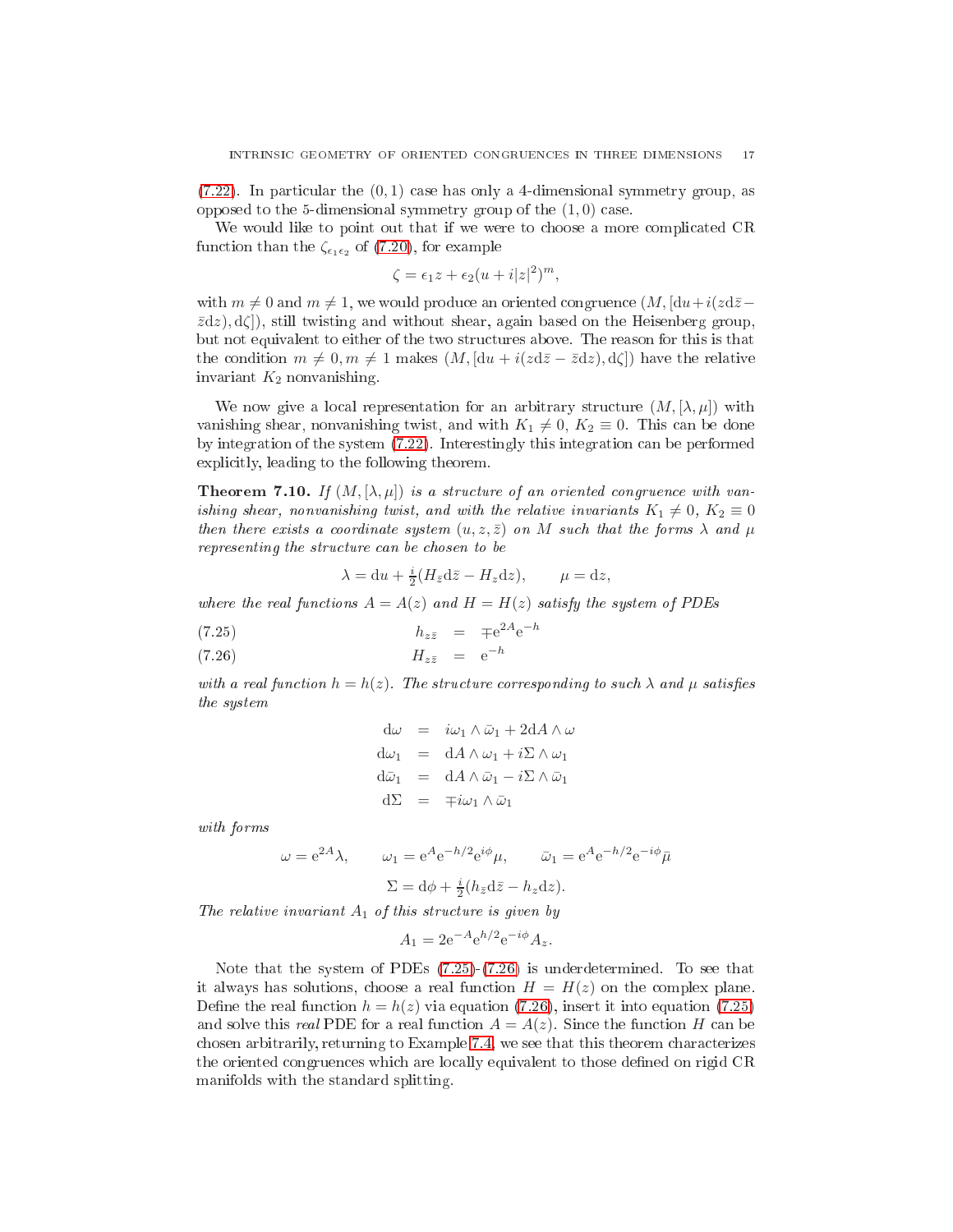(7.22). In particular the $(0,1)$ case has only a 4-dimensional symmetry group, as opposed to the 5-dimensional symmetry group of the $(1,0)$ case.

We would like to point out that if we were to choose a more complicated CR function than the $\zeta_{\epsilon_1\epsilon_2}$ of (7.20), for example

$$\zeta = \epsilon_1 z + \epsilon_2 (u + i|z|^2)^m,$$

with $m \neq 0$ and $m \neq 1$, we would produce an oriented congruence $(M, [\mathrm{d}u + i(z\mathrm{d}\bar{z} - \bar{z}\mathrm{d}z), \mathrm{d}\zeta])$, still twisting and without shear, again based on the Heisenberg group, but not equivalent to either of the two structures above. The reason for this is that the condition $m \neq 0, m \neq 1$ makes $(M, [\mathrm{d}u + i(z\mathrm{d}\bar{z} - \bar{z}\mathrm{d}z), \mathrm{d}\zeta])$ have the relative invariant $K_2$ nonvanishing.

We now give a local representation for an arbitrary structure $(M, [\lambda, \mu])$ with vanishing shear, nonvanishing twist, and with $K_1 \neq 0$, $K_2 \equiv 0$. This can be done by integration of the system (7.22). Interestingly this integration can be performed explicitly, leading to the following theorem.

**Theorem 7.10.** *If $(M, [\lambda, \mu])$ is a structure of an oriented congruence with vanishing shear, nonvanishing twist, and with the relative invariants $K_1 \neq 0$, $K_2 \equiv 0$ then there exists a coordinate system $(u, z, \bar{z})$ on $M$ such that the forms $\lambda$ and $\mu$ representing the structure can be chosen to be*

$$\lambda = \mathrm{d}u + \tfrac{i}{2}(H_{\bar{z}}\mathrm{d}\bar{z} - H_z \mathrm{d}z), \qquad \mu = \mathrm{d}z,$$

*where the real functions $A = A(z)$ and $H = H(z)$ satisfy the system of PDEs*

$$h_{z\bar{z}} = \mp \mathrm{e}^{2A}\mathrm{e}^{-h} \tag{7.25}$$

$$H_{z\bar{z}} = \mathrm{e}^{-h} \tag{7.26}$$

*with a real function $h = h(z)$. The structure corresponding to such $\lambda$ and $\mu$ satisfies the system*

$$\begin{aligned}
\mathrm{d}\omega &= i\omega_1 \wedge \bar{\omega}_1 + 2\mathrm{d}A \wedge \omega \\
\mathrm{d}\omega_1 &= \mathrm{d}A \wedge \omega_1 + i\Sigma \wedge \omega_1 \\
\mathrm{d}\bar{\omega}_1 &= \mathrm{d}A \wedge \bar{\omega}_1 - i\Sigma \wedge \bar{\omega}_1 \\
\mathrm{d}\Sigma &= \mp i\omega_1 \wedge \bar{\omega}_1
\end{aligned}$$

*with forms*

$$\omega = \mathrm{e}^{2A}\lambda, \qquad \omega_1 = \mathrm{e}^{A}\mathrm{e}^{-h/2}\mathrm{e}^{i\phi}\mu, \qquad \bar{\omega}_1 = \mathrm{e}^{A}\mathrm{e}^{-h/2}\mathrm{e}^{-i\phi}\bar{\mu}$$

$$\Sigma = \mathrm{d}\phi + \tfrac{i}{2}(h_{\bar{z}}\mathrm{d}\bar{z} - h_z \mathrm{d}z).$$

*The relative invariant $A_1$ of this structure is given by*

$$A_1 = 2\mathrm{e}^{-A}\mathrm{e}^{h/2}\mathrm{e}^{-i\phi}A_z.$$

Note that the system of PDEs (7.25)-(7.26) is underdetermined. To see that it always has solutions, choose a real function $H = H(z)$ on the complex plane. Define the real function $h = h(z)$ via equation (7.26), insert it into equation (7.25) and solve this *real* PDE for a real function $A = A(z)$. Since the function $H$ can be chosen arbitrarily, returning to Example 7.4, we see that this theorem characterizes the oriented congruences which are locally equivalent to those defined on rigid CR manifolds with the standard splitting.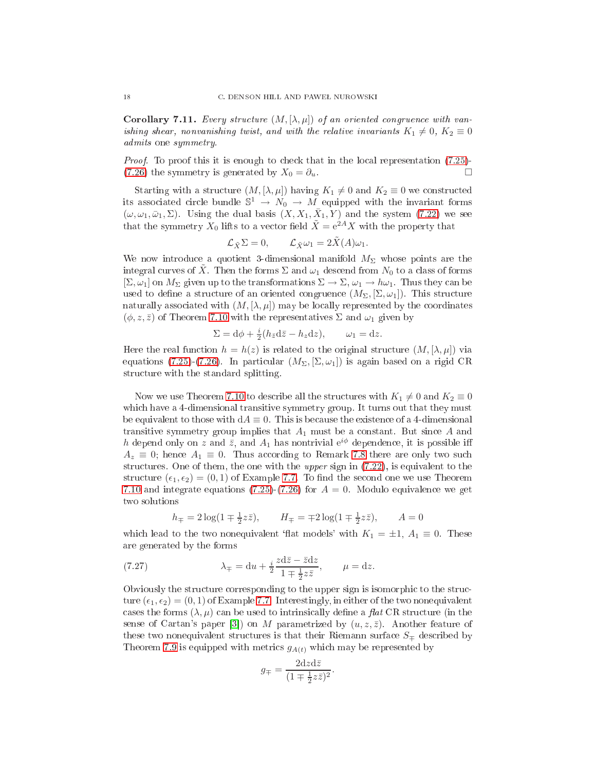**Corollary 7.11.** *Every structure $(M,[\lambda,\mu])$ of an oriented congruence with vanishing shear, nonvanishing twist, and with the relative invariants $K_1\neq 0$, $K_2\equiv 0$ admits* one *symmetry.*

*Proof.* To proof this it is enough to check that in the local representation (7.25)-(7.26) the symmetry is generated by $X_0=\partial_u$. □

Starting with a structure $(M,[\lambda,\mu])$ having $K_1\neq 0$ and $K_2\equiv 0$ we constructed its associated circle bundle $\mathbb{S}^1\to N_0\to M$ equipped with the invariant forms $(\omega,\omega_1,\bar\omega_1,\Sigma)$. Using the dual basis $(X,X_1,\bar X_1,Y)$ and the system (7.22) we see that the symmetry $X_0$ lifts to a vector field $\tilde X={\rm e}^{2A}X$ with the property that

$$\mathcal{L}_{\tilde X}\Sigma=0,\qquad \mathcal{L}_{\tilde X}\omega_1=2\tilde X(A)\omega_1.$$

We now introduce a quotient 3-dimensional manifold $M_\Sigma$ whose points are the integral curves of $\tilde X$. Then the forms $\Sigma$ and $\omega_1$ descend from $N_0$ to a class of forms $[\Sigma,\omega_1]$ on $M_\Sigma$ given up to the transformations $\Sigma\to\Sigma$, $\omega_1\to h\omega_1$. Thus they can be used to define a structure of an oriented congruence $(M_\Sigma,[\Sigma,\omega_1])$. This structure naturally associated with $(M,[\lambda,\mu])$ may be locally represented by the coordinates $(\phi,z,\bar z)$ of Theorem 7.10 with the representatives $\Sigma$ and $\omega_1$ given by

$$\Sigma={\rm d}\phi+\tfrac{i}{2}(h_{\bar z}{\rm d}\bar z-h_z{\rm d}z),\qquad \omega_1={\rm d}z.$$

Here the real function $h=h(z)$ is related to the original structure $(M,[\lambda,\mu])$ via equations (7.25)-(7.26). In particular $(M_\Sigma,[\Sigma,\omega_1])$ is again based on a rigid CR structure with the standard splitting.

Now we use Theorem 7.10 to describe all the structures with $K_1\neq 0$ and $K_2\equiv 0$ which have a 4-dimensional transitive symmetry group. It turns out that they must be equivalent to those with ${\rm d}A\equiv 0$. This is because the existence of a 4-dimensional transitive symmetry group implies that $A_1$ must be a constant. But since $A$ and $h$ depend only on $z$ and $\bar z$, and $A_1$ has nontrivial ${\rm e}^{i\phi}$ dependence, it is possible iff $A_z\equiv 0$; hence $A_1\equiv 0$. Thus according to Remark 7.8 there are only two such structures. One of them, the one with the *upper* sign in (7.22), is equivalent to the structure $(\epsilon_1,\epsilon_2)=(0,1)$ of Example 7.7. To find the second one we use Theorem 7.10 and integrate equations (7.25)-(7.26) for $A=0$. Modulo equivalence we get two solutions

$$h_\mp=2\log(1\mp\tfrac12 z\bar z),\qquad H_\mp=\mp 2\log(1\mp\tfrac12 z\bar z),\qquad A=0$$

which lead to the two nonequivalent 'flat models' with $K_1=\pm 1$, $A_1\equiv 0$. These are generated by the forms

$$\lambda_\mp={\rm d}u+\tfrac{i}{2}\frac{z{\rm d}\bar z-\bar z{\rm d}z}{1\mp\frac12 z\bar z},\qquad \mu={\rm d}z. \tag{7.27}$$

Obviously the structure corresponding to the upper sign is isomorphic to the structure $(\epsilon_1,\epsilon_2)=(0,1)$ of Example 7.7. Interestingly, in either of the two nonequivalent cases the forms $(\lambda,\mu)$ can be used to intrinsically define a *flat* CR structure (in the sense of Cartan's paper [3]) on $M$ parametrized by $(u,z,\bar z)$. Another feature of these two nonequivalent structures is that their Riemann surface $S_\mp$ described by Theorem 7.9 is equipped with metrics $g_{A(t)}$ which may be represented by

$$g_\mp=\frac{2{\rm d}z{\rm d}\bar z}{(1\mp\frac12 z\bar z)^2}.$$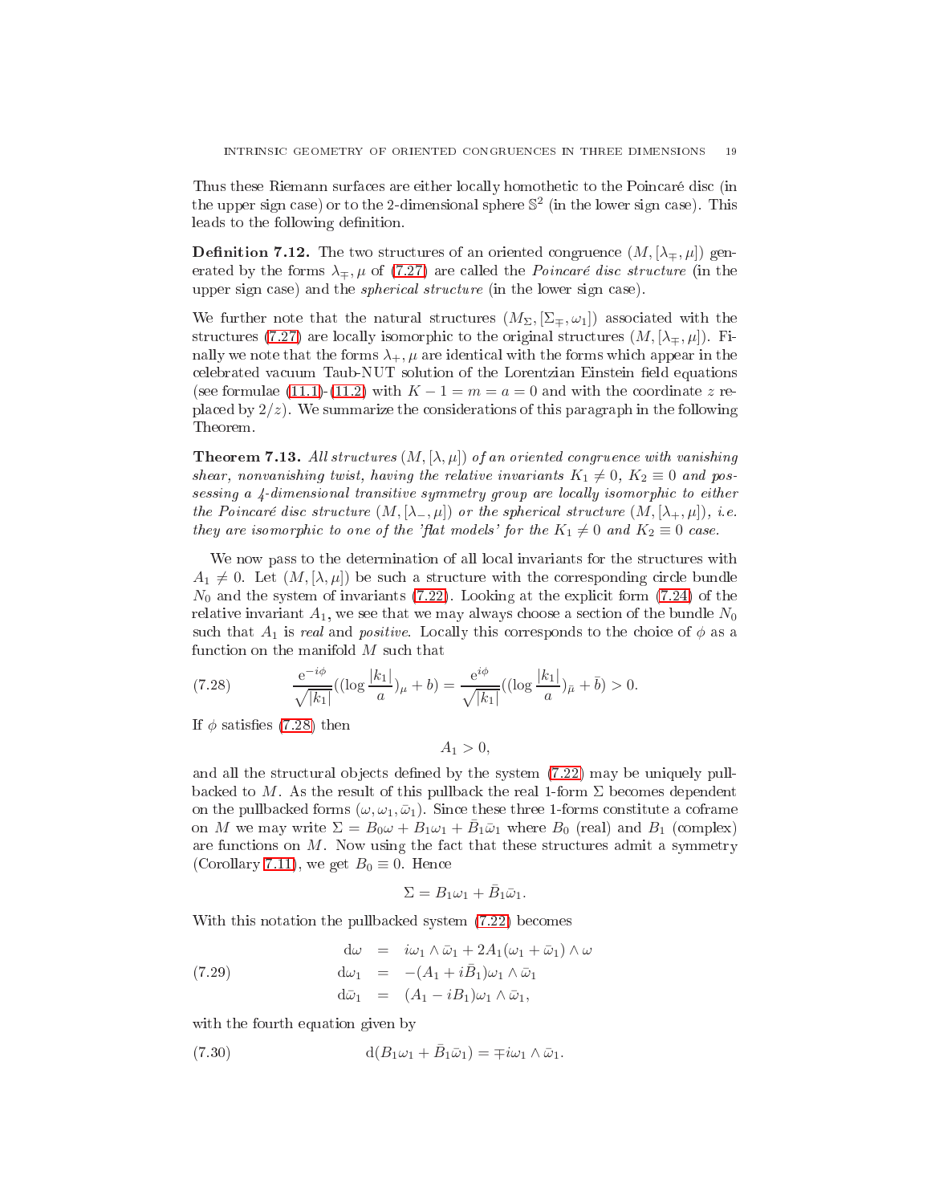Thus these Riemann surfaces are either locally homothetic to the Poincaré disc (in the upper sign case) or to the 2-dimensional sphere $\mathbb{S}^2$ (in the lower sign case). This leads to the following definition.

**Definition 7.12.** The two structures of an oriented congruence $(M,[\lambda_\mp,\mu])$ generated by the forms $\lambda_\mp,\mu$ of (7.27) are called the *Poincaré disc structure* (in the upper sign case) and the *spherical structure* (in the lower sign case).

We further note that the natural structures $(M_\Sigma,[\Sigma_\mp,\omega_1])$ associated with the structures (7.27) are locally isomorphic to the original structures $(M,[\lambda_\mp,\mu])$. Finally we note that the forms $\lambda_+,\mu$ are identical with the forms which appear in the celebrated vacuum Taub-NUT solution of the Lorentzian Einstein field equations (see formulae (11.1)-(11.2) with $K-1=m=a=0$ and with the coordinate $z$ replaced by $2/z$). We summarize the considerations of this paragraph in the following Theorem.

**Theorem 7.13.** *All structures $(M,[\lambda,\mu])$ of an oriented congruence with vanishing shear, nonvanishing twist, having the relative invariants $K_1\neq 0$, $K_2\equiv 0$ and possessing a 4-dimensional transitive symmetry group are locally isomorphic to either the Poincaré disc structure $(M,[\lambda_-,\mu])$ or the spherical structure $(M,[\lambda_+,\mu])$, i.e. they are isomorphic to one of the 'flat models' for the $K_1\neq 0$ and $K_2\equiv 0$ case.*

We now pass to the determination of all local invariants for the structures with $A_1\neq 0$. Let $(M,[\lambda,\mu])$ be such a structure with the corresponding circle bundle $N_0$ and the system of invariants (7.22). Looking at the explicit form (7.24) of the relative invariant $A_1$, we see that we may always choose a section of the bundle $N_0$ such that $A_1$ is *real* and *positive*. Locally this corresponds to the choice of $\phi$ as a function on the manifold $M$ such that

$$\frac{e^{-i\phi}}{\sqrt{|k_1|}}((\log\frac{|k_1|}{a})_\mu+b)=\frac{e^{i\phi}}{\sqrt{|k_1|}}((\log\frac{|k_1|}{a})_{\bar\mu}+\bar b)>0. \tag{7.28}$$

If $\phi$ satisfies (7.28) then

$$A_1>0,$$

and all the structural objects defined by the system (7.22) may be uniquely pullbacked to $M$. As the result of this pullback the real 1-form $\Sigma$ becomes dependent on the pullbacked forms $(\omega,\omega_1,\bar\omega_1)$. Since these three 1-forms constitute a coframe on $M$ we may write $\Sigma=B_0\omega+B_1\omega_1+\bar B_1\bar\omega_1$ where $B_0$ (real) and $B_1$ (complex) are functions on $M$. Now using the fact that these structures admit a symmetry (Corollary 7.11), we get $B_0\equiv 0$. Hence

$$\Sigma=B_1\omega_1+\bar B_1\bar\omega_1.$$

With this notation the pullbacked system (7.22) becomes

$$\begin{aligned}
d\omega &= i\omega_1\wedge\bar\omega_1+2A_1(\omega_1+\bar\omega_1)\wedge\omega\\
d\omega_1 &= -(A_1+i\bar B_1)\omega_1\wedge\bar\omega_1\\
d\bar\omega_1 &= (A_1-iB_1)\omega_1\wedge\bar\omega_1,
\end{aligned}\tag{7.29}$$

with the fourth equation given by

$$d(B_1\omega_1+\bar B_1\bar\omega_1)=\mp i\omega_1\wedge\bar\omega_1. \tag{7.30}$$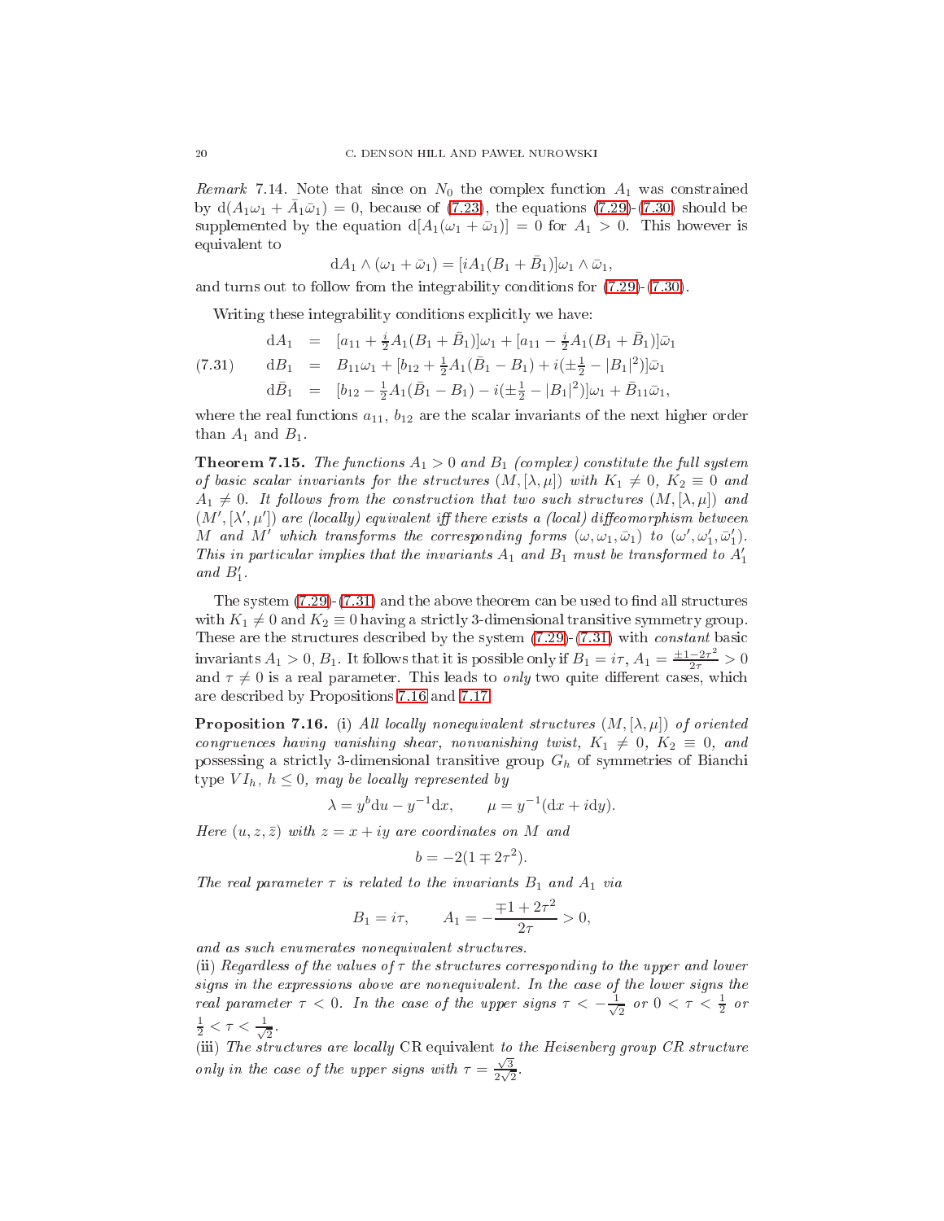*Remark* 7.14. Note that since on $N_0$ the complex function $A_1$ was constrained by $\mathrm{d}(A_1\omega_1 + \bar{A}_1\bar{\omega}_1) = 0$, because of (7.23), the equations (7.29)-(7.30) should be supplemented by the equation $\mathrm{d}[A_1(\omega_1 + \bar{\omega}_1)] = 0$ for $A_1 > 0$. This however is equivalent to

$$\mathrm{d}A_1 \wedge (\omega_1 + \bar{\omega}_1) = [iA_1(B_1 + \bar{B}_1)]\omega_1 \wedge \bar{\omega}_1,$$

and turns out to follow from the integrability conditions for (7.29)-(7.30).

Writing these integrability conditions explicitly we have:

$$\begin{aligned}
\mathrm{d}A_1 &= [a_{11} + \tfrac{i}{2}A_1(B_1 + \bar{B}_1)]\omega_1 + [a_{11} - \tfrac{i}{2}A_1(B_1 + \bar{B}_1)]\bar{\omega}_1 \\
\mathrm{d}B_1 &= B_{11}\omega_1 + [b_{12} + \tfrac{1}{2}A_1(\bar{B}_1 - B_1) + i(\pm\tfrac{1}{2} - |B_1|^2)]\bar{\omega}_1 \\
\mathrm{d}\bar{B}_1 &= [b_{12} - \tfrac{1}{2}A_1(\bar{B}_1 - B_1) - i(\pm\tfrac{1}{2} - |B_1|^2)]\omega_1 + \bar{B}_{11}\bar{\omega}_1,
\end{aligned} \tag{7.31}$$

where the real functions $a_{11}$, $b_{12}$ are the scalar invariants of the next higher order than $A_1$ and $B_1$.

**Theorem 7.15.** *The functions $A_1 > 0$ and $B_1$ (complex) constitute the full system of basic scalar invariants for the structures $(M, [\lambda, \mu])$ with $K_1 \neq 0$, $K_2 \equiv 0$ and $A_1 \neq 0$. It follows from the construction that two such structures $(M, [\lambda, \mu])$ and $(M', [\lambda', \mu'])$ are (locally) equivalent iff there exists a (local) diffeomorphism between $M$ and $M'$ which transforms the corresponding forms $(\omega, \omega_1, \bar{\omega}_1)$ to $(\omega', \omega_1', \bar{\omega}_1')$. This in particular implies that the invariants $A_1$ and $B_1$ must be transformed to $A_1'$ and $B_1'$.*

The system (7.29)-(7.31) and the above theorem can be used to find all structures with $K_1 \neq 0$ and $K_2 \equiv 0$ having a strictly 3-dimensional transitive symmetry group. These are the structures described by the system (7.29)-(7.31) with *constant* basic invariants $A_1 > 0$, $B_1$. It follows that it is possible only if $B_1 = i\tau$, $A_1 = \frac{\pm 1 - 2\tau^2}{2\tau} > 0$ and $\tau \neq 0$ is a real parameter. This leads to *only* two quite different cases, which are described by Propositions 7.16 and 7.17.

**Proposition 7.16.** (i) *All locally nonequivalent structures $(M, [\lambda, \mu])$ of oriented congruences having vanishing shear, nonvanishing twist, $K_1 \neq 0$, $K_2 \equiv 0$, and* possessing *a strictly 3-dimensional transitive group $G_h$ of symmetries of Bianchi type $VI_h$, $h \leq 0$, may be locally represented by*

$$\lambda = y^b \mathrm{d}u - y^{-1}\mathrm{d}x, \qquad \mu = y^{-1}(\mathrm{d}x + i\mathrm{d}y).$$

*Here $(u, z, \bar{z})$ with $z = x + iy$ are coordinates on $M$ and*

$$b = -2(1 \mp 2\tau^2).$$

*The real parameter $\tau$ is related to the invariants $B_1$ and $A_1$ via*

$$B_1 = i\tau, \qquad A_1 = -\frac{\mp 1 + 2\tau^2}{2\tau} > 0,$$

*and as such enumerates nonequivalent structures.*
(ii) *Regardless of the values of $\tau$ the structures corresponding to the upper and lower signs in the expressions above are nonequivalent. In the case of the lower signs the real parameter $\tau < 0$. In the case of the upper signs $\tau < -\frac{1}{\sqrt{2}}$ or $0 < \tau < \frac{1}{2}$ or $\frac{1}{2} < \tau < \frac{1}{\sqrt{2}}$.*
(iii) *The structures are locally* CR equivalent *to the Heisenberg group CR structure only in the case of the upper signs with $\tau = \frac{\sqrt{3}}{2\sqrt{2}}$.*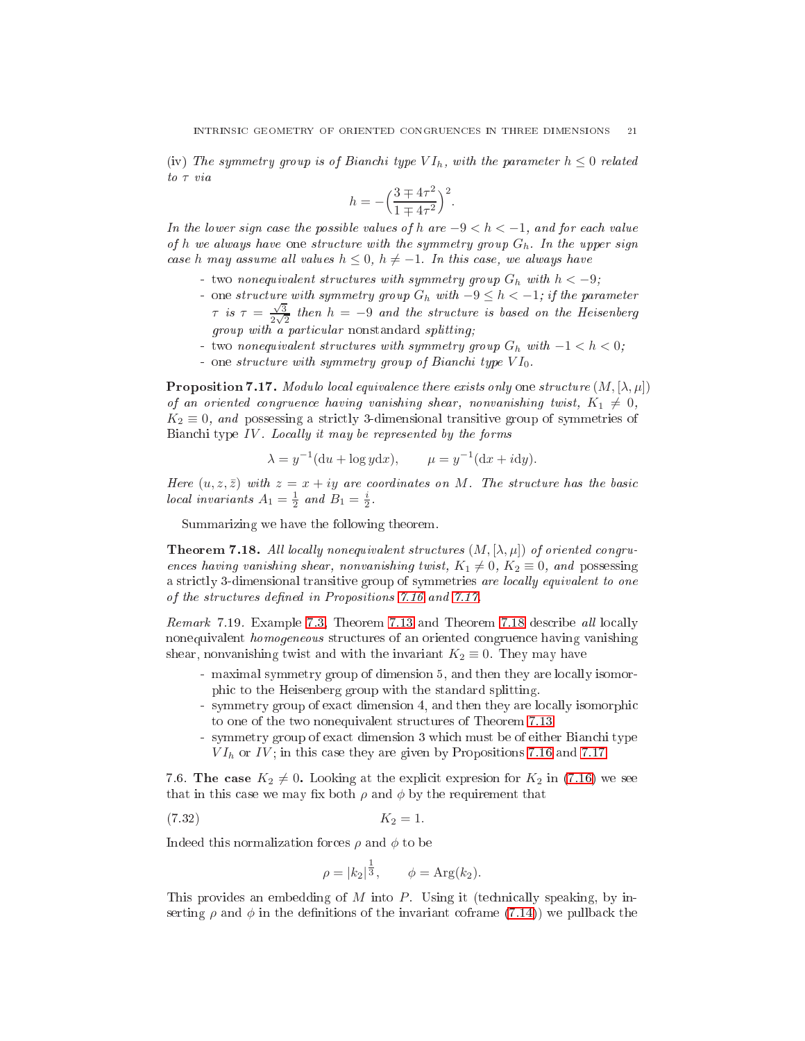(iv) *The symmetry group is of Bianchi type $VI_h$, with the parameter $h \leq 0$ related to $\tau$ via*

$$h = -\Big(\frac{3 \mp 4\tau^2}{1 \mp 4\tau^2}\Big)^2.$$

*In the lower sign case the possible values of $h$ are $-9 < h < -1$, and for each value of $h$ we always have* one *structure with the symmetry group $G_h$. In the upper sign case $h$ may assume all values $h \leq 0$, $h \neq -1$. In this case, we always have*

- two *nonequivalent structures with symmetry group $G_h$ with $h < -9$;*
- one *structure with symmetry group $G_h$ with $-9 \leq h < -1$; if the parameter $\tau$ is $\tau = \frac{\sqrt{3}}{2\sqrt{2}}$ then $h = -9$ and the structure is based on the Heisenberg group with a particular* nonstandard *splitting;*
- two *nonequivalent structures with symmetry group $G_h$ with $-1 < h < 0$;*
- one *structure with symmetry group of Bianchi type $VI_0$.*

**Proposition 7.17.** *Modulo local equivalence there exists only* one *structure $(M, [\lambda, \mu])$ of an oriented congruence having vanishing shear, nonvanishing twist, $K_1 \neq 0$, $K_2 \equiv 0$, and* possessing a strictly 3-dimensional transitive group of symmetries of Bianchi type $IV$. *Locally it may be represented by the forms*

$$\lambda = y^{-1}(\mathrm{d}u + \log y \mathrm{d}x), \qquad \mu = y^{-1}(\mathrm{d}x + i\mathrm{d}y).$$

*Here $(u, z, \bar{z})$ with $z = x + iy$ are coordinates on $M$. The structure has the basic local invariants $A_1 = \frac{1}{2}$ and $B_1 = \frac{i}{2}$.*

Summarizing we have the following theorem.

**Theorem 7.18.** *All locally nonequivalent structures $(M, [\lambda, \mu])$ of oriented congruences having vanishing shear, nonvanishing twist, $K_1 \neq 0$, $K_2 \equiv 0$, and* possessing a strictly 3-dimensional transitive group of symmetries *are locally equivalent to one of the structures defined in Propositions 7.16 and 7.17.*

*Remark* 7.19. Example 7.3, Theorem 7.13 and Theorem 7.18 describe *all* locally nonequivalent *homogeneous* structures of an oriented congruence having vanishing shear, nonvanishing twist and with the invariant $K_2 \equiv 0$. They may have

- maximal symmetry group of dimension 5, and then they are locally isomorphic to the Heisenberg group with the standard splitting.
- symmetry group of exact dimension 4, and then they are locally isomorphic to one of the two nonequivalent structures of Theorem 7.13.
- symmetry group of exact dimension 3 which must be of either Bianchi type $VI_h$ or $IV$; in this case they are given by Propositions 7.16 and 7.17.

7.6. **The case $K_2 \neq 0$.** Looking at the explicit expresion for $K_2$ in (7.16) we see that in this case we may fix both $\rho$ and $\phi$ by the requirement that

$$K_2 = 1. \tag{7.32}$$

Indeed this normalization forces $\rho$ and $\phi$ to be

$$\rho = |k_2|^{\frac{1}{3}}, \qquad \phi = \mathrm{Arg}(k_2).$$

This provides an embedding of $M$ into $P$. Using it (technically speaking, by inserting $\rho$ and $\phi$ in the definitions of the invariant coframe (7.14)) we pullback the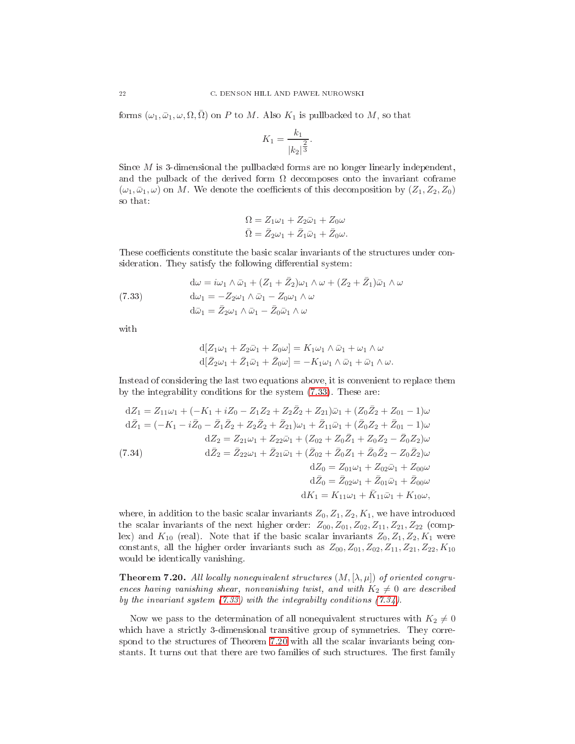forms $(\omega_1, \bar{\omega}_1, \omega, \Omega, \bar{\Omega})$ on $P$ to $M$. Also $K_1$ is pullbacked to $M$, so that

$$K_1 = \frac{k_1}{|k_2|^{\frac{2}{3}}}.$$

Since $M$ is 3-dimensional the pullbacked forms are no longer linearly independent, and the pullback of the derived form $\Omega$ decomposes onto the invariant coframe $(\omega_1, \bar{\omega}_1, \omega)$ on $M$. We denote the coefficients of this decomposition by $(Z_1, Z_2, Z_0)$ so that:

$$\Omega = Z_1\omega_1 + Z_2\bar{\omega}_1 + Z_0\omega$$
$$\bar{\Omega} = \bar{Z}_2\omega_1 + \bar{Z}_1\bar{\omega}_1 + \bar{Z}_0\omega.$$

These coefficients constitute the basic scalar invariants of the structures under consideration. They satisfy the following differential system:

$$
\begin{aligned}
\mathrm{d}\omega &= i\omega_1 \wedge \bar{\omega}_1 + (Z_1 + \bar{Z}_2)\omega_1 \wedge \omega + (Z_2 + \bar{Z}_1)\bar{\omega}_1 \wedge \omega \\
\mathrm{d}\omega_1 &= -Z_2\omega_1 \wedge \bar{\omega}_1 - Z_0\omega_1 \wedge \omega \\
\mathrm{d}\bar{\omega}_1 &= \bar{Z}_2\omega_1 \wedge \bar{\omega}_1 - \bar{Z}_0\bar{\omega}_1 \wedge \omega
\end{aligned}
\tag{7.33}
$$

with

$$\mathrm{d}[Z_1\omega_1 + Z_2\bar{\omega}_1 + Z_0\omega] = K_1\omega_1 \wedge \bar{\omega}_1 + \omega_1 \wedge \omega$$
$$\mathrm{d}[\bar{Z}_2\omega_1 + \bar{Z}_1\bar{\omega}_1 + \bar{Z}_0\omega] = -K_1\omega_1 \wedge \bar{\omega}_1 + \bar{\omega}_1 \wedge \omega.$$

Instead of considering the last two equations above, it is convenient to replace them by the integrability conditions for the system (7.33). These are:

$$
\begin{aligned}
\mathrm{d}Z_1 &= Z_{11}\omega_1 + (-K_1 + iZ_0 - Z_1Z_2 + Z_2\bar{Z}_2 + Z_{21})\bar{\omega}_1 + (Z_0\bar{Z}_2 + Z_{01} - 1)\omega \\
\mathrm{d}\bar{Z}_1 &= (-K_1 - i\bar{Z}_0 - \bar{Z}_1\bar{Z}_2 + Z_2\bar{Z}_2 + \bar{Z}_{21})\omega_1 + \bar{Z}_{11}\bar{\omega}_1 + (\bar{Z}_0Z_2 + \bar{Z}_{01} - 1)\omega \\
\mathrm{d}Z_2 &= Z_{21}\omega_1 + Z_{22}\bar{\omega}_1 + (Z_{02} + Z_0\bar{Z}_1 + Z_0Z_2 - \bar{Z}_0Z_2)\omega \\
\mathrm{d}\bar{Z}_2 &= \bar{Z}_{22}\omega_1 + \bar{Z}_{21}\bar{\omega}_1 + (\bar{Z}_{02} + \bar{Z}_0Z_1 + \bar{Z}_0\bar{Z}_2 - Z_0\bar{Z}_2)\omega \\
\mathrm{d}Z_0 &= Z_{01}\omega_1 + Z_{02}\bar{\omega}_1 + Z_{00}\omega \\
\mathrm{d}\bar{Z}_0 &= \bar{Z}_{02}\omega_1 + \bar{Z}_{01}\bar{\omega}_1 + \bar{Z}_{00}\omega \\
\mathrm{d}K_1 &= K_{11}\omega_1 + \bar{K}_{11}\bar{\omega}_1 + K_{10}\omega,
\end{aligned}
\tag{7.34}
$$

where, in addition to the basic scalar invariants $Z_0, Z_1, Z_2, K_1$, we have introduced the scalar invariants of the next higher order: $Z_{00}, Z_{01}, Z_{02}, Z_{11}, Z_{21}, Z_{22}$ (complex) and $K_{10}$ (real). Note that if the basic scalar invariants $Z_0, Z_1, Z_2, K_1$ were constants, all the higher order invariants such as $Z_{00}, Z_{01}, Z_{02}, Z_{11}, Z_{21}, Z_{22}, K_{10}$ would be identically vanishing.

**Theorem 7.20.** *All locally nonequivalent structures $(M, [\lambda, \mu])$ of oriented congruences having vanishing shear, nonvanishing twist, and with $K_2 \neq 0$ are described by the invariant system (7.33) with the integrabilty conditions (7.34).*

Now we pass to the determination of all nonequivalent structures with $K_2 \neq 0$ which have a strictly 3-dimensional transitive group of symmetries. They correspond to the structures of Theorem 7.20 with all the scalar invariants being constants. It turns out that there are two families of such structures. The first family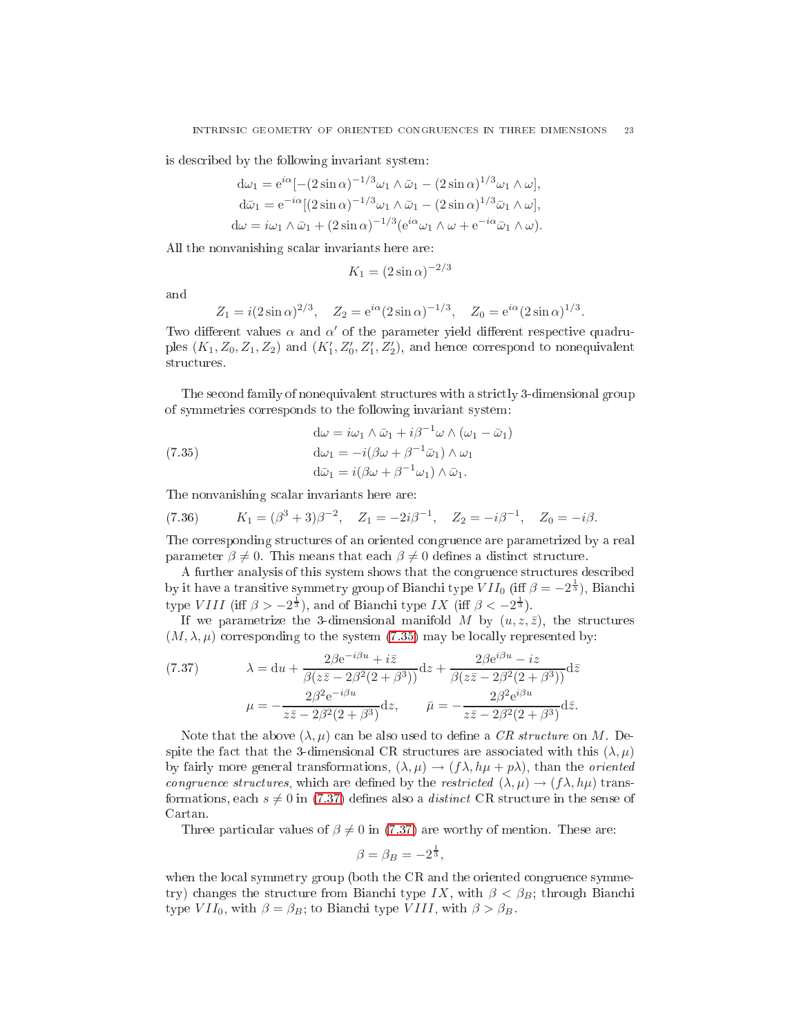is described by the following invariant system:

$$
\begin{aligned}
\mathrm{d}\omega_1 &= \mathrm{e}^{i\alpha}[-(2\sin\alpha)^{-1/3}\omega_1\wedge\bar\omega_1 - (2\sin\alpha)^{1/3}\omega_1\wedge\omega],\\
\mathrm{d}\bar\omega_1 &= \mathrm{e}^{-i\alpha}[(2\sin\alpha)^{-1/3}\omega_1\wedge\bar\omega_1 - (2\sin\alpha)^{1/3}\bar\omega_1\wedge\omega],\\
\mathrm{d}\omega &= i\omega_1\wedge\bar\omega_1 + (2\sin\alpha)^{-1/3}(\mathrm{e}^{i\alpha}\omega_1\wedge\omega + \mathrm{e}^{-i\alpha}\bar\omega_1\wedge\omega).
\end{aligned}
$$

All the nonvanishing scalar invariants here are:

$$K_1 = (2\sin\alpha)^{-2/3}$$

and

$$Z_1 = i(2\sin\alpha)^{2/3},\quad Z_2 = \mathrm{e}^{i\alpha}(2\sin\alpha)^{-1/3},\quad Z_0 = \mathrm{e}^{i\alpha}(2\sin\alpha)^{1/3}.$$

Two different values $\alpha$ and $\alpha'$ of the parameter yield different respective quadruples $(K_1, Z_0, Z_1, Z_2)$ and $(K_1', Z_0', Z_1', Z_2')$, and hence correspond to nonequivalent structures.

The second family of nonequivalent structures with a strictly 3-dimensional group of symmetries corresponds to the following invariant system:

$$
\begin{aligned}
\mathrm{d}\omega &= i\omega_1\wedge\bar\omega_1 + i\beta^{-1}\omega\wedge(\omega_1-\bar\omega_1)\\
\mathrm{d}\omega_1 &= -i(\beta\omega+\beta^{-1}\bar\omega_1)\wedge\omega_1\\
\mathrm{d}\bar\omega_1 &= i(\beta\omega+\beta^{-1}\omega_1)\wedge\bar\omega_1.
\end{aligned}
\tag{7.35}
$$

The nonvanishing scalar invariants here are:

$$K_1 = (\beta^3+3)\beta^{-2},\quad Z_1 = -2i\beta^{-1},\quad Z_2 = -i\beta^{-1},\quad Z_0 = -i\beta. \tag{7.36}$$

The corresponding structures of an oriented congruence are parametrized by a real parameter $\beta\neq 0$. This means that each $\beta\neq 0$ defines a distinct structure.

A further analysis of this system shows that the congruence structures described by it have a transitive symmetry group of Bianchi type $VII_0$ (iff $\beta = -2^{\frac13}$), Bianchi type $VIII$ (iff $\beta > -2^{\frac13}$), and of Bianchi type $IX$ (iff $\beta < -2^{\frac13}$).

If we parametrize the 3-dimensional manifold $M$ by $(u, z, \bar z)$, the structures $(M, \lambda, \mu)$ corresponding to the system (7.35) may be locally represented by:

$$
\begin{aligned}
\lambda &= \mathrm{d}u + \frac{2\beta\mathrm{e}^{-i\beta u}+i\bar z}{\beta(z\bar z - 2\beta^2(2+\beta^3))}\mathrm{d}z + \frac{2\beta\mathrm{e}^{i\beta u}-iz}{\beta(z\bar z - 2\beta^2(2+\beta^3))}\mathrm{d}\bar z\\
\mu &= -\frac{2\beta^2\mathrm{e}^{-i\beta u}}{z\bar z - 2\beta^2(2+\beta^3)}\mathrm{d}z,\qquad \bar\mu = -\frac{2\beta^2\mathrm{e}^{i\beta u}}{z\bar z - 2\beta^2(2+\beta^3)}\mathrm{d}\bar z.
\end{aligned}
\tag{7.37}
$$

Note that the above $(\lambda,\mu)$ can be also used to define a *CR structure* on $M$. Despite the fact that the 3-dimensional CR structures are associated with this $(\lambda,\mu)$ by fairly more general transformations, $(\lambda,\mu)\to(f\lambda, h\mu+p\lambda)$, than the *oriented congruence structures*, which are defined by the *restricted* $(\lambda,\mu)\to(f\lambda,h\mu)$ transformations, each $s\neq 0$ in (7.37) defines also a *distinct* CR structure in the sense of Cartan.

Three particular values of $\beta\neq 0$ in (7.37) are worthy of mention. These are:

$$\beta = \beta_B = -2^{\frac13},$$

when the local symmetry group (both the CR and the oriented congruence symmetry) changes the structure from Bianchi type $IX$, with $\beta<\beta_B$; through Bianchi type $VII_0$, with $\beta = \beta_B$; to Bianchi type $VIII$, with $\beta > \beta_B$.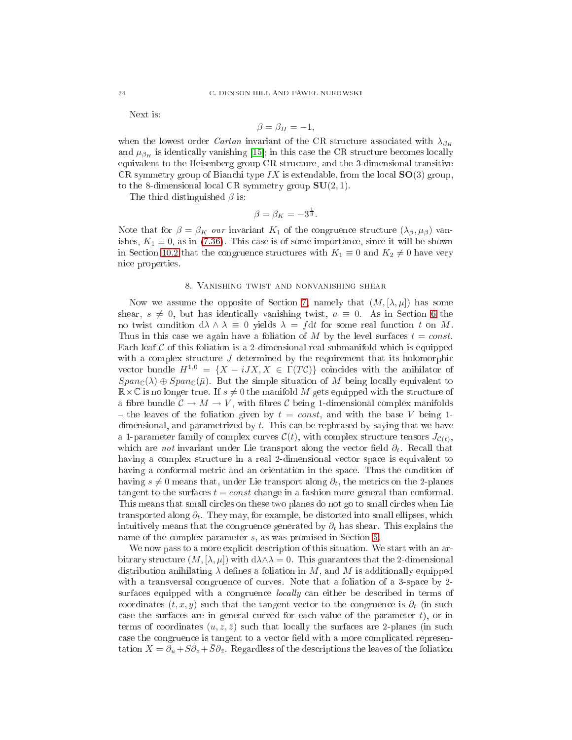Next is:

$$\beta = \beta_H = -1,$$

when the lowest order *Cartan* invariant of the CR structure associated with $\lambda_{\beta_H}$ and $\mu_{\beta_H}$ is identically vanishing [15]; in this case the CR structure becomes locally equivalent to the Heisenberg group CR structure, and the 3-dimensional transitive CR symmetry group of Bianchi type $IX$ is extendable, from the local $\mathbf{SO}(3)$ group, to the 8-dimensional local CR symmetry group $\mathbf{SU}(2,1)$.

The third distinguished $\beta$ is:

$$\beta = \beta_K = -3^{\frac{1}{3}}.$$

Note that for $\beta = \beta_K$ *our* invariant $K_1$ of the congruence structure $(\lambda_\beta, \mu_\beta)$ vanishes, $K_1 \equiv 0$, as in (7.36). This case is of some importance, since it will be shown in Section 10.2 that the congruence structures with $K_1 \equiv 0$ and $K_2 \neq 0$ have very nice properties.

## 8. Vanishing twist and nonvanishing shear

Now we assume the opposite of Section 7, namely that $(M, [\lambda, \mu])$ has some shear, $s \neq 0$, but has identically vanishing twist, $a \equiv 0$. As in Section 6 the no twist condition $\mathrm{d}\lambda \wedge \lambda \equiv 0$ yields $\lambda = f\mathrm{d}t$ for some real function $t$ on $M$. Thus in this case we again have a foliation of $M$ by the level surfaces $t = const$. Each leaf $\mathcal{C}$ of this foliation is a 2-dimensional real submanifold which is equipped with a complex structure $J$ determined by the requirement that its holomorphic vector bundle $H^{1,0} = \{X - iJX, X \in \Gamma(T\mathcal{C})\}$ coincides with the anihilator of $Span_{\mathbb{C}}(\lambda) \oplus Span_{\mathbb{C}}(\bar{\mu})$. But the simple situation of $M$ being locally equivalent to $\mathbb{R} \times \mathbb{C}$ is no longer true. If $s \neq 0$ the manifold $M$ gets equipped with the structure of a fibre bundle $\mathcal{C} \to M \to V$, with fibres $\mathcal{C}$ being 1-dimensional complex manifolds – the leaves of the foliation given by $t = const$, and with the base $V$ being 1-dimensional, and parametrized by $t$. This can be rephrased by saying that we have a 1-parameter family of complex curves $\mathcal{C}(t)$, with complex structure tensors $J_{\mathcal{C}(t)}$, which are *not* invariant under Lie transport along the vector field $\partial_t$. Recall that having a complex structure in a real 2-dimensional vector space is equivalent to having a conformal metric and an orientation in the space. Thus the condition of having $s \neq 0$ means that, under Lie transport along $\partial_t$, the metrics on the 2-planes tangent to the surfaces $t = const$ change in a fashion more general than conformal. This means that small circles on these two planes do not go to small circles when Lie transported along $\partial_t$. They may, for example, be distorted into small ellipses, which intuitively means that the congruence generated by $\partial_t$ has shear. This explains the name of the complex parameter $s$, as was promised in Section 5.

We now pass to a more explicit description of this situation. We start with an arbitrary structure $(M, [\lambda, \mu])$ with $\mathrm{d}\lambda \wedge \lambda = 0$. This guarantees that the 2-dimensional distribution anihilating $\lambda$ defines a foliation in $M$, and $M$ is additionally equipped with a transversal congruence of curves. Note that a foliation of a 3-space by 2-surfaces equipped with a congruence *locally* can either be described in terms of coordinates $(t, x, y)$ such that the tangent vector to the congruence is $\partial_t$ (in such case the surfaces are in general curved for each value of the parameter $t$), or in terms of coordinates $(u, z, \bar{z})$ such that locally the surfaces are 2-planes (in such case the congruence is tangent to a vector field with a more complicated representation $X = \partial_u + S\partial_z + \bar{S}\partial_{\bar{z}}$. Regardless of the descriptions the leaves of the foliation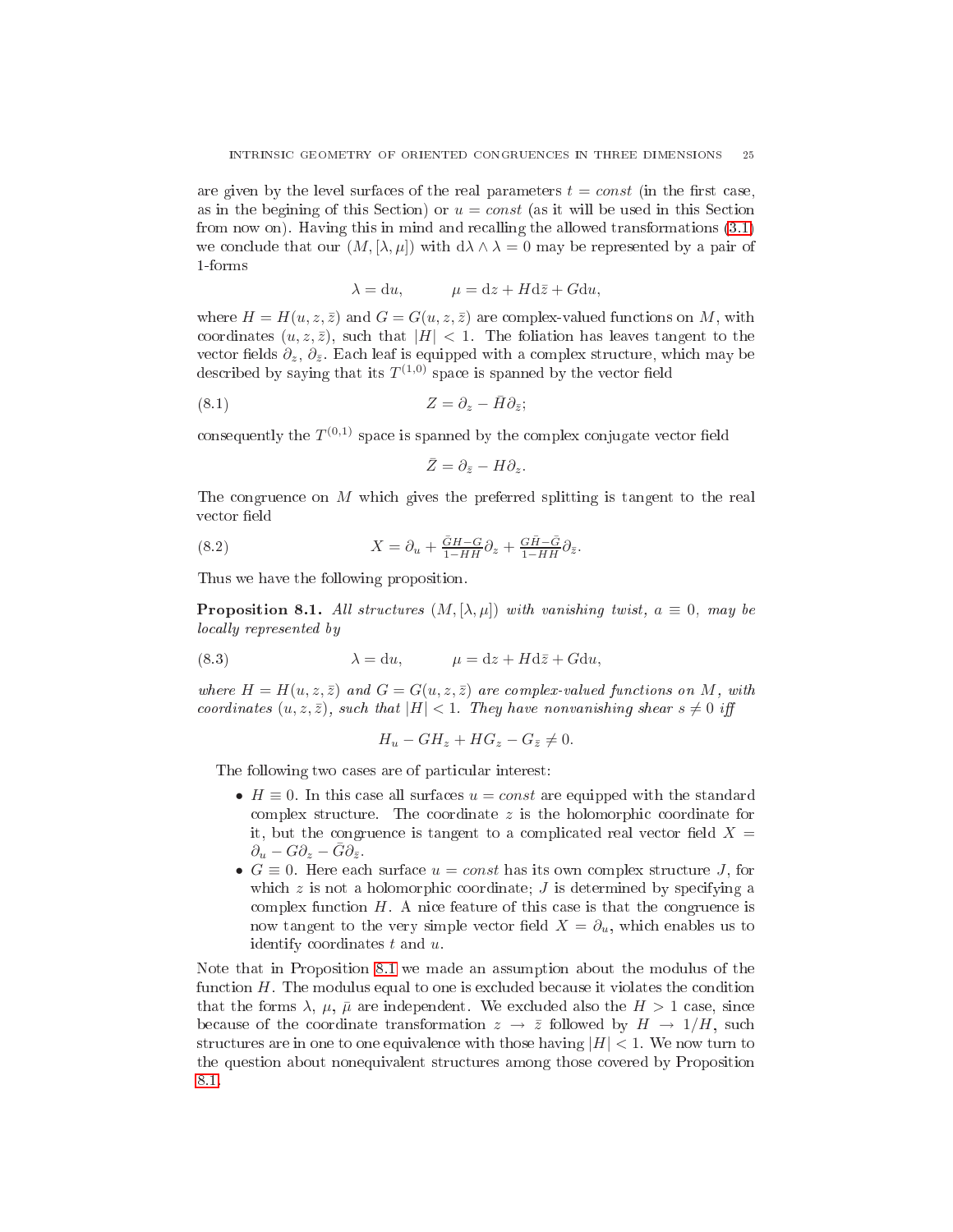are given by the level surfaces of the real parameters $t = const$ (in the first case, as in the begining of this Section) or $u = const$ (as it will be used in this Section from now on). Having this in mind and recalling the allowed transformations (3.1) we conclude that our $(M, [\lambda, \mu])$ with $\mathrm{d}\lambda \wedge \lambda = 0$ may be represented by a pair of 1-forms

$$\lambda = \mathrm{d}u, \qquad \mu = \mathrm{d}z + H\mathrm{d}\bar{z} + G\mathrm{d}u,$$

where $H = H(u, z, \bar{z})$ and $G = G(u, z, \bar{z})$ are complex-valued functions on $M$, with coordinates $(u, z, \bar{z})$, such that $|H| < 1$. The foliation has leaves tangent to the vector fields $\partial_z$, $\partial_{\bar{z}}$. Each leaf is equipped with a complex structure, which may be described by saying that its $T^{(1,0)}$ space is spanned by the vector field

$$Z = \partial_z - \bar{H}\partial_{\bar{z}}; \tag{8.1}$$

consequently the $T^{(0,1)}$ space is spanned by the complex conjugate vector field

$$\bar{Z} = \partial_{\bar{z}} - H\partial_z.$$

The congruence on $M$ which gives the preferred splitting is tangent to the real vector field

$$X = \partial_u + \tfrac{\bar{G}H - G}{1 - H\bar{H}}\partial_z + \tfrac{G\bar{H} - \bar{G}}{1 - H\bar{H}}\partial_{\bar{z}}. \tag{8.2}$$

Thus we have the following proposition.

**Proposition 8.1.** *All structures $(M, [\lambda, \mu])$ with vanishing twist, $a \equiv 0$, may be locally represented by*

$$\lambda = \mathrm{d}u, \qquad \mu = \mathrm{d}z + H\mathrm{d}\bar{z} + G\mathrm{d}u, \tag{8.3}$$

*where $H = H(u, z, \bar{z})$ and $G = G(u, z, \bar{z})$ are complex-valued functions on $M$, with coordinates $(u, z, \bar{z})$, such that $|H| < 1$. They have nonvanishing shear $s \neq 0$ iff*

$$H_u - GH_z + HG_z - G_{\bar{z}} \neq 0.$$

The following two cases are of particular interest:

- $H \equiv 0$. In this case all surfaces $u = const$ are equipped with the standard complex structure. The coordinate $z$ is the holomorphic coordinate for it, but the congruence is tangent to a complicated real vector field $X = \partial_u - G\partial_z - \bar{G}\partial_{\bar{z}}$.
- $G \equiv 0$. Here each surface $u = const$ has its own complex structure $J$, for which $z$ is not a holomorphic coordinate; $J$ is determined by specifying a complex function $H$. A nice feature of this case is that the congruence is now tangent to the very simple vector field $X = \partial_u$, which enables us to identify coordinates $t$ and $u$.

Note that in Proposition 8.1 we made an assumption about the modulus of the function $H$. The modulus equal to one is excluded because it violates the condition that the forms $\lambda$, $\mu$, $\bar{\mu}$ are independent. We excluded also the $H > 1$ case, since because of the coordinate transformation $z \to \bar{z}$ followed by $H \to 1/H$, such structures are in one to one equivalence with those having $|H| < 1$. We now turn to the question about nonequivalent structures among those covered by Proposition 8.1.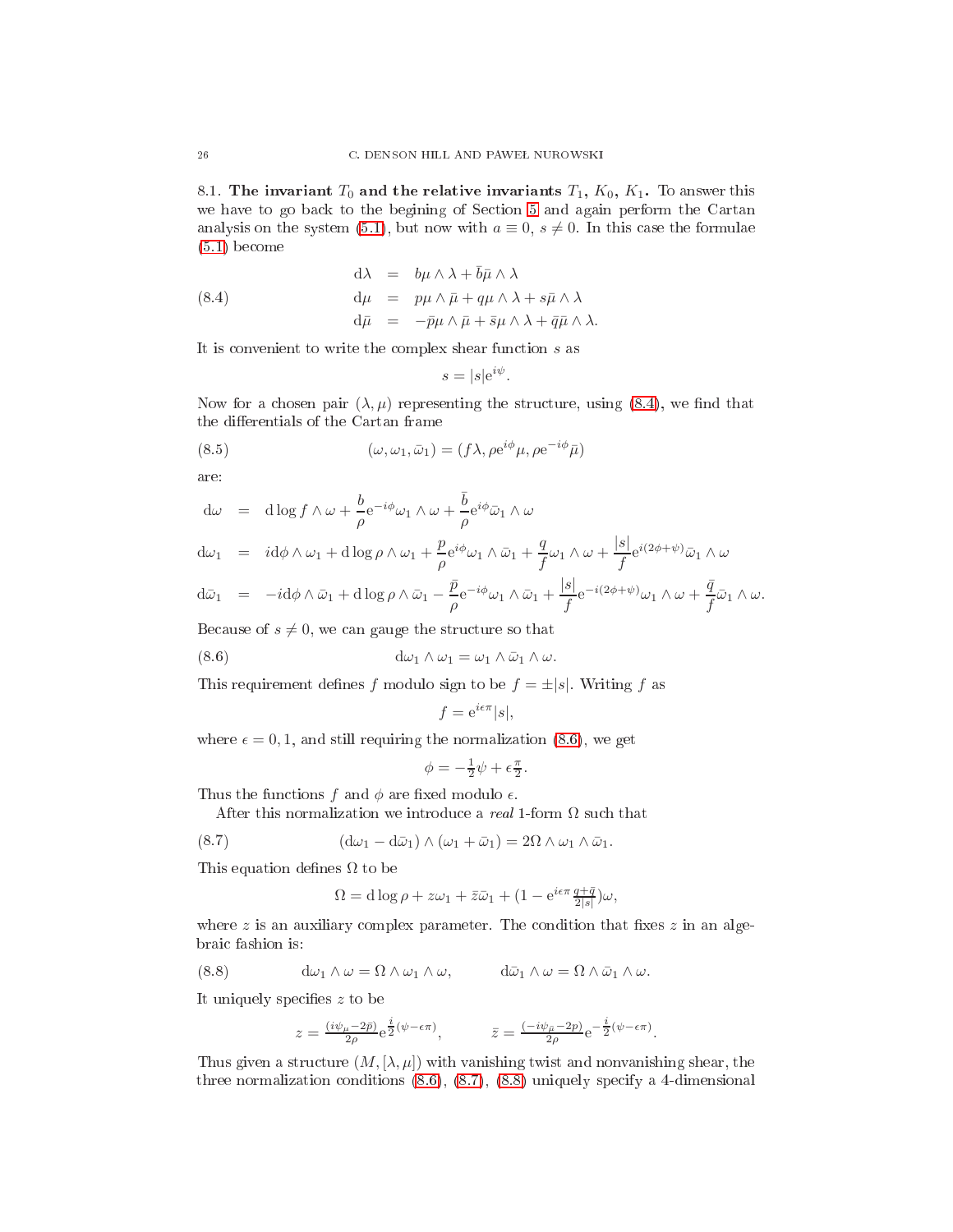### 8.1. The invariant $T_0$ and the relative invariants $T_1$, $K_0$, $K_1$.

To answer this we have to go back to the begining of Section 5 and again perform the Cartan analysis on the system (5.1), but now with $a \equiv 0$, $s \neq 0$. In this case the formulae (5.1) become

$$
\begin{aligned}
\mathrm{d}\lambda &= b\mu \wedge \lambda + \bar{b}\bar{\mu} \wedge \lambda \\
\mathrm{d}\mu &= p\mu \wedge \bar{\mu} + q\mu \wedge \lambda + s\bar{\mu} \wedge \lambda \\
\mathrm{d}\bar{\mu} &= -\bar{p}\mu \wedge \bar{\mu} + \bar{s}\mu \wedge \lambda + \bar{q}\bar{\mu} \wedge \lambda.
\end{aligned}
\tag{8.4}
$$

It is convenient to write the complex shear function $s$ as

$$s = |s|\mathrm{e}^{i\psi}.$$

Now for a chosen pair $(\lambda, \mu)$ representing the structure, using (8.4), we find that the differentials of the Cartan frame

$$(\omega, \omega_1, \bar{\omega}_1) = (f\lambda, \rho\mathrm{e}^{i\phi}\mu, \rho\mathrm{e}^{-i\phi}\bar{\mu}) \tag{8.5}$$

are:

$$
\begin{aligned}
\mathrm{d}\omega &= \mathrm{d}\log f \wedge \omega + \frac{b}{\rho}\mathrm{e}^{-i\phi}\omega_1 \wedge \omega + \frac{\bar{b}}{\rho}\mathrm{e}^{i\phi}\bar{\omega}_1 \wedge \omega \\
\mathrm{d}\omega_1 &= i\mathrm{d}\phi \wedge \omega_1 + \mathrm{d}\log\rho \wedge \omega_1 + \frac{p}{\rho}\mathrm{e}^{i\phi}\omega_1 \wedge \bar{\omega}_1 + \frac{q}{f}\omega_1 \wedge \omega + \frac{|s|}{f}\mathrm{e}^{i(2\phi+\psi)}\bar{\omega}_1 \wedge \omega \\
\mathrm{d}\bar{\omega}_1 &= -i\mathrm{d}\phi \wedge \bar{\omega}_1 + \mathrm{d}\log\rho \wedge \bar{\omega}_1 - \frac{\bar{p}}{\rho}\mathrm{e}^{-i\phi}\omega_1 \wedge \bar{\omega}_1 + \frac{|s|}{f}\mathrm{e}^{-i(2\phi+\psi)}\omega_1 \wedge \omega + \frac{\bar{q}}{f}\bar{\omega}_1 \wedge \omega.
\end{aligned}
$$

Because of $s \neq 0$, we can gauge the structure so that

$$\mathrm{d}\omega_1 \wedge \omega_1 = \omega_1 \wedge \bar{\omega}_1 \wedge \omega. \tag{8.6}$$

This requirement defines $f$ modulo sign to be $f = \pm|s|$. Writing $f$ as

$$f = \mathrm{e}^{i\epsilon\pi}|s|,$$

where $\epsilon = 0, 1$, and still requiring the normalization (8.6), we get

$$\phi = -\tfrac{1}{2}\psi + \epsilon\tfrac{\pi}{2}.$$

Thus the functions $f$ and $\phi$ are fixed modulo $\epsilon$.

After this normalization we introduce a *real* 1-form $\Omega$ such that

$$(\mathrm{d}\omega_1 - \mathrm{d}\bar{\omega}_1) \wedge (\omega_1 + \bar{\omega}_1) = 2\Omega \wedge \omega_1 \wedge \bar{\omega}_1. \tag{8.7}$$

This equation defines $\Omega$ to be

$$\Omega = \mathrm{d}\log\rho + z\omega_1 + \bar{z}\bar{\omega}_1 + (1 - \mathrm{e}^{i\epsilon\pi}\tfrac{q+\bar{q}}{2|s|})\omega,$$

where $z$ is an auxiliary complex parameter. The condition that fixes $z$ in an algebraic fashion is:

$$\mathrm{d}\omega_1 \wedge \omega = \Omega \wedge \omega_1 \wedge \omega, \qquad \mathrm{d}\bar{\omega}_1 \wedge \omega = \Omega \wedge \bar{\omega}_1 \wedge \omega. \tag{8.8}$$

It uniquely specifies $z$ to be

$$z = \tfrac{(i\psi_\mu - 2\bar{p})}{2\rho}\mathrm{e}^{\frac{i}{2}(\psi - \epsilon\pi)}, \qquad \bar{z} = \tfrac{(-i\psi_{\bar{\mu}} - 2p)}{2\rho}\mathrm{e}^{-\frac{i}{2}(\psi - \epsilon\pi)}.$$

Thus given a structure $(M, [\lambda, \mu])$ with vanishing twist and nonvanishing shear, the three normalization conditions (8.6), (8.7), (8.8) uniquely specify a 4-dimensional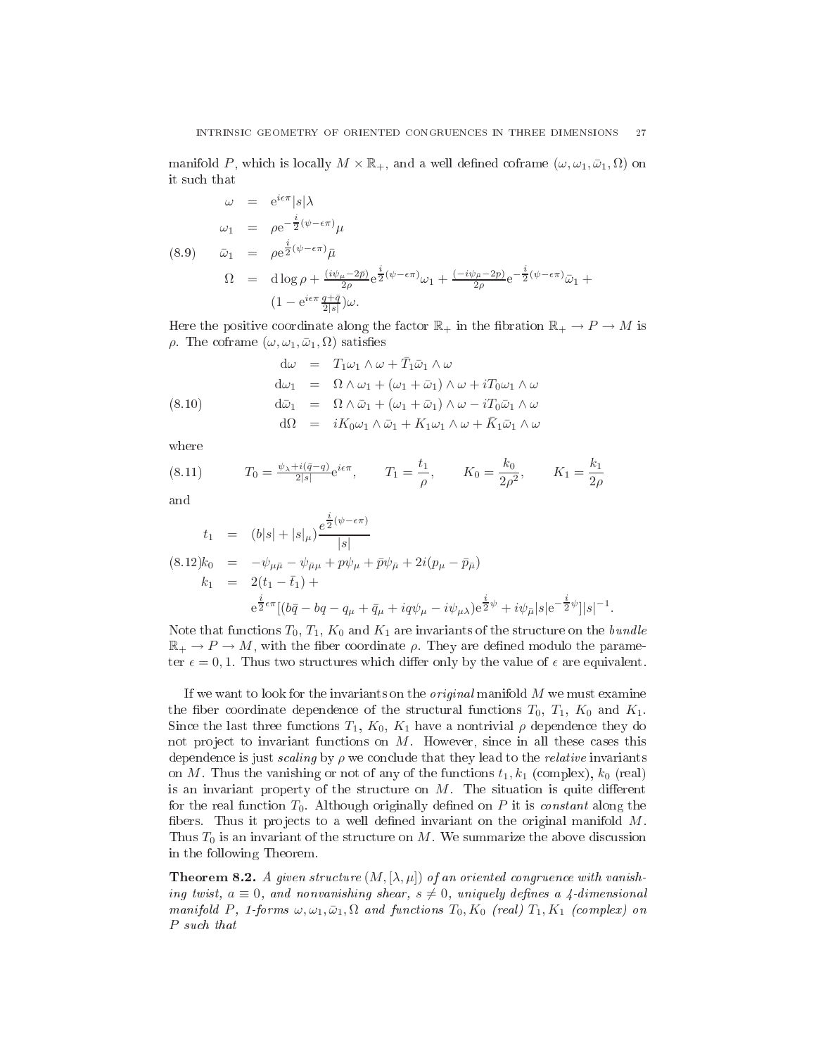manifold $P$, which is locally $M \times \mathbb{R}_+$, and a well defined coframe $(\omega, \omega_1, \bar{\omega}_1, \Omega)$ on it such that

$$
\begin{aligned}
\omega &= e^{i\epsilon\pi}|s|\lambda \\
\omega_1 &= \rho e^{-\frac{i}{2}(\psi-\epsilon\pi)}\mu \\
\bar{\omega}_1 &= \rho e^{\frac{i}{2}(\psi-\epsilon\pi)}\bar{\mu} \\
\Omega &= d\log\rho + \frac{(i\psi_\mu - 2\bar{p})}{2\rho}e^{\frac{i}{2}(\psi-\epsilon\pi)}\omega_1 + \frac{(-i\psi_{\bar{\mu}} - 2p)}{2\rho}e^{-\frac{i}{2}(\psi-\epsilon\pi)}\bar{\omega}_1 + \\
&\quad (1 - e^{i\epsilon\pi}\tfrac{q+\bar{q}}{2|s|})\omega.
\end{aligned}
\tag{8.9}
$$

Here the positive coordinate along the factor $\mathbb{R}_+$ in the fibration $\mathbb{R}_+ \to P \to M$ is $\rho$. The coframe $(\omega, \omega_1, \bar{\omega}_1, \Omega)$ satisfies

$$
\begin{aligned}
d\omega &= T_1\omega_1 \wedge \omega + \bar{T}_1\bar{\omega}_1 \wedge \omega \\
d\omega_1 &= \Omega \wedge \omega_1 + (\omega_1 + \bar{\omega}_1) \wedge \omega + iT_0\omega_1 \wedge \omega \\
d\bar{\omega}_1 &= \Omega \wedge \bar{\omega}_1 + (\omega_1 + \bar{\omega}_1) \wedge \omega - iT_0\bar{\omega}_1 \wedge \omega \\
d\Omega &= iK_0\omega_1 \wedge \bar{\omega}_1 + K_1\omega_1 \wedge \omega + \bar{K}_1\bar{\omega}_1 \wedge \omega
\end{aligned}
\tag{8.10}
$$

where

$$
T_0 = \tfrac{\psi_\lambda + i(\bar{q}-q)}{2|s|}e^{i\epsilon\pi}, \qquad T_1 = \frac{t_1}{\rho}, \qquad K_0 = \frac{k_0}{2\rho^2}, \qquad K_1 = \frac{k_1}{2\rho}
\tag{8.11}
$$

and

$$
\begin{aligned}
t_1 &= (b|s| + |s|_\mu)\frac{e^{\frac{i}{2}(\psi-\epsilon\pi)}}{|s|} \\
k_0 &= -\psi_{\mu\bar{\mu}} - \psi_{\bar{\mu}\mu} + p\psi_\mu + \bar{p}\psi_{\bar{\mu}} + 2i(p_\mu - \bar{p}_{\bar{\mu}}) \\
k_1 &= 2(t_1 - \bar{t}_1) + \\
&\quad e^{\frac{i}{2}\epsilon\pi}[(b\bar{q} - bq - q_\mu + \bar{q}_\mu + iq\psi_\mu - i\psi_{\mu\lambda})e^{\frac{i}{2}\psi} + i\psi_{\bar{\mu}}|s|e^{-\frac{i}{2}\psi}]|s|^{-1}.
\end{aligned}
\tag{8.12}
$$

Note that functions $T_0$, $T_1$, $K_0$ and $K_1$ are invariants of the structure on the *bundle* $\mathbb{R}_+ \to P \to M$, with the fiber coordinate $\rho$. They are defined modulo the parameter $\epsilon = 0, 1$. Thus two structures which differ only by the value of $\epsilon$ are equivalent.

If we want to look for the invariants on the *original* manifold $M$ we must examine the fiber coordinate dependence of the structural functions $T_0$, $T_1$, $K_0$ and $K_1$. Since the last three functions $T_1$, $K_0$, $K_1$ have a nontrivial $\rho$ dependence they do not project to invariant functions on $M$. However, since in all these cases this dependence is just *scaling* by $\rho$ we conclude that they lead to the *relative* invariants on $M$. Thus the vanishing or not of any of the functions $t_1, k_1$ (complex), $k_0$ (real) is an invariant property of the structure on $M$. The situation is quite different for the real function $T_0$. Although originally defined on $P$ it is *constant* along the fibers. Thus it projects to a well defined invariant on the original manifold $M$. Thus $T_0$ is an invariant of the structure on $M$. We summarize the above discussion in the following Theorem.

**Theorem 8.2.** *A given structure $(M, [\lambda, \mu])$ of an oriented congruence with vanishing twist, $a \equiv 0$, and nonvanishing shear, $s \neq 0$, uniquely defines a 4-dimensional manifold $P$, 1-forms $\omega, \omega_1, \bar{\omega}_1, \Omega$ and functions $T_0, K_0$ (real) $T_1, K_1$ (complex) on $P$ such that*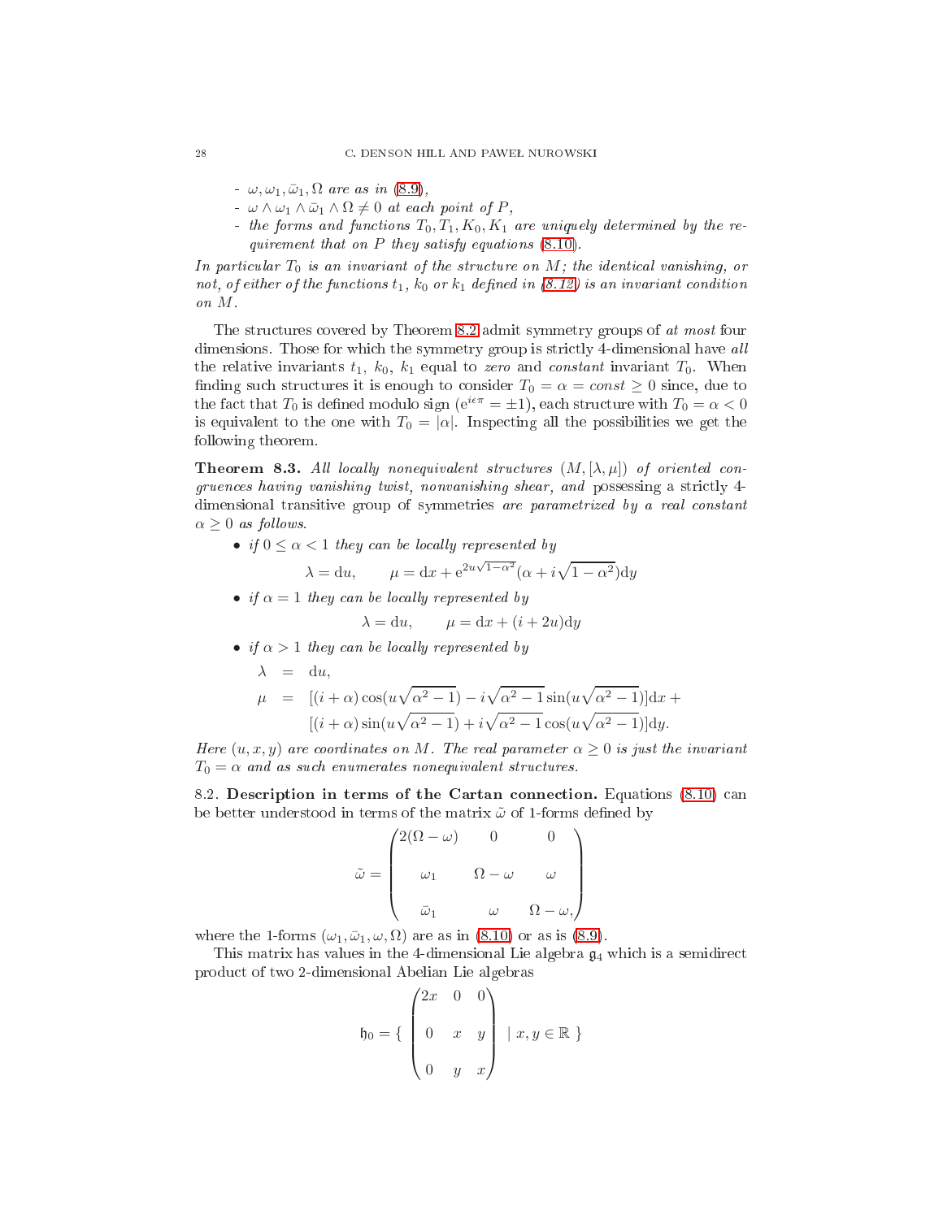- $\omega, \omega_1, \bar{\omega}_1, \Omega$ *are as in* (8.9),
- $\omega \wedge \omega_1 \wedge \bar{\omega}_1 \wedge \Omega \neq 0$ *at each point of* $P$,
- *the forms and functions* $T_0, T_1, K_0, K_1$ *are uniquely determined by the requirement that on* $P$ *they satisfy equations* (8.10).

*In particular* $T_0$ *is an invariant of the structure on* $M$*; the identical vanishing, or not, of either of the functions* $t_1$, $k_0$ *or* $k_1$ *defined in (8.12) is an invariant condition on* $M$.

The structures covered by Theorem 8.2 admit symmetry groups of *at most* four dimensions. Those for which the symmetry group is strictly 4-dimensional have *all* the relative invariants $t_1$, $k_0$, $k_1$ equal to *zero* and *constant* invariant $T_0$. When finding such structures it is enough to consider $T_0 = \alpha = const \geq 0$ since, due to the fact that $T_0$ is defined modulo sign ($e^{i\epsilon\pi} = \pm 1$), each structure with $T_0 = \alpha < 0$ is equivalent to the one with $T_0 = |\alpha|$. Inspecting all the possibilities we get the following theorem.

**Theorem 8.3.** *All locally nonequivalent structures* $(M, [\lambda, \mu])$ *of oriented congruences having vanishing twist, nonvanishing shear, and* possessing a strictly 4-dimensional transitive group of symmetries *are parametrized by a real constant* $\alpha \geq 0$ *as follows.*

- *if* $0 \leq \alpha < 1$ *they can be locally represented by*
$$\lambda = \mathrm{d}u, \qquad \mu = \mathrm{d}x + \mathrm{e}^{2u\sqrt{1-\alpha^2}}(\alpha + i\sqrt{1-\alpha^2})\mathrm{d}y$$
- *if* $\alpha = 1$ *they can be locally represented by*
$$\lambda = \mathrm{d}u, \qquad \mu = \mathrm{d}x + (i + 2u)\mathrm{d}y$$
- *if* $\alpha > 1$ *they can be locally represented by*
$$\begin{aligned}
\lambda &= \mathrm{d}u,\\
\mu &= [(i+\alpha)\cos(u\sqrt{\alpha^2-1}) - i\sqrt{\alpha^2-1}\sin(u\sqrt{\alpha^2-1})]\mathrm{d}x +\\
&\quad\ [(i+\alpha)\sin(u\sqrt{\alpha^2-1}) + i\sqrt{\alpha^2-1}\cos(u\sqrt{\alpha^2-1})]\mathrm{d}y.
\end{aligned}$$

*Here* $(u, x, y)$ *are coordinates on* $M$. *The real parameter* $\alpha \geq 0$ *is just the invariant* $T_0 = \alpha$ *and as such enumerates nonequivalent structures.*

### 8.2. Description in terms of the Cartan connection.

Equations (8.10) can be better understood in terms of the matrix $\tilde{\omega}$ of 1-forms defined by
$$\tilde{\omega} = \begin{pmatrix} 2(\Omega - \omega) & 0 & 0 \\ \omega_1 & \Omega - \omega & \omega \\ \bar{\omega}_1 & \omega & \Omega - \omega, \end{pmatrix}$$
where the 1-forms $(\omega_1, \bar{\omega}_1, \omega, \Omega)$ are as in (8.10) or as is (8.9).

This matrix has values in the 4-dimensional Lie algebra $\mathfrak{g}_4$ which is a semidirect product of two 2-dimensional Abelian Lie algebras
$$\mathfrak{h}_0 = \{ \begin{pmatrix} 2x & 0 & 0 \\ 0 & x & y \\ 0 & y & x \end{pmatrix} \mid x, y \in \mathbb{R} \ \}$$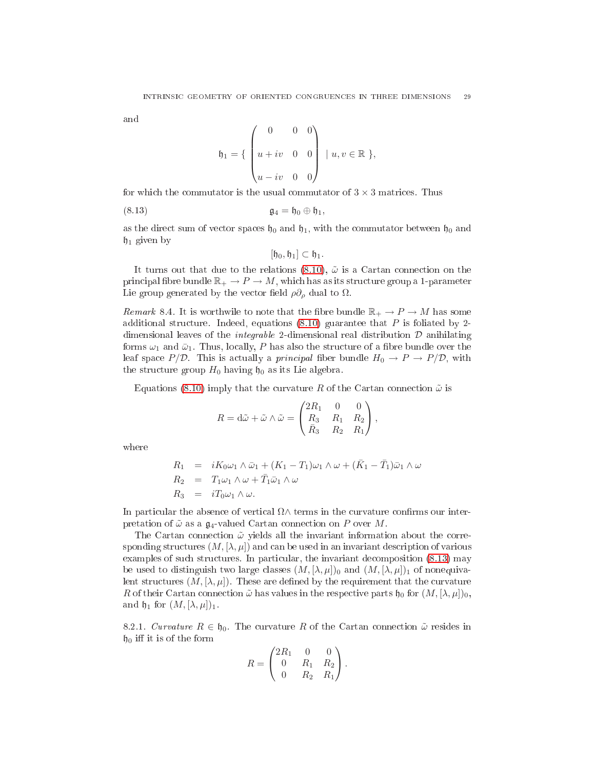and

$$\mathfrak{h}_1 = \{ \begin{pmatrix} 0 & 0 & 0 \\ u+iv & 0 & 0 \\ u-iv & 0 & 0 \end{pmatrix} \mid u, v \in \mathbb{R} \},$$

for which the commutator is the usual commutator of $3 \times 3$ matrices. Thus

$$\mathfrak{g}_4 = \mathfrak{h}_0 \oplus \mathfrak{h}_1, \tag{8.13}$$

as the direct sum of vector spaces $\mathfrak{h}_0$ and $\mathfrak{h}_1$, with the commutator between $\mathfrak{h}_0$ and $\mathfrak{h}_1$ given by

$$[\mathfrak{h}_0, \mathfrak{h}_1] \subset \mathfrak{h}_1.$$

It turns out that due to the relations (8.10), $\tilde{\omega}$ is a Cartan connection on the principal fibre bundle $\mathbb{R}_+ \to P \to M$, which has as its structure group a 1-parameter Lie group generated by the vector field $\rho\partial_\rho$ dual to $\Omega$.

*Remark* 8.4. It is worthwile to note that the fibre bundle $\mathbb{R}_+ \to P \to M$ has some additional structure. Indeed, equations (8.10) guarantee that $P$ is foliated by 2-dimensional leaves of the *integrable* 2-dimensional real distribution $\mathcal{D}$ anihilating forms $\omega_1$ and $\bar{\omega}_1$. Thus, locally, $P$ has also the structure of a fibre bundle over the leaf space $P/\mathcal{D}$. This is actually a *principal* fiber bundle $H_0 \to P \to P/\mathcal{D}$, with the structure group $H_0$ having $\mathfrak{h}_0$ as its Lie algebra.

Equations (8.10) imply that the curvature $R$ of the Cartan connection $\tilde{\omega}$ is

$$R = \mathrm{d}\tilde{\omega} + \tilde{\omega} \wedge \tilde{\omega} = \begin{pmatrix} 2R_1 & 0 & 0 \\ R_3 & R_1 & R_2 \\ \bar{R}_3 & R_2 & R_1 \end{pmatrix},$$

where

$$\begin{aligned}
R_1 &= iK_0\omega_1 \wedge \bar{\omega}_1 + (K_1 - T_1)\omega_1 \wedge \omega + (\bar{K}_1 - \bar{T}_1)\bar{\omega}_1 \wedge \omega \\
R_2 &= T_1\omega_1 \wedge \omega + \bar{T}_1\bar{\omega}_1 \wedge \omega \\
R_3 &= iT_0\omega_1 \wedge \omega.
\end{aligned}$$

In particular the absence of vertical $\Omega\wedge$ terms in the curvature confirms our interpretation of $\tilde{\omega}$ as a $\mathfrak{g}_4$-valued Cartan connection on $P$ over $M$.

The Cartan connection $\tilde{\omega}$ yields all the invariant information about the corresponding structures $(M, [\lambda, \mu])$ and can be used in an invariant description of various examples of such structures. In particular, the invariant decomposition (8.13) may be used to distinguish two large classes $(M, [\lambda, \mu])_0$ and $(M, [\lambda, \mu])_1$ of nonequivalent structures $(M, [\lambda, \mu])$. These are defined by the requirement that the curvature $R$ of their Cartan connection $\tilde{\omega}$ has values in the respective parts $\mathfrak{h}_0$ for $(M, [\lambda, \mu])_0$, and $\mathfrak{h}_1$ for $(M, [\lambda, \mu])_1$.

8.2.1. *Curvature* $R \in \mathfrak{h}_0$. The curvature $R$ of the Cartan connection $\tilde{\omega}$ resides in $\mathfrak{h}_0$ iff it is of the form

$$R = \begin{pmatrix} 2R_1 & 0 & 0 \\ 0 & R_1 & R_2 \\ 0 & R_2 & R_1 \end{pmatrix}.$$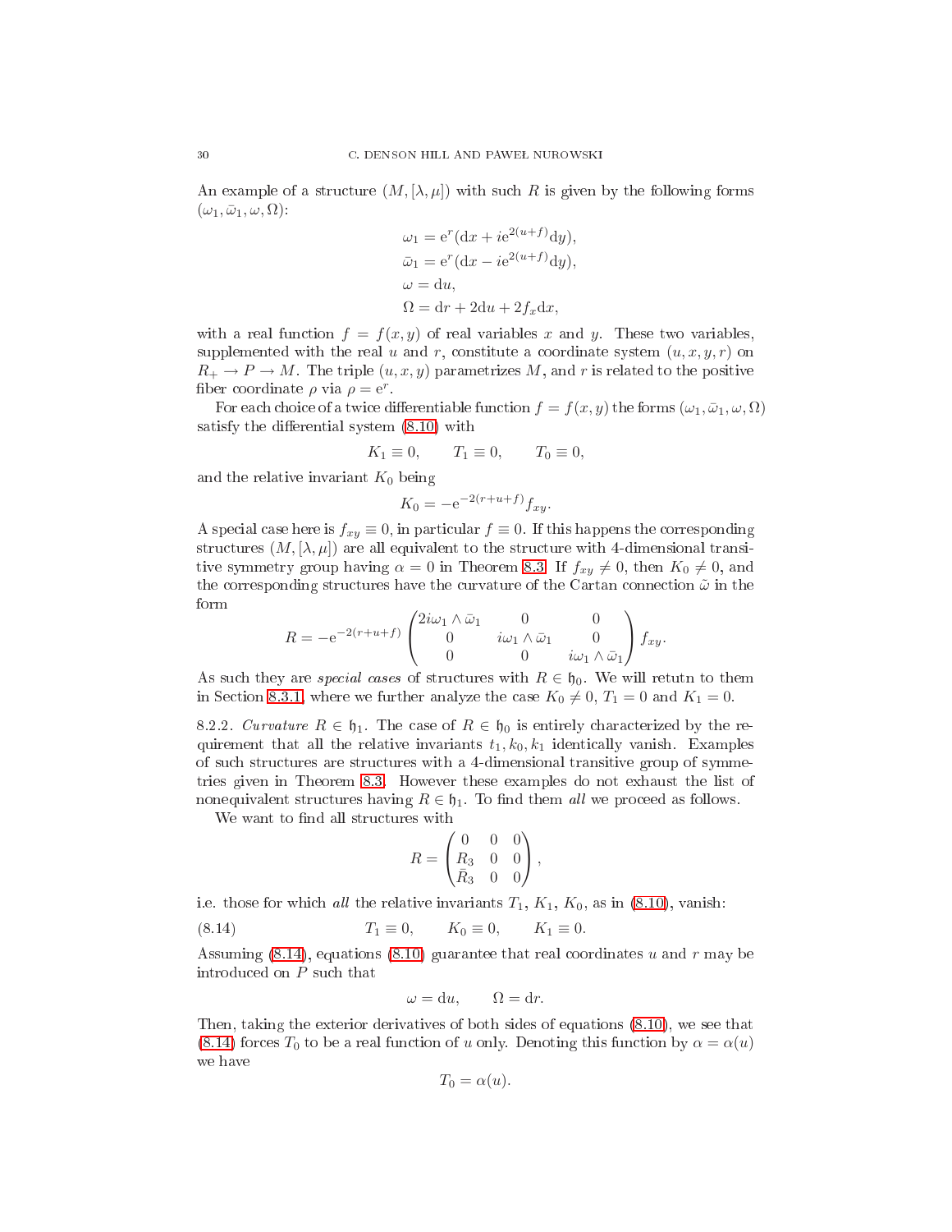An example of a structure $(M,[\lambda,\mu])$ with such $R$ is given by the following forms $(\omega_1,\bar{\omega}_1,\omega,\Omega)$:

$$
\begin{aligned}
\omega_1 &= \mathrm{e}^r(\mathrm{d}x + i\mathrm{e}^{2(u+f)}\mathrm{d}y),\\
\bar{\omega}_1 &= \mathrm{e}^r(\mathrm{d}x - i\mathrm{e}^{2(u+f)}\mathrm{d}y),\\
\omega &= \mathrm{d}u,\\
\Omega &= \mathrm{d}r + 2\mathrm{d}u + 2f_x\mathrm{d}x,
\end{aligned}
$$

with a real function $f = f(x,y)$ of real variables $x$ and $y$. These two variables, supplemented with the real $u$ and $r$, constitute a coordinate system $(u,x,y,r)$ on $R_+ \to P \to M$. The triple $(u,x,y)$ parametrizes $M$, and $r$ is related to the positive fiber coordinate $\rho$ via $\rho = \mathrm{e}^r$.

For each choice of a twice differentiable function $f = f(x,y)$ the forms $(\omega_1,\bar{\omega}_1,\omega,\Omega)$ satisfy the differential system (8.10) with

$$
K_1 \equiv 0, \qquad T_1 \equiv 0, \qquad T_0 \equiv 0,
$$

and the relative invariant $K_0$ being

$$
K_0 = -\mathrm{e}^{-2(r+u+f)}f_{xy}.
$$

A special case here is $f_{xy} \equiv 0$, in particular $f \equiv 0$. If this happens the corresponding structures $(M,[\lambda,\mu])$ are all equivalent to the structure with 4-dimensional transitive symmetry group having $\alpha = 0$ in Theorem 8.3. If $f_{xy} \neq 0$, then $K_0 \neq 0$, and the corresponding structures have the curvature of the Cartan connection $\tilde{\omega}$ in the form

$$
R = -\mathrm{e}^{-2(r+u+f)}\begin{pmatrix} 2i\omega_1\wedge\bar{\omega}_1 & 0 & 0\\ 0 & i\omega_1\wedge\bar{\omega}_1 & 0\\ 0 & 0 & i\omega_1\wedge\bar{\omega}_1\end{pmatrix} f_{xy}.
$$

As such they are *special cases* of structures with $R \in \mathfrak{h}_0$. We will retutn to them in Section 8.3.1, where we further analyze the case $K_0 \neq 0$, $T_1 = 0$ and $K_1 = 0$.

8.2.2. *Curvature* $R \in \mathfrak{h}_1$. The case of $R \in \mathfrak{h}_0$ is entirely characterized by the requirement that all the relative invariants $t_1, k_0, k_1$ identically vanish. Examples of such structures are structures with a 4-dimensional transitive group of symmetries given in Theorem 8.3. However these examples do not exhaust the list of nonequivalent structures having $R \in \mathfrak{h}_1$. To find them *all* we proceed as follows.

We want to find all structures with

$$
R = \begin{pmatrix} 0 & 0 & 0\\ R_3 & 0 & 0\\ \bar{R}_3 & 0 & 0\end{pmatrix},
$$

i.e. those for which *all* the relative invariants $T_1$, $K_1$, $K_0$, as in (8.10), vanish:

$$
T_1 \equiv 0, \qquad K_0 \equiv 0, \qquad K_1 \equiv 0. \tag{8.14}
$$

Assuming (8.14), equations (8.10) guarantee that real coordinates $u$ and $r$ may be introduced on $P$ such that

$$
\omega = \mathrm{d}u, \qquad \Omega = \mathrm{d}r.
$$

Then, taking the exterior derivatives of both sides of equations (8.10), we see that (8.14) forces $T_0$ to be a real function of $u$ only. Denoting this function by $\alpha = \alpha(u)$ we have

$$
T_0 = \alpha(u).
$$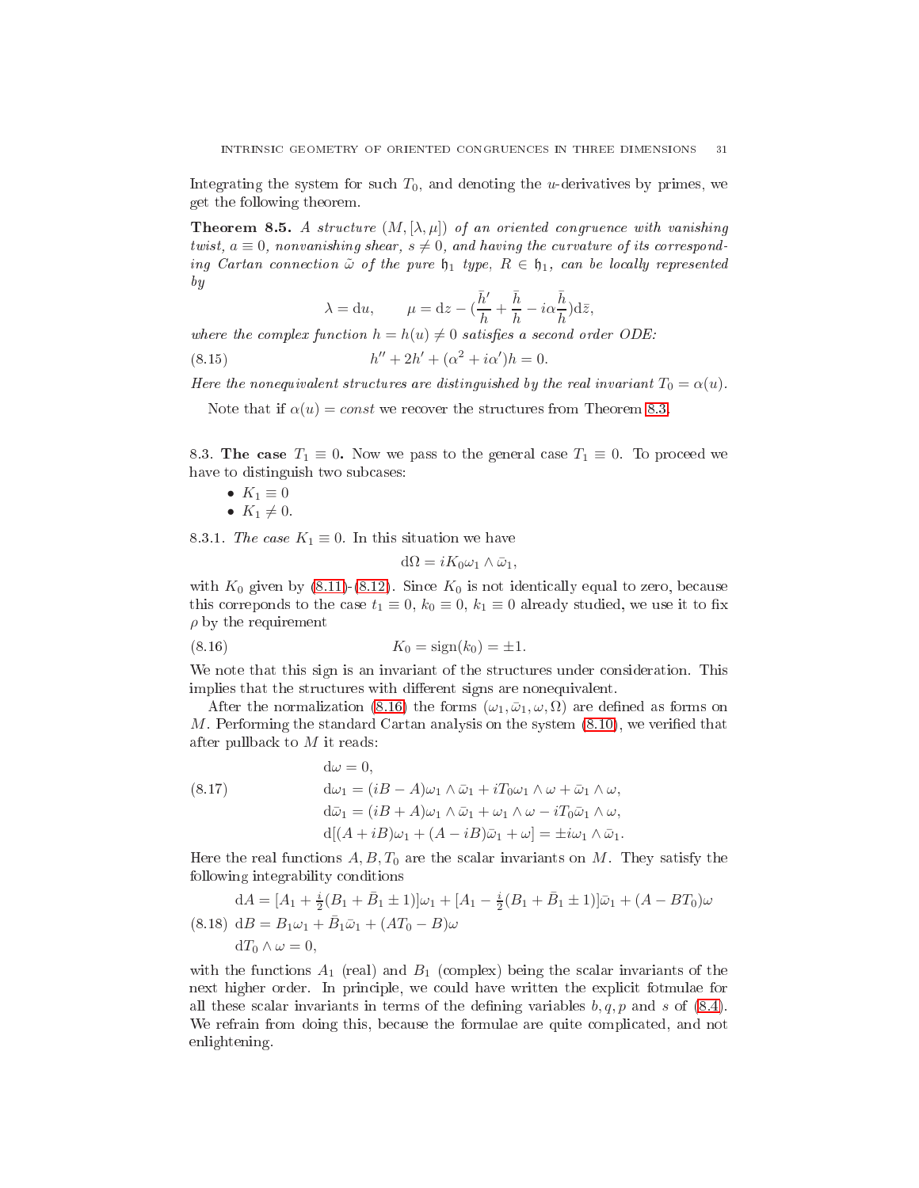Integrating the system for such $T_0$, and denoting the $u$-derivatives by primes, we get the following theorem.

**Theorem 8.5.** *A structure $(M, [\lambda, \mu])$ of an oriented congruence with vanishing twist, $a \equiv 0$, nonvanishing shear, $s \neq 0$, and having the curvature of its corresponding Cartan connection $\tilde{\omega}$ of the pure $\mathfrak{h}_1$ type, $R \in \mathfrak{h}_1$, can be locally represented by*

$$\lambda = \mathrm{d}u, \qquad \mu = \mathrm{d}z - (\frac{\bar{h}'}{h} + \frac{\bar{h}}{h} - i\alpha\frac{\bar{h}}{h})\mathrm{d}\bar{z},$$

*where the complex function $h = h(u) \neq 0$ satisfies a second order ODE:*

$$h'' + 2h' + (\alpha^2 + i\alpha')h = 0. \tag{8.15}$$

*Here the nonequivalent structures are distinguished by the real invariant $T_0 = \alpha(u)$.*

Note that if $\alpha(u) = const$ we recover the structures from Theorem 8.3.

## 8.3. The case $T_1 \equiv 0$.

Now we pass to the general case $T_1 \equiv 0$. To proceed we have to distinguish two subcases:

- $K_1 \equiv 0$
- $K_1 \neq 0$.

### 8.3.1. *The case $K_1 \equiv 0$.*

In this situation we have

$$\mathrm{d}\Omega = iK_0\omega_1 \wedge \bar{\omega}_1,$$

with $K_0$ given by (8.11)-(8.12). Since $K_0$ is not identically equal to zero, because this correponds to the case $t_1 \equiv 0$, $k_0 \equiv 0$, $k_1 \equiv 0$ already studied, we use it to fix $\rho$ by the requirement

$$K_0 = \mathrm{sign}(k_0) = \pm 1. \tag{8.16}$$

We note that this sign is an invariant of the structures under consideration. This implies that the structures with different signs are nonequivalent.

After the normalization (8.16) the forms $(\omega_1, \bar{\omega}_1, \omega, \Omega)$ are defined as forms on $M$. Performing the standard Cartan analysis on the system (8.10), we verified that after pullback to $M$ it reads:

$$\begin{aligned}
&\mathrm{d}\omega = 0,\\
&\mathrm{d}\omega_1 = (iB - A)\omega_1 \wedge \bar{\omega}_1 + iT_0\omega_1 \wedge \omega + \bar{\omega}_1 \wedge \omega,\\
&\mathrm{d}\bar{\omega}_1 = (iB + A)\omega_1 \wedge \bar{\omega}_1 + \omega_1 \wedge \omega - iT_0\bar{\omega}_1 \wedge \omega,\\
&\mathrm{d}[(A + iB)\omega_1 + (A - iB)\bar{\omega}_1 + \omega] = \pm i\omega_1 \wedge \bar{\omega}_1.
\end{aligned} \tag{8.17}$$

Here the real functions $A, B, T_0$ are the scalar invariants on $M$. They satisfy the following integrability conditions

$$\begin{aligned}
&\mathrm{d}A = [A_1 + \tfrac{i}{2}(B_1 + \bar{B}_1 \pm 1)]\omega_1 + [A_1 - \tfrac{i}{2}(B_1 + \bar{B}_1 \pm 1)]\bar{\omega}_1 + (A - BT_0)\omega\\
&\mathrm{d}B = B_1\omega_1 + \bar{B}_1\bar{\omega}_1 + (AT_0 - B)\omega\\
&\mathrm{d}T_0 \wedge \omega = 0,
\end{aligned} \tag{8.18}$$

with the functions $A_1$ (real) and $B_1$ (complex) being the scalar invariants of the next higher order. In principle, we could have written the explicit fotmulae for all these scalar invariants in terms of the defining variables $b, q, p$ and $s$ of (8.4). We refrain from doing this, because the formulae are quite complicated, and not enlightening.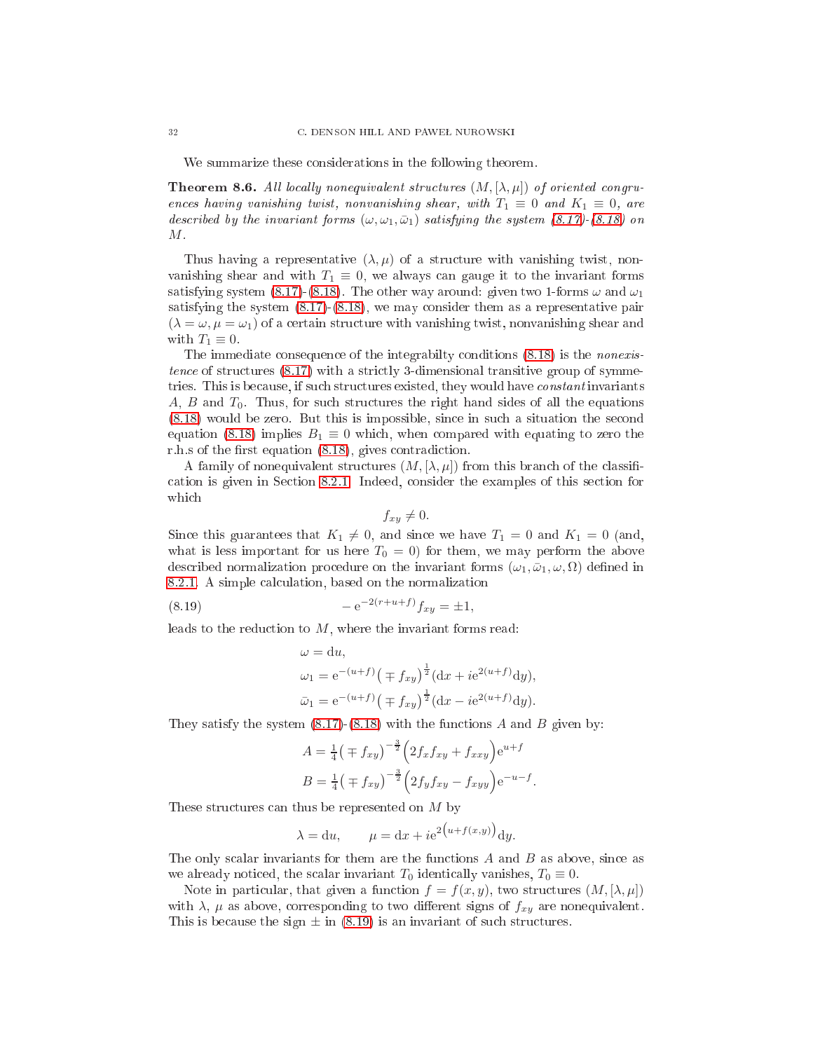We summarize these considerations in the following theorem.

**Theorem 8.6.** *All locally nonequivalent structures $(M,[\lambda,\mu])$ of oriented congruences having vanishing twist, nonvanishing shear, with $T_1\equiv 0$ and $K_1\equiv 0$, are described by the invariant forms $(\omega,\omega_1,\bar\omega_1)$ satisfying the system (8.17)-(8.18) on $M$.*

Thus having a representative $(\lambda,\mu)$ of a structure with vanishing twist, nonvanishing shear and with $T_1\equiv 0$, we always can gauge it to the invariant forms satisfying system (8.17)-(8.18). The other way around: given two 1-forms $\omega$ and $\omega_1$ satisfying the system (8.17)-(8.18), we may consider them as a representative pair $(\lambda=\omega,\mu=\omega_1)$ of a certain structure with vanishing twist, nonvanishing shear and with $T_1\equiv 0$.

The immediate consequence of the integrabilty conditions (8.18) is the *nonexistence* of structures (8.17) with a strictly 3-dimensional transitive group of symmetries. This is because, if such structures existed, they would have *constant* invariants $A$, $B$ and $T_0$. Thus, for such structures the right hand sides of all the equations (8.18) would be zero. But this is impossible, since in such a situation the second equation (8.18) implies $B_1\equiv 0$ which, when compared with equating to zero the r.h.s of the first equation (8.18), gives contradiction.

A family of nonequivalent structures $(M,[\lambda,\mu])$ from this branch of the classification is given in Section 8.2.1. Indeed, consider the examples of this section for which

$$f_{xy}\neq 0.$$

Since this guarantees that $K_1\neq 0$, and since we have $T_1=0$ and $K_1=0$ (and, what is less important for us here $T_0=0$) for them, we may perform the above described normalization procedure on the invariant forms $(\omega_1,\bar\omega_1,\omega,\Omega)$ defined in 8.2.1. A simple calculation, based on the normalization

$$-\,\mathrm{e}^{-2(r+u+f)}f_{xy}=\pm 1, \tag{8.19}$$

leads to the reduction to $M$, where the invariant forms read:

$$\begin{aligned}
&\omega=\mathrm{d}u,\\
&\omega_1=\mathrm{e}^{-(u+f)}\big(\mp f_{xy}\big)^{\frac12}(\mathrm{d}x+i\mathrm{e}^{2(u+f)}\mathrm{d}y),\\
&\bar\omega_1=\mathrm{e}^{-(u+f)}\big(\mp f_{xy}\big)^{\frac12}(\mathrm{d}x-i\mathrm{e}^{2(u+f)}\mathrm{d}y).
\end{aligned}$$

They satisfy the system (8.17)-(8.18) with the functions $A$ and $B$ given by:

$$\begin{aligned}
A&=\tfrac14\big(\mp f_{xy}\big)^{-\frac32}\Big(2f_xf_{xy}+f_{xxy}\Big)\mathrm{e}^{u+f}\\
B&=\tfrac14\big(\mp f_{xy}\big)^{-\frac32}\Big(2f_yf_{xy}-f_{xyy}\Big)\mathrm{e}^{-u-f}.
\end{aligned}$$

These structures can thus be represented on $M$ by

$$\lambda=\mathrm{d}u,\qquad \mu=\mathrm{d}x+i\mathrm{e}^{2\big(u+f(x,y)\big)}\mathrm{d}y.$$

The only scalar invariants for them are the functions $A$ and $B$ as above, since as we already noticed, the scalar invariant $T_0$ identically vanishes, $T_0\equiv 0$.

Note in particular, that given a function $f=f(x,y)$, two structures $(M,[\lambda,\mu])$ with $\lambda$, $\mu$ as above, corresponding to two different signs of $f_{xy}$ are nonequivalent. This is because the sign $\pm$ in (8.19) is an invariant of such structures.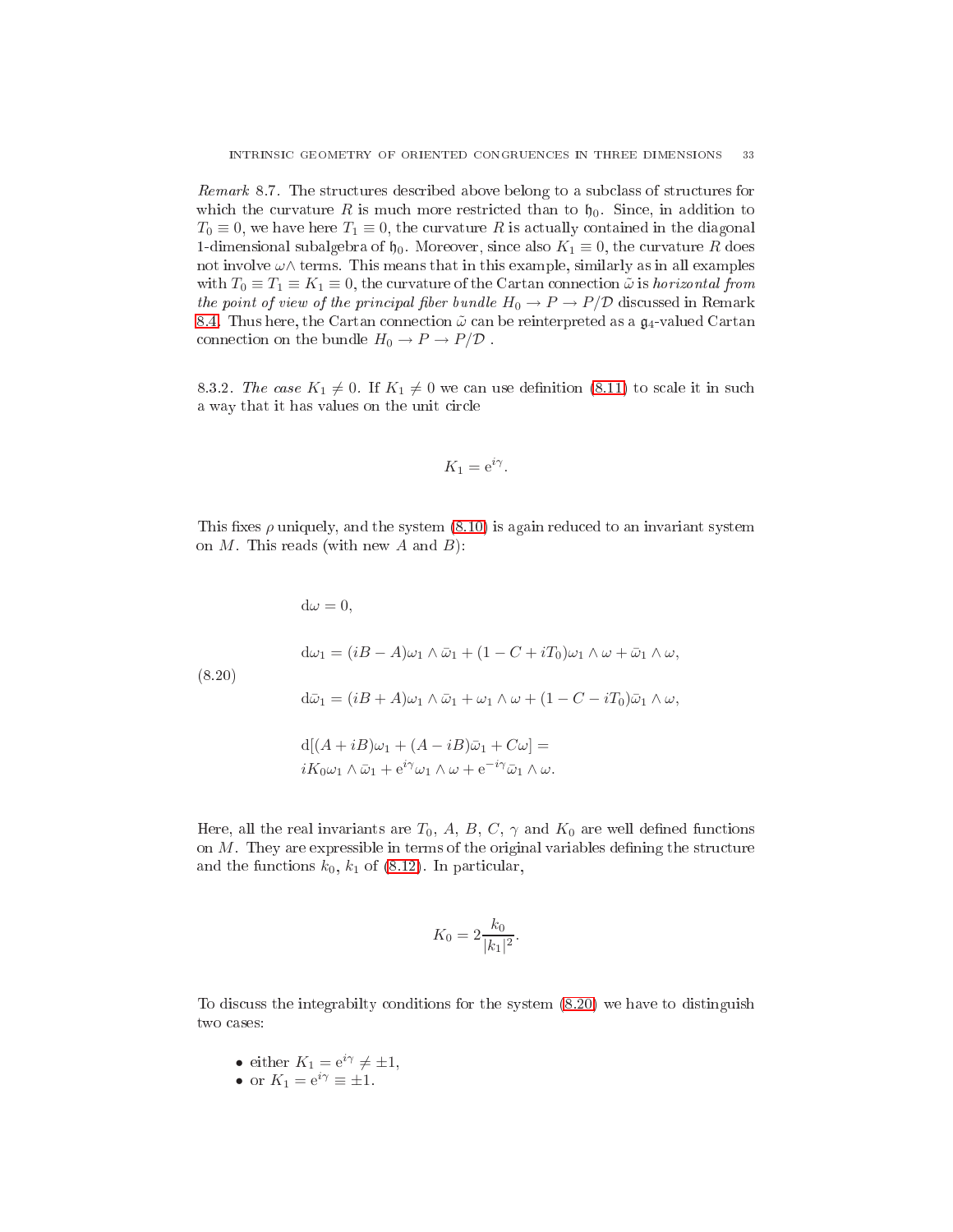*Remark* 8.7. The structures described above belong to a subclass of structures for which the curvature $R$ is much more restricted than to $\mathfrak{h}_0$. Since, in addition to $T_0 \equiv 0$, we have here $T_1 \equiv 0$, the curvature $R$ is actually contained in the diagonal 1-dimensional subalgebra of $\mathfrak{h}_0$. Moreover, since also $K_1 \equiv 0$, the curvature $R$ does not involve $\omega\wedge$ terms. This means that in this example, similarly as in all examples with $T_0 \equiv T_1 \equiv K_1 \equiv 0$, the curvature of the Cartan connection $\tilde{\omega}$ is *horizontal from the point of view of the principal fiber bundle* $H_0 \to P \to P/\mathcal{D}$ discussed in Remark 8.4. Thus here, the Cartan connection $\tilde{\omega}$ can be reinterpreted as a $\mathfrak{g}_4$-valued Cartan connection on the bundle $H_0 \to P \to P/\mathcal{D}$ .

8.3.2. *The case* $K_1 \neq 0$. If $K_1 \neq 0$ we can use definition (8.11) to scale it in such a way that it has values on the unit circle

$$K_1 = \mathrm{e}^{i\gamma}.$$

This fixes $\rho$ uniquely, and the system (8.10) is again reduced to an invariant system on $M$. This reads (with new $A$ and $B$):

$$\begin{aligned}
&\mathrm{d}\omega = 0,\\
&\mathrm{d}\omega_1 = (iB - A)\omega_1 \wedge \bar{\omega}_1 + (1 - C + iT_0)\omega_1 \wedge \omega + \bar{\omega}_1 \wedge \omega,\\
&\mathrm{d}\bar{\omega}_1 = (iB + A)\omega_1 \wedge \bar{\omega}_1 + \omega_1 \wedge \omega + (1 - C - iT_0)\bar{\omega}_1 \wedge \omega,\\
&\mathrm{d}[(A + iB)\omega_1 + (A - iB)\bar{\omega}_1 + C\omega] =\\
&iK_0\omega_1 \wedge \bar{\omega}_1 + \mathrm{e}^{i\gamma}\omega_1 \wedge \omega + \mathrm{e}^{-i\gamma}\bar{\omega}_1 \wedge \omega.
\end{aligned} \tag{8.20}$$

Here, all the real invariants are $T_0$, $A$, $B$, $C$, $\gamma$ and $K_0$ are well defined functions on $M$. They are expressible in terms of the original variables defining the structure and the functions $k_0$, $k_1$ of (8.12). In particular,

$$K_0 = 2\frac{k_0}{|k_1|^2}.$$

To discuss the integrabilty conditions for the system (8.20) we have to distinguish two cases:

- either $K_1 = \mathrm{e}^{i\gamma} \neq \pm 1$,
- or $K_1 = \mathrm{e}^{i\gamma} \equiv \pm 1$.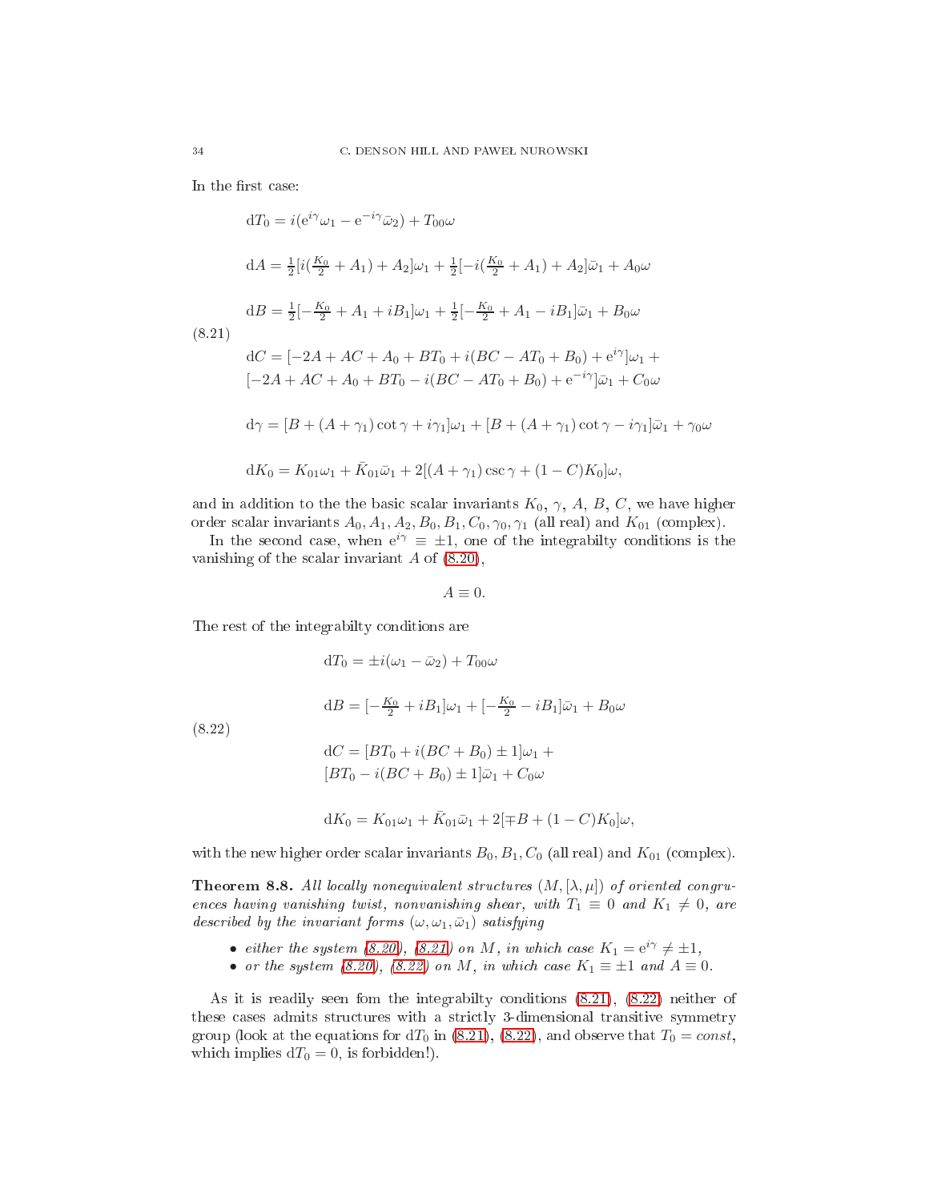In the first case:

$$
\begin{aligned}
&{\rm d}T_0 = i({\rm e}^{i\gamma}\omega_1 - {\rm e}^{-i\gamma}\bar{\omega}_2) + T_{00}\omega\\
&{\rm d}A = \tfrac12[i(\tfrac{K_0}{2}+A_1)+A_2]\omega_1 + \tfrac12[-i(\tfrac{K_0}{2}+A_1)+A_2]\bar{\omega}_1 + A_0\omega\\
&{\rm d}B = \tfrac12[-\tfrac{K_0}{2}+A_1+iB_1]\omega_1 + \tfrac12[-\tfrac{K_0}{2}+A_1-iB_1]\bar{\omega}_1 + B_0\omega\\
&{\rm d}C = [-2A+AC+A_0+BT_0+i(BC-AT_0+B_0)+{\rm e}^{i\gamma}]\omega_1 +\\
&[-2A+AC+A_0+BT_0-i(BC-AT_0+B_0)+{\rm e}^{-i\gamma}]\bar{\omega}_1 + C_0\omega\\
&{\rm d}\gamma = [B+(A+\gamma_1)\cot\gamma + i\gamma_1]\omega_1 + [B+(A+\gamma_1)\cot\gamma - i\gamma_1]\bar{\omega}_1 + \gamma_0\omega\\
&{\rm d}K_0 = K_{01}\omega_1 + \bar{K}_{01}\bar{\omega}_1 + 2[(A+\gamma_1)\csc\gamma + (1-C)K_0]\omega,
\end{aligned}
\tag{8.21}
$$

and in addition to the the basic scalar invariants $K_0$, $\gamma$, $A$, $B$, $C$, we have higher order scalar invariants $A_0, A_1, A_2, B_0, B_1, C_0, \gamma_0, \gamma_1$ (all real) and $K_{01}$ (complex).

In the second case, when ${\rm e}^{i\gamma}\equiv\pm1$, one of the integrabilty conditions is the vanishing of the scalar invariant $A$ of (8.20),

$$A\equiv 0.$$

The rest of the integrabilty conditions are

$$
\begin{aligned}
&{\rm d}T_0 = \pm i(\omega_1 - \bar{\omega}_2) + T_{00}\omega\\
&{\rm d}B = [-\tfrac{K_0}{2}+iB_1]\omega_1 + [-\tfrac{K_0}{2}-iB_1]\bar{\omega}_1 + B_0\omega\\
&{\rm d}C = [BT_0 + i(BC+B_0)\pm 1]\omega_1 +\\
&[BT_0 - i(BC+B_0)\pm 1]\bar{\omega}_1 + C_0\omega\\
&{\rm d}K_0 = K_{01}\omega_1 + \bar{K}_{01}\bar{\omega}_1 + 2[\mp B + (1-C)K_0]\omega,
\end{aligned}
\tag{8.22}
$$

with the new higher order scalar invariants $B_0, B_1, C_0$ (all real) and $K_{01}$ (complex).

**Theorem 8.8.** *All locally nonequivalent structures $(M,[\lambda,\mu])$ of oriented congruences having vanishing twist, nonvanishing shear, with $T_1\equiv 0$ and $K_1\neq 0$, are described by the invariant forms $(\omega,\omega_1,\bar{\omega}_1)$ satisfying*

- *either the system (8.20), (8.21) on $M$, in which case $K_1={\rm e}^{i\gamma}\neq\pm1$,*
- *or the system (8.20), (8.22) on $M$, in which case $K_1\equiv\pm1$ and $A\equiv 0$.*

As it is readily seen fom the integrabilty conditions (8.21), (8.22) neither of these cases admits structures with a strictly 3-dimensional transitive symmetry group (look at the equations for ${\rm d}T_0$ in (8.21), (8.22), and observe that $T_0=const$, which implies ${\rm d}T_0=0$, is forbidden!).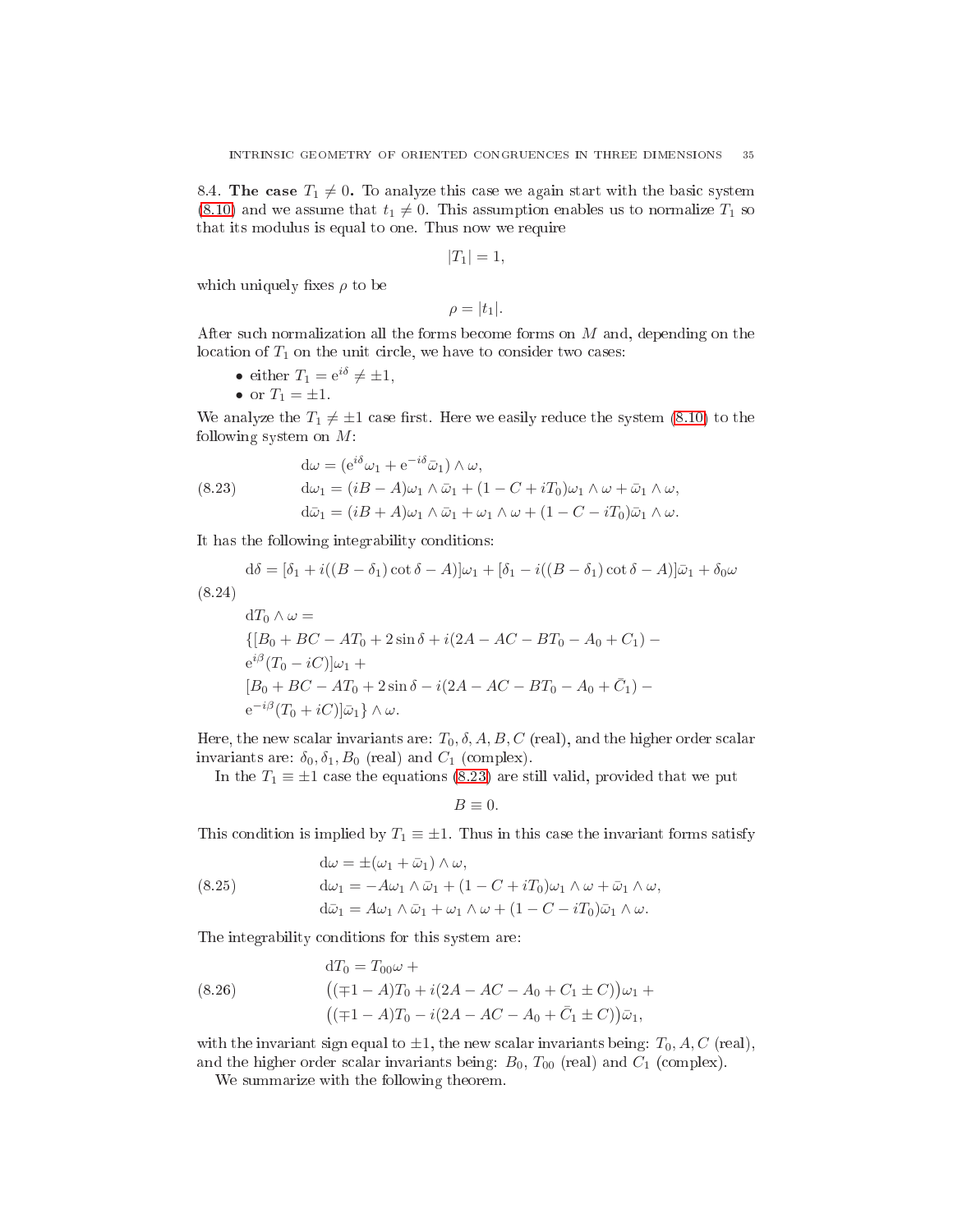**8.4. The case $T_1 \neq 0$.** To analyze this case we again start with the basic system (8.10) and we assume that $t_1 \neq 0$. This assumption enables us to normalize $T_1$ so that its modulus is equal to one. Thus now we require

$$|T_1| = 1,$$

which uniquely fixes $\rho$ to be

$$\rho = |t_1|.$$

After such normalization all the forms become forms on $M$ and, depending on the location of $T_1$ on the unit circle, we have to consider two cases:

- either $T_1 = \mathrm{e}^{i\delta} \neq \pm 1$,
- or $T_1 = \pm 1$.

We analyze the $T_1 \neq \pm 1$ case first. Here we easily reduce the system (8.10) to the following system on $M$:

$$
\begin{aligned}
&\mathrm{d}\omega = (\mathrm{e}^{i\delta}\omega_1 + \mathrm{e}^{-i\delta}\bar{\omega}_1) \wedge \omega, \\
&\mathrm{d}\omega_1 = (iB - A)\omega_1 \wedge \bar{\omega}_1 + (1 - C + iT_0)\omega_1 \wedge \omega + \bar{\omega}_1 \wedge \omega, \\
&\mathrm{d}\bar{\omega}_1 = (iB + A)\omega_1 \wedge \bar{\omega}_1 + \omega_1 \wedge \omega + (1 - C - iT_0)\bar{\omega}_1 \wedge \omega.
\end{aligned}
\tag{8.23}
$$

It has the following integrability conditions:

$$
\begin{aligned}
&\mathrm{d}\delta = [\delta_1 + i((B - \delta_1)\cot\delta - A)]\omega_1 + [\delta_1 - i((B - \delta_1)\cot\delta - A)]\bar{\omega}_1 + \delta_0\omega \\
&\mathrm{d}T_0 \wedge \omega = \\
&\{[B_0 + BC - AT_0 + 2\sin\delta + i(2A - AC - BT_0 - A_0 + C_1) - \\
&\mathrm{e}^{i\beta}(T_0 - iC)]\omega_1 + \\
&[B_0 + BC - AT_0 + 2\sin\delta - i(2A - AC - BT_0 - A_0 + \bar{C}_1) - \\
&\mathrm{e}^{-i\beta}(T_0 + iC)]\bar{\omega}_1\} \wedge \omega.
\end{aligned}
\tag{8.24}
$$

Here, the new scalar invariants are: $T_0, \delta, A, B, C$ (real), and the higher order scalar invariants are: $\delta_0, \delta_1, B_0$ (real) and $C_1$ (complex).

In the $T_1 \equiv \pm 1$ case the equations (8.23) are still valid, provided that we put

$$B \equiv 0.$$

This condition is implied by $T_1 \equiv \pm 1$. Thus in this case the invariant forms satisfy

$$
\begin{aligned}
&\mathrm{d}\omega = \pm(\omega_1 + \bar{\omega}_1) \wedge \omega, \\
&\mathrm{d}\omega_1 = -A\omega_1 \wedge \bar{\omega}_1 + (1 - C + iT_0)\omega_1 \wedge \omega + \bar{\omega}_1 \wedge \omega, \\
&\mathrm{d}\bar{\omega}_1 = A\omega_1 \wedge \bar{\omega}_1 + \omega_1 \wedge \omega + (1 - C - iT_0)\bar{\omega}_1 \wedge \omega.
\end{aligned}
\tag{8.25}
$$

The integrability conditions for this system are:

$$
\begin{aligned}
&\mathrm{d}T_0 = T_{00}\omega + \\
&\big((\mp 1 - A)T_0 + i(2A - AC - A_0 + C_1 \pm C)\big)\omega_1 + \\
&\big((\mp 1 - A)T_0 - i(2A - AC - A_0 + \bar{C}_1 \pm C)\big)\bar{\omega}_1,
\end{aligned}
\tag{8.26}
$$

with the invariant sign equal to $\pm 1$, the new scalar invariants being: $T_0, A, C$ (real), and the higher order scalar invariants being: $B_0$, $T_{00}$ (real) and $C_1$ (complex).

We summarize with the following theorem.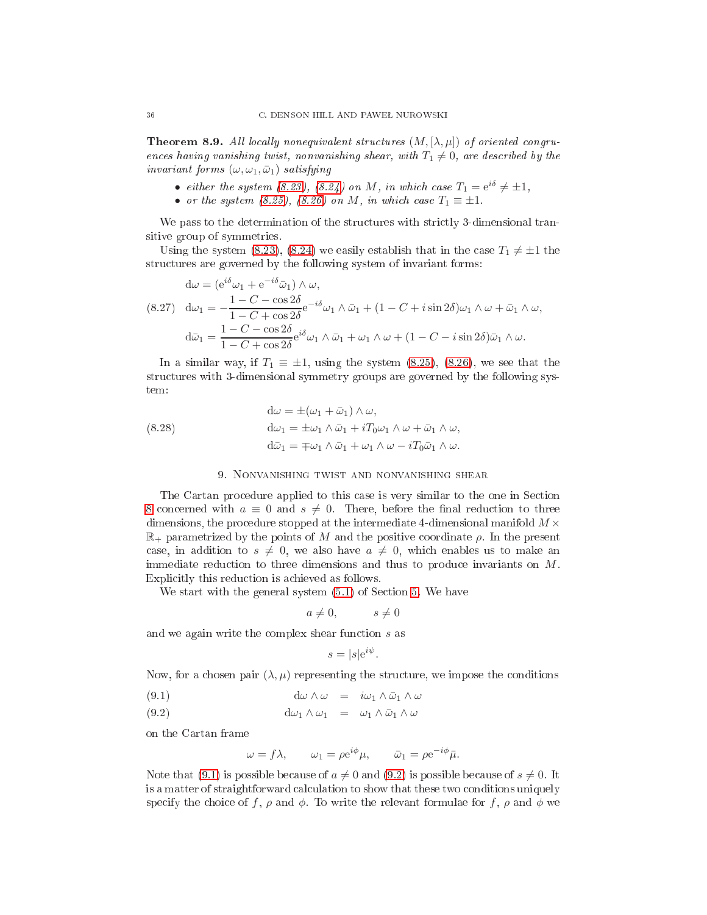**Theorem 8.9.** *All locally nonequivalent structures $(M, [\lambda, \mu])$ of oriented congruences having vanishing twist, nonvanishing shear, with $T_1 \neq 0$, are described by the invariant forms $(\omega, \omega_1, \bar{\omega}_1)$ satisfying*

- *either the system (8.23), (8.24) on $M$, in which case $T_1 = \mathrm{e}^{i\delta} \neq \pm 1$,*
- *or the system (8.25), (8.26) on $M$, in which case $T_1 \equiv \pm 1$.*

We pass to the determination of the structures with strictly 3-dimensional transitive group of symmetries.

Using the system (8.23), (8.24) we easily establish that in the case $T_1 \neq \pm 1$ the structures are governed by the following system of invariant forms:

$$
\begin{aligned}
&\mathrm{d}\omega = (\mathrm{e}^{i\delta}\omega_1 + \mathrm{e}^{-i\delta}\bar{\omega}_1) \wedge \omega,\\
&\mathrm{d}\omega_1 = -\frac{1 - C - \cos 2\delta}{1 - C + \cos 2\delta}\mathrm{e}^{-i\delta}\omega_1 \wedge \bar{\omega}_1 + (1 - C + i \sin 2\delta)\omega_1 \wedge \omega + \bar{\omega}_1 \wedge \omega,\\
&\mathrm{d}\bar{\omega}_1 = \frac{1 - C - \cos 2\delta}{1 - C + \cos 2\delta}\mathrm{e}^{i\delta}\omega_1 \wedge \bar{\omega}_1 + \omega_1 \wedge \omega + (1 - C - i \sin 2\delta)\bar{\omega}_1 \wedge \omega.
\end{aligned}
\tag{8.27}
$$

In a similar way, if $T_1 \equiv \pm 1$, using the system (8.25), (8.26), we see that the structures with 3-dimensional symmetry groups are governed by the following system:

$$
\begin{aligned}
&\mathrm{d}\omega = \pm(\omega_1 + \bar{\omega}_1) \wedge \omega,\\
&\mathrm{d}\omega_1 = \pm\omega_1 \wedge \bar{\omega}_1 + iT_0\omega_1 \wedge \omega + \bar{\omega}_1 \wedge \omega,\\
&\mathrm{d}\bar{\omega}_1 = \mp\omega_1 \wedge \bar{\omega}_1 + \omega_1 \wedge \omega - iT_0\bar{\omega}_1 \wedge \omega.
\end{aligned}
\tag{8.28}
$$

## 9. Nonvanishing twist and nonvanishing shear

The Cartan procedure applied to this case is very similar to the one in Section 8 concerned with $a \equiv 0$ and $s \neq 0$. There, before the final reduction to three dimensions, the procedure stopped at the intermediate 4-dimensional manifold $M \times \mathbb{R}_+$ parametrized by the points of $M$ and the positive coordinate $\rho$. In the present case, in addition to $s \neq 0$, we also have $a \neq 0$, which enables us to make an immediate reduction to three dimensions and thus to produce invariants on $M$. Explicitly this reduction is achieved as follows.

We start with the general system (5.1) of Section 5. We have

$$a \neq 0, \qquad s \neq 0$$

and we again write the complex shear function $s$ as

$$s = |s|\mathrm{e}^{i\psi}.$$

Now, for a chosen pair $(\lambda, \mu)$ representing the structure, we impose the conditions

$$\mathrm{d}\omega \wedge \omega \quad = \quad i\omega_1 \wedge \bar{\omega}_1 \wedge \omega \tag{9.1}$$

$$\mathrm{d}\omega_1 \wedge \omega_1 \quad = \quad \omega_1 \wedge \bar{\omega}_1 \wedge \omega \tag{9.2}$$

on the Cartan frame

$$\omega = f\lambda, \qquad \omega_1 = \rho\mathrm{e}^{i\phi}\mu, \qquad \bar{\omega}_1 = \rho\mathrm{e}^{-i\phi}\bar{\mu}.$$

Note that (9.1) is possible because of $a \neq 0$ and (9.2) is possible because of $s \neq 0$. It is a matter of straightforward calculation to show that these two conditions uniquely specify the choice of $f$, $\rho$ and $\phi$. To write the relevant formulae for $f$, $\rho$ and $\phi$ we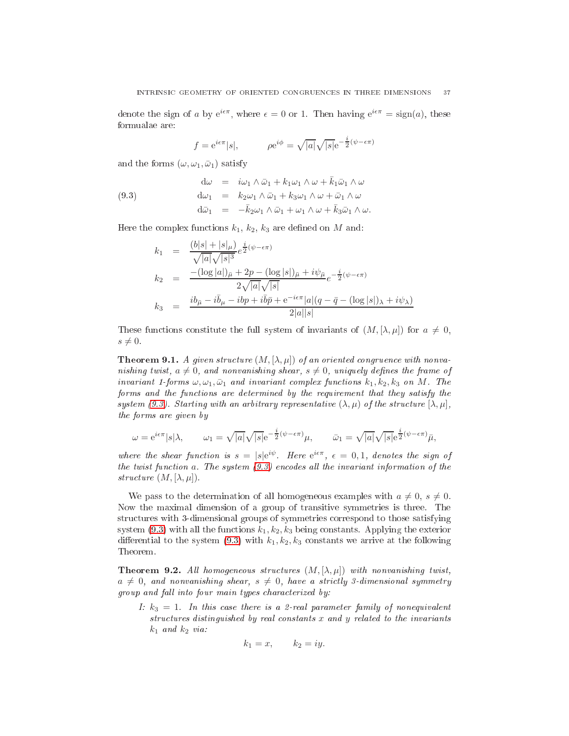denote the sign of $a$ by $\mathrm{e}^{i\epsilon\pi}$, where $\epsilon = 0$ or 1. Then having $\mathrm{e}^{i\epsilon\pi} = \mathrm{sign}(a)$, these formulae are:

$$f = \mathrm{e}^{i\epsilon\pi}|s|, \qquad \rho\mathrm{e}^{i\phi} = \sqrt{|a|}\sqrt{|s|}\mathrm{e}^{-\frac{i}{2}(\psi - \epsilon\pi)}$$

and the forms $(\omega, \omega_1, \bar{\omega}_1)$ satisfy

$$\begin{aligned}
\mathrm{d}\omega &= i\omega_1 \wedge \bar{\omega}_1 + k_1\omega_1 \wedge \omega + \bar{k}_1\bar{\omega}_1 \wedge \omega \\
\mathrm{d}\omega_1 &= k_2\omega_1 \wedge \bar{\omega}_1 + k_3\omega_1 \wedge \omega + \bar{\omega}_1 \wedge \omega \\
\mathrm{d}\bar{\omega}_1 &= -\bar{k}_2\omega_1 \wedge \bar{\omega}_1 + \omega_1 \wedge \omega + \bar{k}_3\bar{\omega}_1 \wedge \omega.
\end{aligned} \tag{9.3}$$

Here the complex functions $k_1$, $k_2$, $k_3$ are defined on $M$ and:

$$\begin{aligned}
k_1 &= \frac{(b|s| + |s|_\mu)}{\sqrt{|a|}\sqrt{|s|^3}}e^{\frac{i}{2}(\psi - \epsilon\pi)} \\
k_2 &= \frac{-(\log|a|)_{\bar{\mu}} + 2p - (\log|s|)_{\bar{\mu}} + i\psi_{\bar{\mu}}}{2\sqrt{|a|}\sqrt{|s|}}e^{-\frac{i}{2}(\psi - \epsilon\pi)} \\
k_3 &= \frac{ib_{\bar{\mu}} - i\bar{b}_\mu - ibp + i\bar{b}\bar{p} + \mathrm{e}^{-i\epsilon\pi}|a|(q - \bar{q} - (\log|s|)_\lambda + i\psi_\lambda)}{2|a||s|}
\end{aligned}$$

These functions constitute the full system of invariants of $(M, [\lambda, \mu])$ for $a \neq 0$, $s \neq 0$.

**Theorem 9.1.** *A given structure $(M, [\lambda, \mu])$ of an oriented congruence with nonvanishing twist, $a \neq 0$, and nonvanishing shear, $s \neq 0$, uniquely defines the frame of invariant 1-forms $\omega, \omega_1, \bar{\omega}_1$ and invariant complex functions $k_1, k_2, k_3$ on $M$. The forms and the functions are determined by the requirement that they satisfy the system (9.3). Starting with an arbitrary representative $(\lambda, \mu)$ of the structure $[\lambda, \mu]$, the forms are given by*

$$\omega = \mathrm{e}^{i\epsilon\pi}|s|\lambda, \qquad \omega_1 = \sqrt{|a|}\sqrt{|s|}\mathrm{e}^{-\frac{i}{2}(\psi - \epsilon\pi)}\mu, \qquad \bar{\omega}_1 = \sqrt{|a|}\sqrt{|s|}\mathrm{e}^{\frac{i}{2}(\psi - \epsilon\pi)}\bar{\mu},$$

*where the shear function is $s = |s|\mathrm{e}^{i\psi}$. Here $\mathrm{e}^{i\epsilon\pi}$, $\epsilon = 0, 1$, denotes the sign of the twist function $a$. The system (9.3) encodes all the invariant information of the structure $(M, [\lambda, \mu])$.*

We pass to the determination of all homogeneous examples with $a \neq 0$, $s \neq 0$. Now the maximal dimension of a group of transitive symmetries is three. The structures with 3-dimensional groups of symmetries correspond to those satisfying system (9.3) with all the functions $k_1, k_2, k_3$ being constants. Applying the exterior differential to the system (9.3) with $k_1, k_2, k_3$ constants we arrive at the following Theorem.

**Theorem 9.2.** *All homogeneous structures $(M, [\lambda, \mu])$ with nonvanishing twist, $a \neq 0$, and nonvanishing shear, $s \neq 0$, have a strictly 3-dimensional symmetry group and fall into four main types characterized by:*

*I: $k_3 = 1$. In this case there is a 2-real parameter family of nonequivalent structures distinguished by real constants $x$ and $y$ related to the invariants $k_1$ and $k_2$ via:*

$$k_1 = x, \qquad k_2 = iy.$$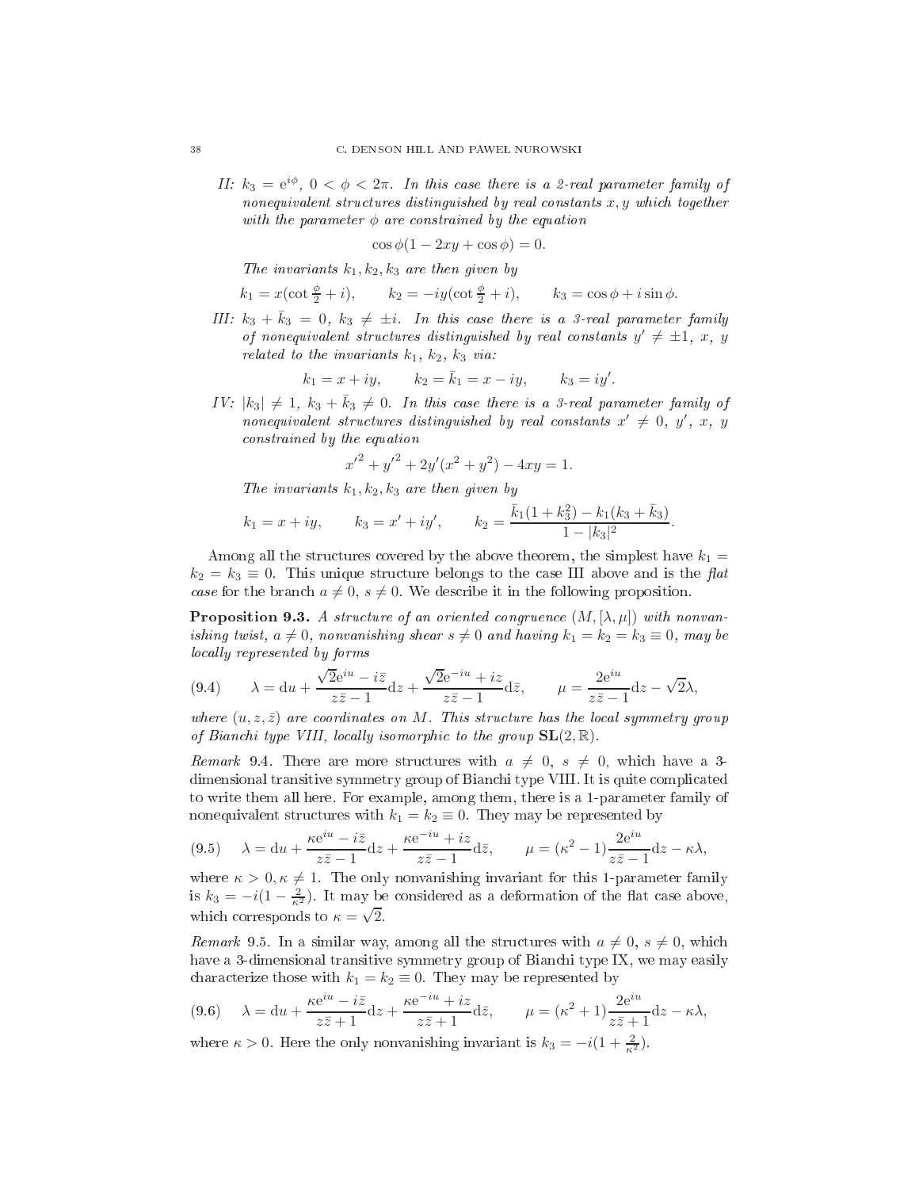*II:* $k_3 = e^{i\phi}$, $0 < \phi < 2\pi$. *In this case there is a 2-real parameter family of nonequivalent structures distinguished by real constants* $x, y$ *which together with the parameter* $\phi$ *are constrained by the equation*

$$\cos\phi(1 - 2xy + \cos\phi) = 0.$$

*The invariants* $k_1, k_2, k_3$ *are then given by*

$$k_1 = x(\cot\tfrac{\phi}{2} + i), \qquad k_2 = -iy(\cot\tfrac{\phi}{2} + i), \qquad k_3 = \cos\phi + i\sin\phi.$$

*III:* $k_3 + \bar{k}_3 = 0$, $k_3 \neq \pm i$. *In this case there is a 3-real parameter family of nonequivalent structures distinguished by real constants* $y' \neq \pm 1$, $x$, $y$ *related to the invariants* $k_1$, $k_2$, $k_3$ *via:*

$$k_1 = x + iy, \qquad k_2 = \bar{k}_1 = x - iy, \qquad k_3 = iy'.$$

*IV:* $|k_3| \neq 1$, $k_3 + \bar{k}_3 \neq 0$. *In this case there is a 3-real parameter family of nonequivalent structures distinguished by real constants* $x' \neq 0$, $y'$, $x$, $y$ *constrained by the equation*

$${x'}^2 + {y'}^2 + 2y'(x^2 + y^2) - 4xy = 1.$$

*The invariants* $k_1, k_2, k_3$ *are then given by*

$$k_1 = x + iy, \qquad k_3 = x' + iy', \qquad k_2 = \frac{\bar{k}_1(1 + k_3^2) - k_1(k_3 + \bar{k}_3)}{1 - |k_3|^2}.$$

Among all the structures covered by the above theorem, the simplest have $k_1 = k_2 = k_3 \equiv 0$. This unique structure belongs to the case III above and is the *flat case* for the branch $a \neq 0$, $s \neq 0$. We describe it in the following proposition.

**Proposition 9.3.** *A structure of an oriented congruence* $(M, [\lambda, \mu])$ *with nonvanishing twist,* $a \neq 0$, *nonvanishing shear* $s \neq 0$ *and having* $k_1 = k_2 = k_3 \equiv 0$, *may be locally represented by forms*

$$\lambda = \mathrm{d}u + \frac{\sqrt{2}e^{iu} - i\bar{z}}{z\bar{z} - 1}\mathrm{d}z + \frac{\sqrt{2}e^{-iu} + iz}{z\bar{z} - 1}\mathrm{d}\bar{z}, \qquad \mu = \frac{2e^{iu}}{z\bar{z} - 1}\mathrm{d}z - \sqrt{2}\lambda, \tag{9.4}$$

*where* $(u, z, \bar{z})$ *are coordinates on* $M$. *This structure has the local symmetry group of Bianchi type VIII, locally isomorphic to the group* $\mathbf{SL}(2, \mathbb{R})$.

*Remark* 9.4. There are more structures with $a \neq 0$, $s \neq 0$, which have a 3-dimensional transitive symmetry group of Bianchi type VIII. It is quite complicated to write them all here. For example, among them, there is a 1-parameter family of nonequivalent structures with $k_1 = k_2 \equiv 0$. They may be represented by

$$\lambda = \mathrm{d}u + \frac{\kappa e^{iu} - i\bar{z}}{z\bar{z} - 1}\mathrm{d}z + \frac{\kappa e^{-iu} + iz}{z\bar{z} - 1}\mathrm{d}\bar{z}, \qquad \mu = (\kappa^2 - 1)\frac{2e^{iu}}{z\bar{z} - 1}\mathrm{d}z - \kappa\lambda, \tag{9.5}$$

where $\kappa > 0, \kappa \neq 1$. The only nonvanishing invariant for this 1-parameter family is $k_3 = -i(1 - \frac{2}{\kappa^2})$. It may be considered as a deformation of the flat case above, which corresponds to $\kappa = \sqrt{2}$.

*Remark* 9.5. In a similar way, among all the structures with $a \neq 0$, $s \neq 0$, which have a 3-dimensional transitive symmetry group of Bianchi type IX, we may easily characterize those with $k_1 = k_2 \equiv 0$. They may be represented by

$$\lambda = \mathrm{d}u + \frac{\kappa e^{iu} - i\bar{z}}{z\bar{z} + 1}\mathrm{d}z + \frac{\kappa e^{-iu} + iz}{z\bar{z} + 1}\mathrm{d}\bar{z}, \qquad \mu = (\kappa^2 + 1)\frac{2e^{iu}}{z\bar{z} + 1}\mathrm{d}z - \kappa\lambda, \tag{9.6}$$

where $\kappa > 0$. Here the only nonvanishing invariant is $k_3 = -i(1 + \frac{2}{\kappa^2})$.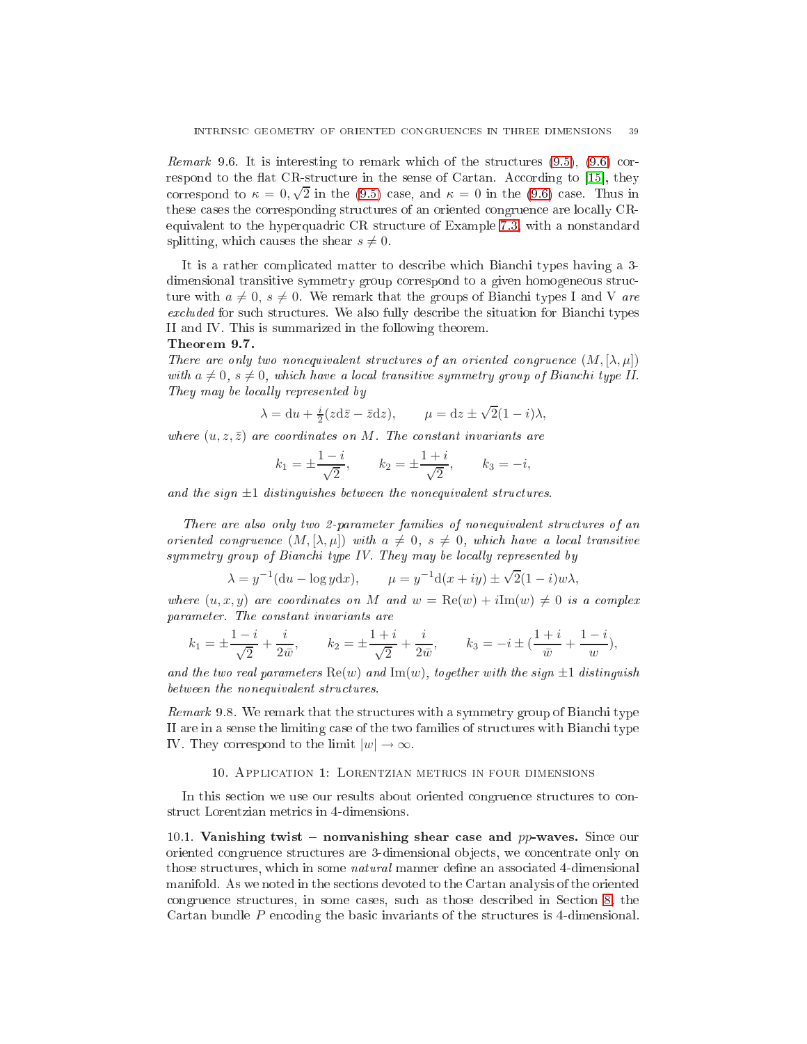*Remark* 9.6. It is interesting to remark which of the structures (9.5), (9.6) correspond to the flat CR-structure in the sense of Cartan. According to [15], they correspond to $\kappa = 0, \sqrt{2}$ in the (9.5) case, and $\kappa = 0$ in the (9.6) case. Thus in these cases the corresponding structures of an oriented congruence are locally CR-equivalent to the hyperquadric CR structure of Example 7.3, with a nonstandard splitting, which causes the shear $s \neq 0$.

It is a rather complicated matter to describe which Bianchi types having a 3-dimensional transitive symmetry group correspond to a given homogeneous structure with $a \neq 0$, $s \neq 0$. We remark that the groups of Bianchi types I and V *are excluded* for such structures. We also fully describe the situation for Bianchi types II and IV. This is summarized in the following theorem.

**Theorem 9.7.**
*There are only two nonequivalent structures of an oriented congruence $(M, [\lambda, \mu])$ with $a \neq 0$, $s \neq 0$, which have a local transitive symmetry group of Bianchi type II. They may be locally represented by*

$$\lambda = \mathrm{d}u + \tfrac{i}{2}(z\mathrm{d}\bar{z} - \bar{z}\mathrm{d}z), \qquad \mu = \mathrm{d}z \pm \sqrt{2}(1-i)\lambda,$$

*where $(u, z, \bar{z})$ are coordinates on $M$. The constant invariants are*

$$k_1 = \pm\frac{1-i}{\sqrt{2}}, \qquad k_2 = \pm\frac{1+i}{\sqrt{2}}, \qquad k_3 = -i,$$

*and the sign $\pm 1$ distinguishes between the nonequivalent structures.*

*There are also only two 2-parameter families of nonequivalent structures of an oriented congruence $(M, [\lambda, \mu])$ with $a \neq 0$, $s \neq 0$, which have a local transitive symmetry group of Bianchi type IV. They may be locally represented by*

$$\lambda = y^{-1}(\mathrm{d}u - \log y\mathrm{d}x), \qquad \mu = y^{-1}\mathrm{d}(x+iy) \pm \sqrt{2}(1-i)w\lambda,$$

*where $(u, x, y)$ are coordinates on $M$ and $w = \mathrm{Re}(w) + i\mathrm{Im}(w) \neq 0$ is a complex parameter. The constant invariants are*

$$k_1 = \pm\frac{1-i}{\sqrt{2}} + \frac{i}{2\bar{w}}, \qquad k_2 = \pm\frac{1+i}{\sqrt{2}} + \frac{i}{2\bar{w}}, \qquad k_3 = -i \pm (\frac{1+i}{\bar{w}} + \frac{1-i}{w}),$$

*and the two real parameters $\mathrm{Re}(w)$ and $\mathrm{Im}(w)$, together with the sign $\pm 1$ distinguish between the nonequivalent structures.*

*Remark* 9.8. We remark that the structures with a symmetry group of Bianchi type II are in a sense the limiting case of the two families of structures with Bianchi type IV. They correspond to the limit $|w| \to \infty$.

## 10. Application 1: Lorentzian metrics in four dimensions

In this section we use our results about oriented congruence structures to construct Lorentzian metrics in 4-dimensions.

10.1. **Vanishing twist – nonvanishing shear case and $pp$-waves.** Since our oriented congruence structures are 3-dimensional objects, we concentrate only on those structures, which in some *natural* manner define an associated 4-dimensional manifold. As we noted in the sections devoted to the Cartan analysis of the oriented congruence structures, in some cases, such as those described in Section 8, the Cartan bundle $P$ encoding the basic invariants of the structures is 4-dimensional.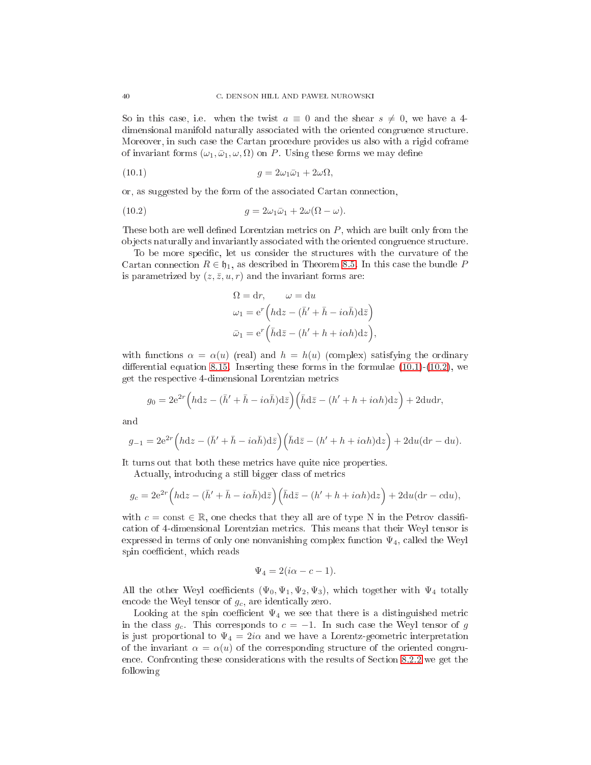So in this case, i.e. when the twist $a \equiv 0$ and the shear $s \neq 0$, we have a 4-dimensional manifold naturally associated with the oriented congruence structure. Moreover, in such case the Cartan procedure provides us also with a rigid coframe of invariant forms $(\omega_1, \bar{\omega}_1, \omega, \Omega)$ on $P$. Using these forms we may define

$$g = 2\omega_1\bar{\omega}_1 + 2\omega\Omega, \tag{10.1}$$

or, as suggested by the form of the associated Cartan connection,

$$g = 2\omega_1\bar{\omega}_1 + 2\omega(\Omega - \omega). \tag{10.2}$$

These both are well defined Lorentzian metrics on $P$, which are built only from the objects naturally and invariantly associated with the oriented congruence structure.

To be more specific, let us consider the structures with the curvature of the Cartan connection $R \in \mathfrak{h}_1$, as described in Theorem 8.5. In this case the bundle $P$ is parametrized by $(z, \bar{z}, u, r)$ and the invariant forms are:

$$\begin{aligned}
&\Omega = \mathrm{d}r, \qquad \omega = \mathrm{d}u\\
&\omega_1 = \mathrm{e}^r\Big(h\mathrm{d}z - (\bar{h}' + \bar{h} - i\alpha\bar{h})\mathrm{d}\bar{z}\Big)\\
&\bar{\omega}_1 = \mathrm{e}^r\Big(\bar{h}\mathrm{d}\bar{z} - (h' + h + i\alpha h)\mathrm{d}z\Big),
\end{aligned}$$

with functions $\alpha = \alpha(u)$ (real) and $h = h(u)$ (complex) satisfying the ordinary differential equation 8.15. Inserting these forms in the formulae (10.1)-(10.2), we get the respective 4-dimensional Lorentzian metrics

$$g_0 = 2\mathrm{e}^{2r}\Big(h\mathrm{d}z - (\bar{h}' + \bar{h} - i\alpha\bar{h})\mathrm{d}\bar{z}\Big)\Big(\bar{h}\mathrm{d}\bar{z} - (h' + h + i\alpha h)\mathrm{d}z\Big) + 2\mathrm{d}u\mathrm{d}r,$$

and

$$g_{-1} = 2\mathrm{e}^{2r}\Big(h\mathrm{d}z - (\bar{h}' + \bar{h} - i\alpha\bar{h})\mathrm{d}\bar{z}\Big)\Big(\bar{h}\mathrm{d}\bar{z} - (h' + h + i\alpha h)\mathrm{d}z\Big) + 2\mathrm{d}u(\mathrm{d}r - \mathrm{d}u).$$

It turns out that both these metrics have quite nice properties.

Actually, introducing a still bigger class of metrics

$$g_c = 2\mathrm{e}^{2r}\Big(h\mathrm{d}z - (\bar{h}' + \bar{h} - i\alpha\bar{h})\mathrm{d}\bar{z}\Big)\Big(\bar{h}\mathrm{d}\bar{z} - (h' + h + i\alpha h)\mathrm{d}z\Big) + 2\mathrm{d}u(\mathrm{d}r - c\mathrm{d}u),$$

with $c = \mathrm{const} \in \mathbb{R}$, one checks that they all are of type N in the Petrov classification of 4-dimensional Lorentzian metrics. This means that their Weyl tensor is expressed in terms of only one nonvanishing complex function $\Psi_4$, called the Weyl spin coefficient, which reads

$$\Psi_4 = 2(i\alpha - c - 1).$$

All the other Weyl coefficients $(\Psi_0, \Psi_1, \Psi_2, \Psi_3)$, which together with $\Psi_4$ totally encode the Weyl tensor of $g_c$, are identically zero.

Looking at the spin coefficient $\Psi_4$ we see that there is a distinguished metric in the class $g_c$. This corresponds to $c = -1$. In such case the Weyl tensor of $g$ is just proportional to $\Psi_4 = 2i\alpha$ and we have a Lorentz-geometric interpretation of the invariant $\alpha = \alpha(u)$ of the corresponding structure of the oriented congruence. Confronting these considerations with the results of Section 8.2.2 we get the following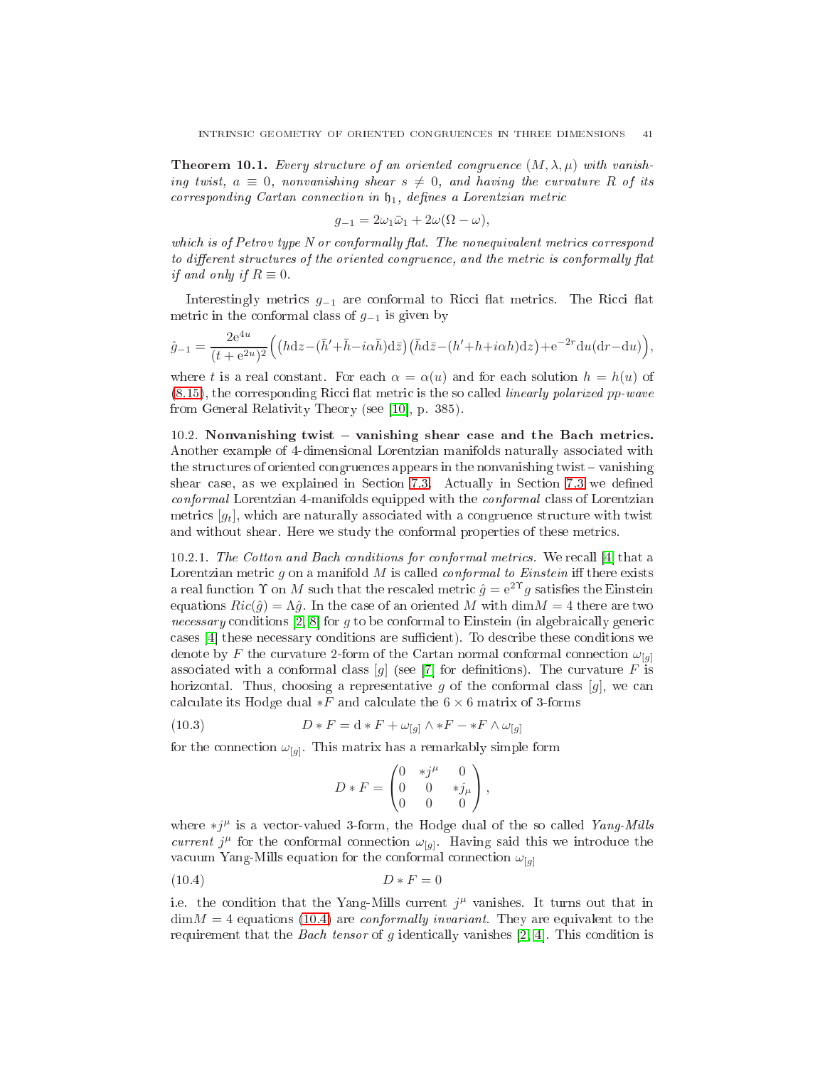**Theorem 10.1.** *Every structure of an oriented congruence $(M, \lambda, \mu)$ with vanishing twist, $a \equiv 0$, nonvanishing shear $s \neq 0$, and having the curvature $R$ of its corresponding Cartan connection in $\mathfrak{h}_1$, defines a Lorentzian metric*

$$g_{-1} = 2\omega_1\bar{\omega}_1 + 2\omega(\Omega - \omega),$$

*which is of Petrov type N or conformally flat. The nonequivalent metrics correspond to different structures of the oriented congruence, and the metric is conformally flat if and only if $R \equiv 0$.*

Interestingly metrics $g_{-1}$ are conformal to Ricci flat metrics. The Ricci flat metric in the conformal class of $g_{-1}$ is given by

$$\hat{g}_{-1} = \frac{2e^{4u}}{(t+e^{2u})^2}\Big(\big(h\mathrm{d}z - (\bar{h}' + \bar{h} - i\alpha\bar{h})\mathrm{d}\bar{z}\big)\big(\bar{h}\mathrm{d}\bar{z} - (h' + h + i\alpha h)\mathrm{d}z\big) + e^{-2r}\mathrm{d}u(\mathrm{d}r - \mathrm{d}u)\Big),$$

where $t$ is a real constant. For each $\alpha = \alpha(u)$ and for each solution $h = h(u)$ of (8.15), the corresponding Ricci flat metric is the so called *linearly polarized pp-wave* from General Relativity Theory (see [10], p. 385).

10.2. **Nonvanishing twist – vanishing shear case and the Bach metrics.** Another example of 4-dimensional Lorentzian manifolds naturally associated with the structures of oriented congruences appears in the nonvanishing twist – vanishing shear case, as we explained in Section 7.3. Actually in Section 7.3 we defined *conformal* Lorentzian 4-manifolds equipped with the *conformal* class of Lorentzian metrics $[g_t]$, which are naturally associated with a congruence structure with twist and without shear. Here we study the conformal properties of these metrics.

10.2.1. *The Cotton and Bach conditions for conformal metrics.* We recall [4] that a Lorentzian metric $g$ on a manifold $M$ is called *conformal to Einstein* iff there exists a real function $\Upsilon$ on $M$ such that the rescaled metric $\hat{g} = e^{2\Upsilon}g$ satisfies the Einstein equations $Ric(\hat{g}) = \Lambda\hat{g}$. In the case of an oriented $M$ with $\dim M = 4$ there are two *necessary* conditions [2, 8] for $g$ to be conformal to Einstein (in algebraically generic cases [4] these necessary conditions are sufficient). To describe these conditions we denote by $F$ the curvature 2-form of the Cartan normal conformal connection $\omega_{[g]}$ associated with a conformal class $[g]$ (see [7] for definitions). The curvature $F$ is horizontal. Thus, choosing a representative $g$ of the conformal class $[g]$, we can calculate its Hodge dual $*F$ and calculate the $6 \times 6$ matrix of 3-forms

$$D * F = \mathrm{d} * F + \omega_{[g]} \wedge *F - *F \wedge \omega_{[g]} \tag{10.3}$$

for the connection $\omega_{[g]}$. This matrix has a remarkably simple form

$$D * F = \begin{pmatrix} 0 & *j^\mu & 0 \\ 0 & 0 & *j_\mu \\ 0 & 0 & 0 \end{pmatrix},$$

where $*j^\mu$ is a vector-valued 3-form, the Hodge dual of the so called *Yang-Mills current* $j^\mu$ for the conformal connection $\omega_{[g]}$. Having said this we introduce the vacuum Yang-Mills equation for the conformal connection $\omega_{[g]}$

$$D * F = 0 \tag{10.4}$$

i.e. the condition that the Yang-Mills current $j^\mu$ vanishes. It turns out that in $\dim M = 4$ equations (10.4) are *conformally invariant*. They are equivalent to the requirement that the *Bach tensor* of $g$ identically vanishes [2, 4]. This condition is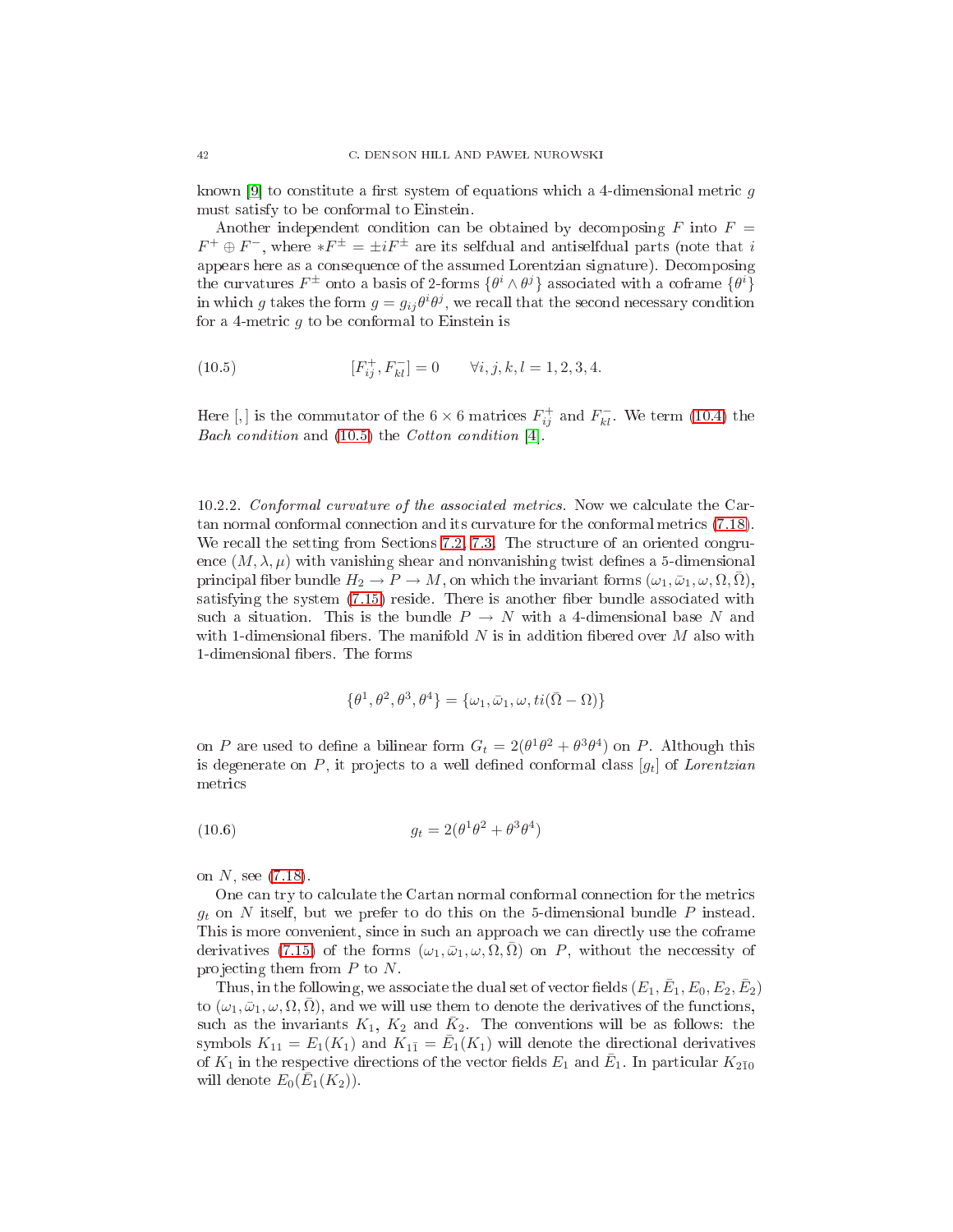known [9] to constitute a first system of equations which a 4-dimensional metric $g$ must satisfy to be conformal to Einstein.

Another independent condition can be obtained by decomposing $F$ into $F = F^+ \oplus F^-$, where $*F^\pm = \pm i F^\pm$ are its selfdual and antiselfdual parts (note that $i$ appears here as a consequence of the assumed Lorentzian signature). Decomposing the curvatures $F^\pm$ onto a basis of 2-forms $\{\theta^i \wedge \theta^j\}$ associated with a coframe $\{\theta^i\}$ in which $g$ takes the form $g = g_{ij}\theta^i\theta^j$, we recall that the second necessary condition for a 4-metric $g$ to be conformal to Einstein is

$$[F^+_{ij}, F^-_{kl}] = 0 \qquad \forall i,j,k,l = 1,2,3,4. \tag{10.5}$$

Here $[,]$ is the commutator of the $6\times 6$ matrices $F^+_{ij}$ and $F^-_{kl}$. We term (10.4) the *Bach condition* and (10.5) the *Cotton condition* [4].

10.2.2. *Conformal curvature of the associated metrics.* Now we calculate the Cartan normal conformal connection and its curvature for the conformal metrics (7.18). We recall the setting from Sections 7.2, 7.3. The structure of an oriented congruence $(M, \lambda, \mu)$ with vanishing shear and nonvanishing twist defines a 5-dimensional principal fiber bundle $H_2 \to P \to M$, on which the invariant forms $(\omega_1, \bar\omega_1, \omega, \Omega, \bar\Omega)$, satisfying the system (7.15) reside. There is another fiber bundle associated with such a situation. This is the bundle $P \to N$ with a 4-dimensional base $N$ and with 1-dimensional fibers. The manifold $N$ is in addition fibered over $M$ also with 1-dimensional fibers. The forms

$$\{\theta^1, \theta^2, \theta^3, \theta^4\} = \{\omega_1, \bar\omega_1, \omega, ti(\bar\Omega - \Omega)\}$$

on $P$ are used to define a bilinear form $G_t = 2(\theta^1\theta^2 + \theta^3\theta^4)$ on $P$. Although this is degenerate on $P$, it projects to a well defined conformal class $[g_t]$ of *Lorentzian* metrics

$$g_t = 2(\theta^1\theta^2 + \theta^3\theta^4) \tag{10.6}$$

on $N$, see (7.18).

One can try to calculate the Cartan normal conformal connection for the metrics $g_t$ on $N$ itself, but we prefer to do this on the 5-dimensional bundle $P$ instead. This is more convenient, since in such an approach we can directly use the coframe derivatives (7.15) of the forms $(\omega_1, \bar\omega_1, \omega, \Omega, \bar\Omega)$ on $P$, without the neccessity of projecting them from $P$ to $N$.

Thus, in the following, we associate the dual set of vector fields $(E_1, \bar E_1, E_0, E_2, \bar E_2)$ to $(\omega_1, \bar\omega_1, \omega, \Omega, \bar\Omega)$, and we will use them to denote the derivatives of the functions, such as the invariants $K_1$, $K_2$ and $\bar K_2$. The conventions will be as follows: the symbols $K_{11} = E_1(K_1)$ and $K_{1\bar 1} = \bar E_1(K_1)$ will denote the directional derivatives of $K_1$ in the respective directions of the vector fields $E_1$ and $\bar E_1$. In particular $K_{2\bar 1 0}$ will denote $E_0(\bar E_1(K_2))$.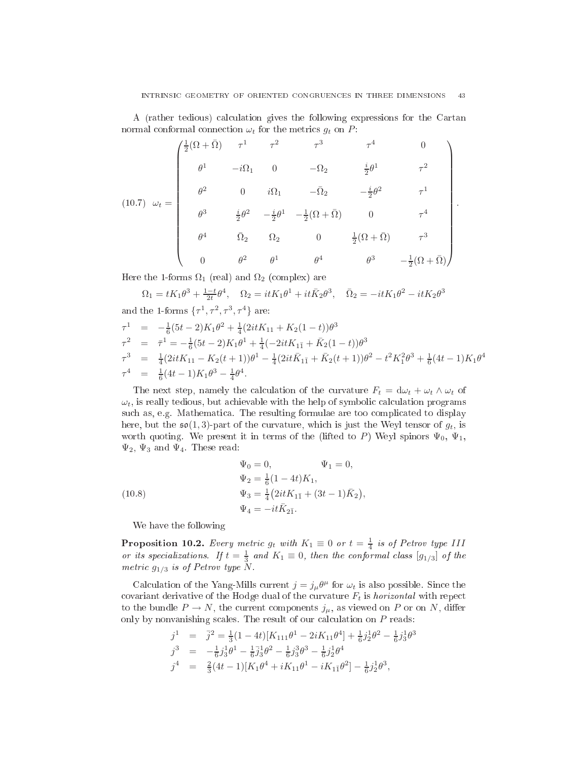A (rather tedious) calculation gives the following expressions for the Cartan normal conformal connection $\omega_t$ for the metrics $g_t$ on $P$:

$$
\omega_t = \begin{pmatrix}
\frac{1}{2}(\Omega+\bar\Omega) & \tau^1 & \tau^2 & \tau^3 & \tau^4 & 0 \\
\theta^1 & -i\Omega_1 & 0 & -\Omega_2 & \frac{i}{2}\theta^1 & \tau^2 \\
\theta^2 & 0 & i\Omega_1 & -\bar\Omega_2 & -\frac{i}{2}\theta^2 & \tau^1 \\
\theta^3 & \frac{i}{2}\theta^2 & -\frac{i}{2}\theta^1 & -\frac{1}{2}(\Omega+\bar\Omega) & 0 & \tau^4 \\
\theta^4 & \bar\Omega_2 & \Omega_2 & 0 & \frac{1}{2}(\Omega+\bar\Omega) & \tau^3 \\
0 & \theta^2 & \theta^1 & \theta^4 & \theta^3 & -\frac{1}{2}(\Omega+\bar\Omega)
\end{pmatrix}. \tag{10.7}
$$

Here the 1-forms $\Omega_1$ (real) and $\Omega_2$ (complex) are

$$
\Omega_1 = tK_1\theta^3 + \tfrac{1-t}{2t}\theta^4, \quad \Omega_2 = itK_1\theta^1 + it\bar K_2\theta^3, \quad \bar\Omega_2 = -itK_1\theta^2 - itK_2\theta^3
$$

and the 1-forms $\{\tau^1,\tau^2,\tau^3,\tau^4\}$ are:

$$
\begin{aligned}
\tau^1 &= -\tfrac{1}{6}(5t-2)K_1\theta^2 + \tfrac{1}{4}(2itK_{11} + K_2(1-t))\theta^3 \\
\tau^2 &= \bar\tau^1 = -\tfrac{1}{6}(5t-2)K_1\theta^1 + \tfrac{1}{4}(-2itK_{1\bar 1} + \bar K_2(1-t))\theta^3 \\
\tau^3 &= \tfrac{1}{4}(2itK_{11} - K_2(t+1))\theta^1 - \tfrac{1}{4}(2it\bar K_{1\bar 1} + \bar K_2(t+1))\theta^2 - t^2K_1^2\theta^3 + \tfrac{1}{6}(4t-1)K_1\theta^4 \\
\tau^4 &= \tfrac{1}{6}(4t-1)K_1\theta^3 - \tfrac{1}{4}\theta^4.
\end{aligned}
$$

The next step, namely the calculation of the curvature $F_t = \mathrm{d}\omega_t + \omega_t\wedge\omega_t$ of $\omega_t$, is really tedious, but achievable with the help of symbolic calculation programs such as, e.g. Mathematica. The resulting formulae are too complicated to display here, but the $\mathfrak{so}(1,3)$-part of the curvature, which is just the Weyl tensor of $g_t$, is worth quoting. We present it in terms of the (lifted to $P$) Weyl spinors $\Psi_0$, $\Psi_1$, $\Psi_2$, $\Psi_3$ and $\Psi_4$. These read:

$$
\begin{aligned}
&\Psi_0 = 0, \qquad\qquad \Psi_1 = 0,\\
&\Psi_2 = \tfrac{1}{6}(1-4t)K_1,\\
&\Psi_3 = \tfrac{1}{4}\big(2itK_{1\bar 1} + (3t-1)\bar K_2\big),\\
&\Psi_4 = -it\bar K_{2\bar 1}.
\end{aligned} \tag{10.8}
$$

We have the following

**Proposition 10.2.** *Every metric $g_t$ with $K_1\equiv 0$ or $t=\frac{1}{4}$ is of Petrov type III or its specializations. If $t=\frac{1}{3}$ and $K_1\equiv 0$, then the conformal class $[g_{1/3}]$ of the metric $g_{1/3}$ is of Petrov type N.*

Calculation of the Yang-Mills current $j = j_\mu\theta^\mu$ for $\omega_t$ is also possible. Since the covariant derivative of the Hodge dual of the curvature $F_t$ is *horizontal* with repect to the bundle $P\to N$, the current components $j_\mu$, as viewed on $P$ or on $N$, differ only by nonvanishing scales. The result of our calculation on $P$ reads:

$$
\begin{aligned}
j^1 &= \bar j^2 = \tfrac{1}{3}(1-4t)[K_{111}\theta^1 - 2iK_{11}\theta^4] + \tfrac{1}{6}j^1_2\theta^2 - \tfrac{1}{6}j^1_3\theta^3 \\
j^3 &= -\tfrac{1}{6}j^1_3\theta^1 - \tfrac{1}{6}\bar j^1_3\theta^2 - \tfrac{1}{6}j^3_3\theta^3 - \tfrac{1}{6}j^1_2\theta^4 \\
j^4 &= \tfrac{2}{3}(4t-1)[K_1\theta^4 + iK_{11}\theta^1 - iK_{1\bar 1}\theta^2] - \tfrac{1}{6}j^1_2\theta^3,
\end{aligned}
$$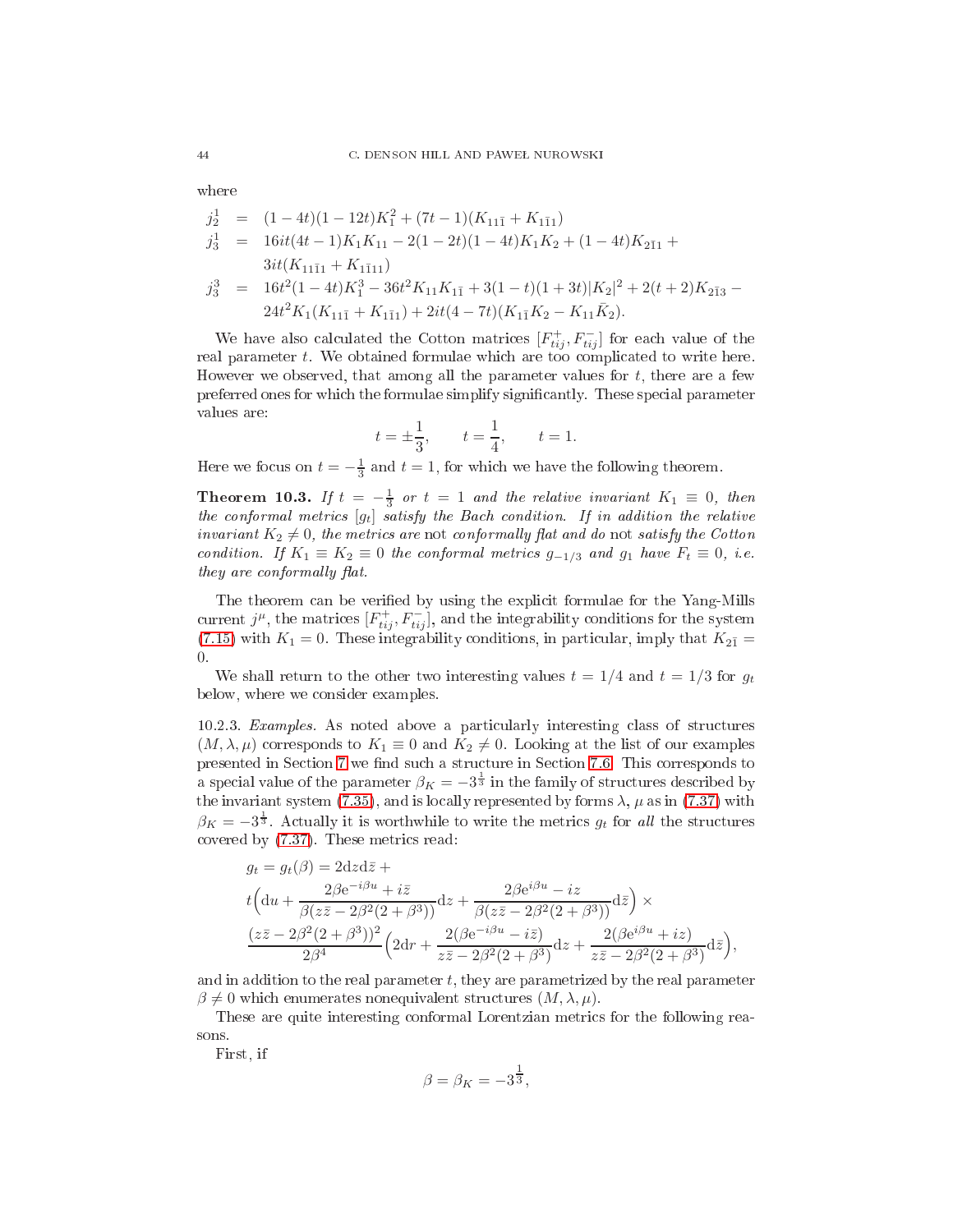where

$$
\begin{aligned}
j^1_2 &= (1-4t)(1-12t)K_1^2 + (7t-1)(K_{11\bar{1}} + K_{1\bar{1}1})\\
j^1_3 &= 16it(4t-1)K_1K_{11} - 2(1-2t)(1-4t)K_1K_2 + (1-4t)K_{2\bar{1}1} +\\
&\quad 3it(K_{11\bar{1}1} + K_{1\bar{1}11})\\
j^3_3 &= 16t^2(1-4t)K_1^3 - 36t^2K_{11}K_{1\bar{1}} + 3(1-t)(1+3t)|K_2|^2 + 2(t+2)K_{2\bar{1}3} -\\
&\quad 24t^2K_1(K_{11\bar{1}} + K_{1\bar{1}1}) + 2it(4-7t)(K_{1\bar{1}}K_2 - K_{11}\bar{K}_2).
\end{aligned}
$$

We have also calculated the Cotton matrices $[F^+_{tij}, F^-_{tij}]$ for each value of the real parameter $t$. We obtained formulae which are too complicated to write here. However we observed, that among all the parameter values for $t$, there are a few preferred ones for which the formulae simplify significantly. These special parameter values are:

$$
t = \pm\frac{1}{3}, \qquad t = \frac{1}{4}, \qquad t = 1.
$$

Here we focus on $t = -\frac{1}{3}$ and $t = 1$, for which we have the following theorem.

**Theorem 10.3.** *If $t = -\frac{1}{3}$ or $t = 1$ and the relative invariant $K_1 \equiv 0$, then the conformal metrics $[g_t]$ satisfy the Bach condition. If in addition the relative invariant $K_2 \neq 0$, the metrics are* not *conformally flat and do* not *satisfy the Cotton condition. If $K_1 \equiv K_2 \equiv 0$ the conformal metrics $g_{-1/3}$ and $g_1$ have $F_t \equiv 0$, i.e. they are conformally flat.*

The theorem can be verified by using the explicit formulae for the Yang-Mills current $j^\mu$, the matrices $[F^+_{tij}, F^-_{tij}]$, and the integrability conditions for the system (7.15) with $K_1 = 0$. These integrability conditions, in particular, imply that $K_{2\bar{1}} = 0$.

We shall return to the other two interesting values $t = 1/4$ and $t = 1/3$ for $g_t$ below, where we consider examples.

10.2.3. *Examples.* As noted above a particularly interesting class of structures $(M, \lambda, \mu)$ corresponds to $K_1 \equiv 0$ and $K_2 \neq 0$. Looking at the list of our examples presented in Section 7 we find such a structure in Section 7.6. This corresponds to a special value of the parameter $\beta_K = -3^{\frac{1}{3}}$ in the family of structures described by the invariant system (7.35), and is locally represented by forms $\lambda$, $\mu$ as in (7.37) with $\beta_K = -3^{\frac{1}{3}}$. Actually it is worthwhile to write the metrics $g_t$ for *all* the structures covered by (7.37). These metrics read:

$$
\begin{aligned}
&g_t = g_t(\beta) = 2\mathrm{d}z\mathrm{d}\bar{z} +\\
&t\Big(\mathrm{d}u + \frac{2\beta\mathrm{e}^{-i\beta u} + i\bar{z}}{\beta(z\bar{z} - 2\beta^2(2+\beta^3))}\mathrm{d}z + \frac{2\beta\mathrm{e}^{i\beta u} - iz}{\beta(z\bar{z} - 2\beta^2(2+\beta^3))}\mathrm{d}\bar{z}\Big) \times\\
&\frac{(z\bar{z} - 2\beta^2(2+\beta^3))^2}{2\beta^4}\Big(2\mathrm{d}r + \frac{2(\beta\mathrm{e}^{-i\beta u} - i\bar{z})}{z\bar{z} - 2\beta^2(2+\beta^3)}\mathrm{d}z + \frac{2(\beta\mathrm{e}^{i\beta u} + iz)}{z\bar{z} - 2\beta^2(2+\beta^3)}\mathrm{d}\bar{z}\Big),
\end{aligned}
$$

and in addition to the real parameter $t$, they are parametrized by the real parameter $\beta \neq 0$ which enumerates nonequivalent structures $(M, \lambda, \mu)$.

These are quite interesting conformal Lorentzian metrics for the following reasons.

First, if

$$
\beta = \beta_K = -3^{\frac{1}{3}},
$$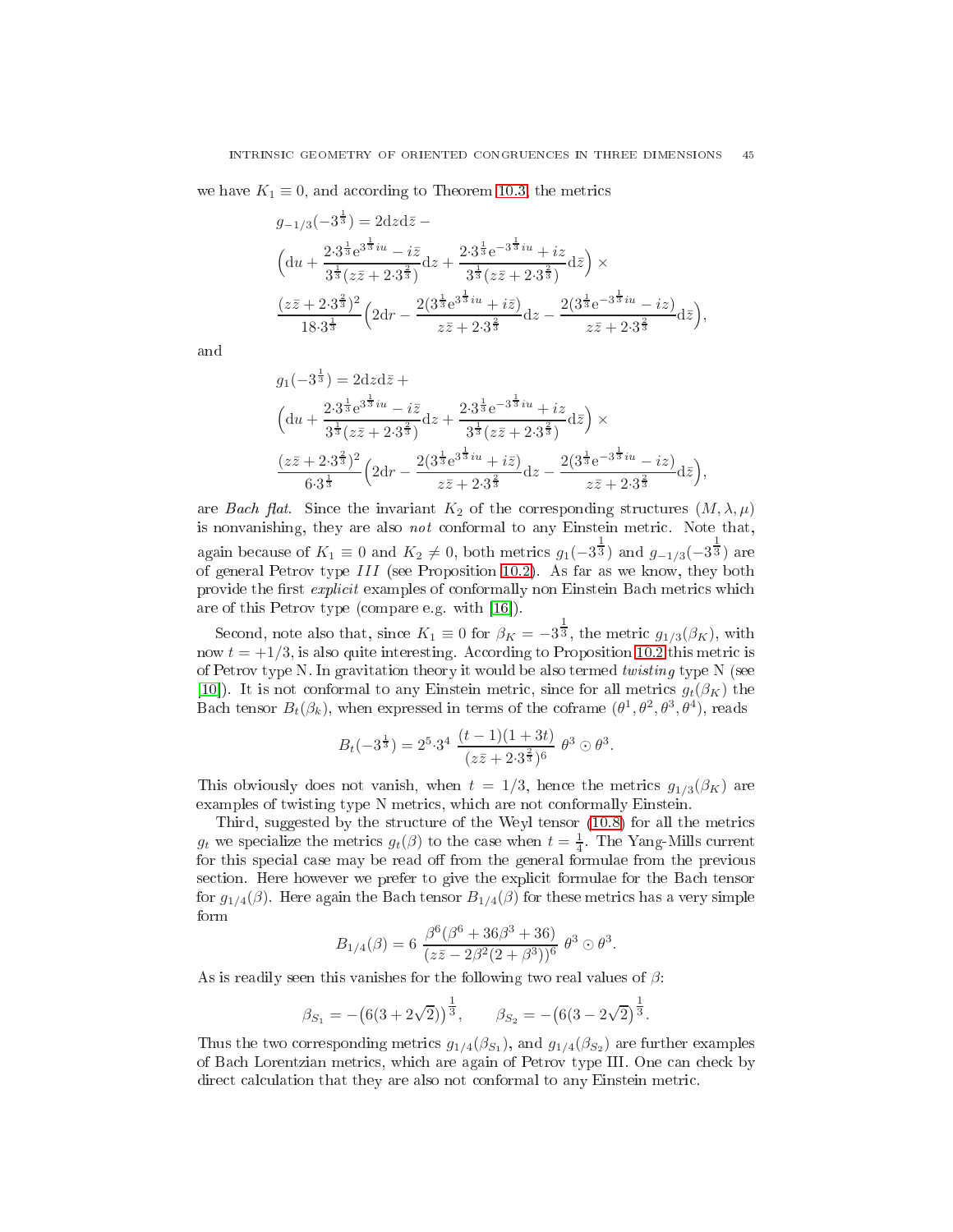we have $K_1 \equiv 0$, and according to Theorem 10.3, the metrics

$$g_{-1/3}(-3^{\frac13}) = 2\mathrm{d}z\mathrm{d}\bar{z} -$$
$$\Big(\mathrm{d}u + \frac{2{\cdot}3^{\frac13}\mathrm{e}^{3^{\frac13}iu} - i\bar{z}}{3^{\frac13}(z\bar{z}+2{\cdot}3^{\frac23})}\mathrm{d}z + \frac{2{\cdot}3^{\frac13}\mathrm{e}^{-3^{\frac13}iu} + iz}{3^{\frac13}(z\bar{z}+2{\cdot}3^{\frac23})}\mathrm{d}\bar{z}\Big) \times$$
$$\frac{(z\bar{z}+2{\cdot}3^{\frac23})^2}{18{\cdot}3^{\frac13}}\Big(2\mathrm{d}r - \frac{2(3^{\frac13}\mathrm{e}^{3^{\frac13}iu}+i\bar{z})}{z\bar{z}+2{\cdot}3^{\frac23}}\mathrm{d}z - \frac{2(3^{\frac13}\mathrm{e}^{-3^{\frac13}iu}-iz)}{z\bar{z}+2{\cdot}3^{\frac23}}\mathrm{d}\bar{z}\Big),$$

and

$$g_{1}(-3^{\frac13}) = 2\mathrm{d}z\mathrm{d}\bar{z} +$$
$$\Big(\mathrm{d}u + \frac{2{\cdot}3^{\frac13}\mathrm{e}^{3^{\frac13}iu} - i\bar{z}}{3^{\frac13}(z\bar{z}+2{\cdot}3^{\frac23})}\mathrm{d}z + \frac{2{\cdot}3^{\frac13}\mathrm{e}^{-3^{\frac13}iu} + iz}{3^{\frac13}(z\bar{z}+2{\cdot}3^{\frac23})}\mathrm{d}\bar{z}\Big) \times$$
$$\frac{(z\bar{z}+2{\cdot}3^{\frac23})^2}{6{\cdot}3^{\frac13}}\Big(2\mathrm{d}r - \frac{2(3^{\frac13}\mathrm{e}^{3^{\frac13}iu}+i\bar{z})}{z\bar{z}+2{\cdot}3^{\frac23}}\mathrm{d}z - \frac{2(3^{\frac13}\mathrm{e}^{-3^{\frac13}iu}-iz)}{z\bar{z}+2{\cdot}3^{\frac23}}\mathrm{d}\bar{z}\Big),$$

are *Bach flat*. Since the invariant $K_2$ of the corresponding structures $(M,\lambda,\mu)$ is nonvanishing, they are also *not* conformal to any Einstein metric. Note that, again because of $K_1 \equiv 0$ and $K_2 \neq 0$, both metrics $g_1(-3^{\frac13})$ and $g_{-1/3}(-3^{\frac13})$ are of general Petrov type $III$ (see Proposition 10.2). As far as we know, they both provide the first *explicit* examples of conformally non Einstein Bach metrics which are of this Petrov type (compare e.g. with [16]).

Second, note also that, since $K_1 \equiv 0$ for $\beta_K = -3^{\frac13}$, the metric $g_{1/3}(\beta_K)$, with now $t = +1/3$, is also quite interesting. According to Proposition 10.2 this metric is of Petrov type N. In gravitation theory it would be also termed *twisting* type N (see [10]). It is not conformal to any Einstein metric, since for all metrics $g_t(\beta_K)$ the Bach tensor $B_t(\beta_k)$, when expressed in terms of the coframe $(\theta^1,\theta^2,\theta^3,\theta^4)$, reads

$$B_t(-3^{\frac13}) = 2^5{\cdot}3^4\ \frac{(t-1)(1+3t)}{(z\bar{z}+2{\cdot}3^{\frac23})^6}\ \theta^3\odot\theta^3.$$

This obviously does not vanish, when $t = 1/3$, hence the metrics $g_{1/3}(\beta_K)$ are examples of twisting type N metrics, which are not conformally Einstein.

Third, suggested by the structure of the Weyl tensor (10.8) for all the metrics $g_t$ we specialize the metrics $g_t(\beta)$ to the case when $t = \frac14$. The Yang-Mills current for this special case may be read off from the general formulae from the previous section. Here however we prefer to give the explicit formulae for the Bach tensor for $g_{1/4}(\beta)$. Here again the Bach tensor $B_{1/4}(\beta)$ for these metrics has a very simple form

$$B_{1/4}(\beta) = 6\ \frac{\beta^6(\beta^6+36\beta^3+36)}{(z\bar{z}-2\beta^2(2+\beta^3))^6}\ \theta^3\odot\theta^3.$$

As is readily seen this vanishes for the following two real values of $\beta$:

$$\beta_{S_1} = -\big(6(3+2\sqrt{2})\big)^{\frac13},\qquad \beta_{S_2} = -\big(6(3-2\sqrt{2}\big)^{\frac13}.$$

Thus the two corresponding metrics $g_{1/4}(\beta_{S_1})$, and $g_{1/4}(\beta_{S_2})$ are further examples of Bach Lorentzian metrics, which are again of Petrov type III. One can check by direct calculation that they are also not conformal to any Einstein metric.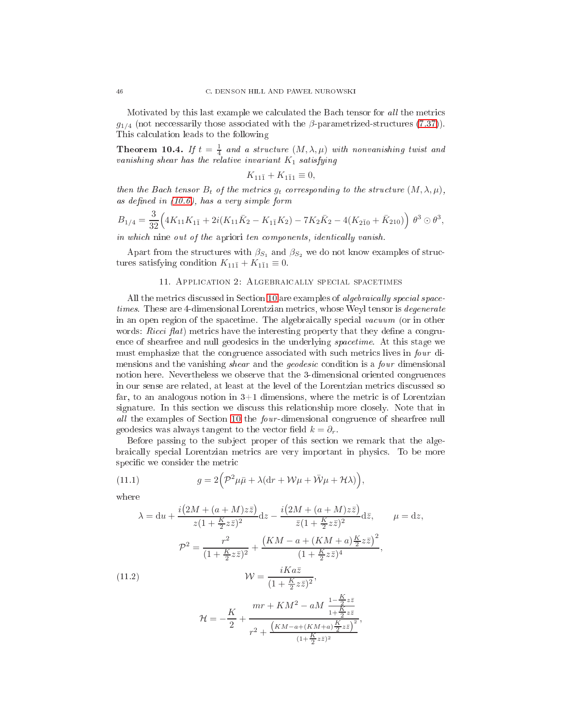Motivated by this last example we calculated the Bach tensor for *all* the metrics $g_{1/4}$ (not neccessarily those associated with the $\beta$-parametrized-structures (7.37)). This calculation leads to the following

**Theorem 10.4.** *If $t = \frac{1}{4}$ and a structure $(M, \lambda, \mu)$ with nonvanishing twist and vanishing shear has the relative invariant $K_1$ satisfying*

$$K_{11\bar{1}} + K_{1\bar{1}1} \equiv 0,$$

*then the Bach tensor $B_t$ of the metrics $g_t$ corresponding to the structure $(M, \lambda, \mu)$, as defined in (10.6), has a very simple form*

$$B_{1/4} = \frac{3}{32}\Big(4K_{11}K_{1\bar{1}} + 2i(K_{11}\bar{K}_2 - K_{1\bar{1}}K_2) - 7K_2\bar{K}_2 - 4(K_{2\bar{1}0} + \bar{K}_{210})\Big)\ \theta^3 \odot \theta^3,$$

*in which* nine *out of the* apriori *ten components, identically vanish.*

Apart from the structures with $\beta_{S_1}$ and $\beta_{S_2}$ we do not know examples of structures satisfying condition $K_{11\bar{1}} + K_{1\bar{1}1} \equiv 0$.

## 11. Application 2: Algebraically special spacetimes

All the metrics discussed in Section 10 are examples of *algebraically special spacetimes*. These are 4-dimensional Lorentzian metrics, whose Weyl tensor is *degenerate* in an open region of the spacetime. The algebraically special *vacuum* (or in other words: *Ricci flat*) metrics have the interesting property that they define a congruence of shearfree and null geodesics in the underlying *spacetime*. At this stage we must emphasize that the congruence associated with such metrics lives in *four* dimensions and the vanishing *shear* and the *geodesic* condition is a *four* dimensional notion here. Nevertheless we observe that the 3-dimensional oriented congruences in our sense are related, at least at the level of the Lorentzian metrics discussed so far, to an analogous notion in 3+1 dimensions, where the metric is of Lorentzian signature. In this section we discuss this relationship more closely. Note that in *all* the examples of Section 10 the *four*-dimensional congruence of shearfree null geodesics was always tangent to the vector field $k = \partial_r$.

Before passing to the subject proper of this section we remark that the algebraically special Lorentzian metrics are very important in physics. To be more specific we consider the metric

$$g = 2\Big(\mathcal{P}^2\mu\bar{\mu} + \lambda(\mathrm{d}r + \mathcal{W}\mu + \bar{\mathcal{W}}\bar{\mu} + \mathcal{H}\lambda)\Big), \tag{11.1}$$

where

$$\lambda = \mathrm{d}u + \frac{i\big(2M + (a+M)z\bar{z}\big)}{z(1+\frac{K}{2}z\bar{z})^2}\mathrm{d}z - \frac{i\big(2M + (a+M)z\bar{z}\big)}{\bar{z}(1+\frac{K}{2}z\bar{z})^2}\mathrm{d}\bar{z}, \qquad \mu = \mathrm{d}z,$$

$$\mathcal{P}^2 = \frac{r^2}{(1+\frac{K}{2}z\bar{z})^2} + \frac{\big(KM - a + (KM+a)\frac{K}{2}z\bar{z}\big)^2}{(1+\frac{K}{2}z\bar{z})^4},$$

$$\mathcal{W} = \frac{iKa\bar{z}}{(1+\frac{K}{2}z\bar{z})^2}, \tag{11.2}$$

$$\mathcal{H} = -\frac{K}{2} + \frac{mr + KM^2 - aM\ \frac{1-\frac{K}{2}z\bar{z}}{1+\frac{K}{2}z\bar{z}}}{r^2 + \frac{\big(KM-a+(KM+a)\frac{K}{2}z\bar{z}\big)^2}{(1+\frac{K}{2}z\bar{z})^2}},$$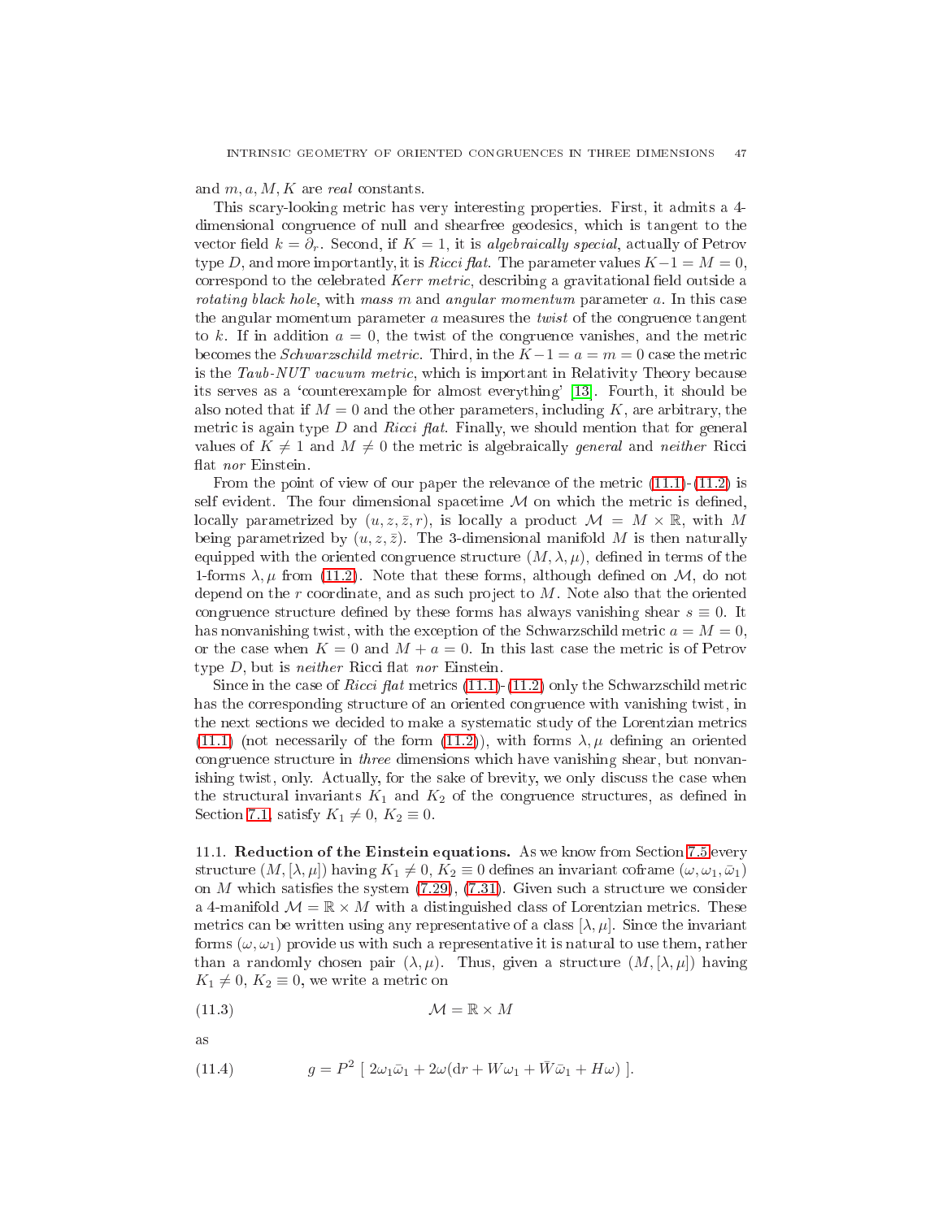and $m, a, M, K$ are *real* constants.

This scary-looking metric has very interesting properties. First, it admits a 4-dimensional congruence of null and shearfree geodesics, which is tangent to the vector field $k = \partial_r$. Second, if $K = 1$, it is *algebraically special*, actually of Petrov type $D$, and more importantly, it is *Ricci flat*. The parameter values $K-1 = M = 0$, correspond to the celebrated *Kerr metric*, describing a gravitational field outside a *rotating black hole*, with *mass* $m$ and *angular momentum* parameter $a$. In this case the angular momentum parameter $a$ measures the *twist* of the congruence tangent to $k$. If in addition $a = 0$, the twist of the congruence vanishes, and the metric becomes the *Schwarzschild metric*. Third, in the $K-1 = a = m = 0$ case the metric is the *Taub-NUT vacuum metric*, which is important in Relativity Theory because its serves as a 'counterexample for almost everything' [13]. Fourth, it should be also noted that if $M = 0$ and the other parameters, including $K$, are arbitrary, the metric is again type $D$ and *Ricci flat*. Finally, we should mention that for general values of $K \neq 1$ and $M \neq 0$ the metric is algebraically *general* and *neither* Ricci flat *nor* Einstein.

From the point of view of our paper the relevance of the metric (11.1)-(11.2) is self evident. The four dimensional spacetime $\mathcal{M}$ on which the metric is defined, locally parametrized by $(u, z, \bar{z}, r)$, is locally a product $\mathcal{M} = M \times \mathbb{R}$, with $M$ being parametrized by $(u, z, \bar{z})$. The 3-dimensional manifold $M$ is then naturally equipped with the oriented congruence structure $(M, \lambda, \mu)$, defined in terms of the 1-forms $\lambda, \mu$ from (11.2). Note that these forms, although defined on $\mathcal{M}$, do not depend on the $r$ coordinate, and as such project to $M$. Note also that the oriented congruence structure defined by these forms has always vanishing shear $s \equiv 0$. It has nonvanishing twist, with the exception of the Schwarzschild metric $a = M = 0$, or the case when $K = 0$ and $M + a = 0$. In this last case the metric is of Petrov type $D$, but is *neither* Ricci flat *nor* Einstein.

Since in the case of *Ricci flat* metrics (11.1)-(11.2) only the Schwarzschild metric has the corresponding structure of an oriented congruence with vanishing twist, in the next sections we decided to make a systematic study of the Lorentzian metrics (11.1) (not necessarily of the form (11.2)), with forms $\lambda, \mu$ defining an oriented congruence structure in *three* dimensions which have vanishing shear, but nonvanishing twist, only. Actually, for the sake of brevity, we only discuss the case when the structural invariants $K_1$ and $K_2$ of the congruence structures, as defined in Section 7.1, satisfy $K_1 \neq 0$, $K_2 \equiv 0$.

**11.1. Reduction of the Einstein equations.** As we know from Section 7.5 every structure $(M, [\lambda, \mu])$ having $K_1 \neq 0$, $K_2 \equiv 0$ defines an invariant coframe $(\omega, \omega_1, \bar{\omega}_1)$ on $M$ which satisfies the system (7.29), (7.31). Given such a structure we consider a 4-manifold $\mathcal{M} = \mathbb{R} \times M$ with a distinguished class of Lorentzian metrics. These metrics can be written using any representative of a class $[\lambda, \mu]$. Since the invariant forms $(\omega, \omega_1)$ provide us with such a representative it is natural to use them, rather than a randomly chosen pair $(\lambda, \mu)$. Thus, given a structure $(M, [\lambda, \mu])$ having $K_1 \neq 0$, $K_2 \equiv 0$, we write a metric on

$$\mathcal{M} = \mathbb{R} \times M \tag{11.3}$$

as

$$g = P^2 \; [\; 2\omega_1\bar{\omega}_1 + 2\omega(\mathrm{d}r + W\omega_1 + \bar{W}\bar{\omega}_1 + H\omega) \;]. \tag{11.4}$$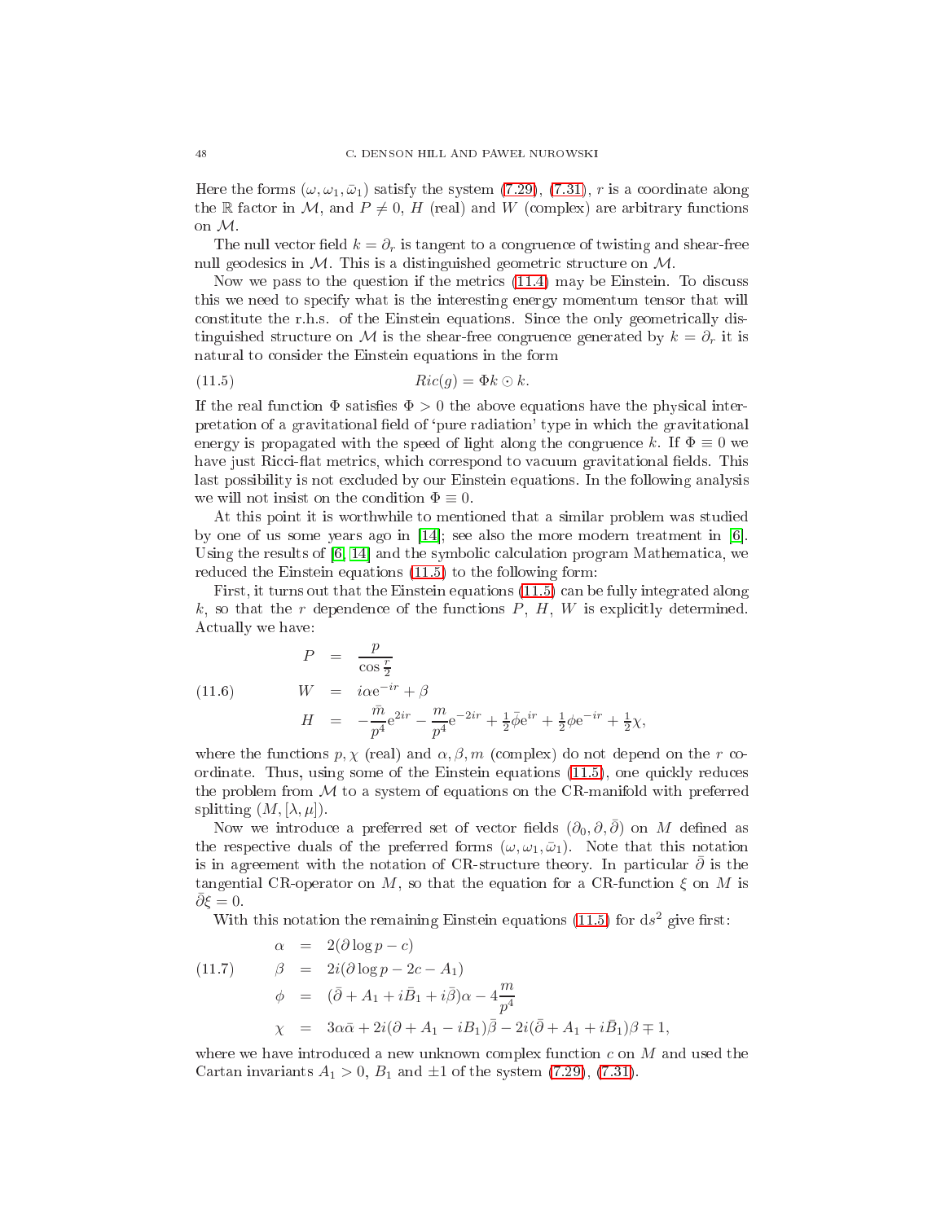Here the forms $(\omega, \omega_1, \bar{\omega}_1)$ satisfy the system (7.29), (7.31), $r$ is a coordinate along the $\mathbb{R}$ factor in $\mathcal{M}$, and $P \neq 0$, $H$ (real) and $W$ (complex) are arbitrary functions on $\mathcal{M}$.

The null vector field $k = \partial_r$ is tangent to a congruence of twisting and shear-free null geodesics in $\mathcal{M}$. This is a distinguished geometric structure on $\mathcal{M}$.

Now we pass to the question if the metrics (11.4) may be Einstein. To discuss this we need to specify what is the interesting energy momentum tensor that will constitute the r.h.s. of the Einstein equations. Since the only geometrically distinguished structure on $\mathcal{M}$ is the shear-free congruence generated by $k = \partial_r$ it is natural to consider the Einstein equations in the form

$$Ric(g) = \Phi k \odot k. \tag{11.5}$$

If the real function $\Phi$ satisfies $\Phi > 0$ the above equations have the physical interpretation of a gravitational field of 'pure radiation' type in which the gravitational energy is propagated with the speed of light along the congruence $k$. If $\Phi \equiv 0$ we have just Ricci-flat metrics, which correspond to vacuum gravitational fields. This last possibility is not excluded by our Einstein equations. In the following analysis we will not insist on the condition $\Phi \equiv 0$.

At this point it is worthwhile to mentioned that a similar problem was studied by one of us some years ago in [14]; see also the more modern treatment in [6]. Using the results of [6, 14] and the symbolic calculation program Mathematica, we reduced the Einstein equations (11.5) to the following form:

First, it turns out that the Einstein equations (11.5) can be fully integrated along $k$, so that the $r$ dependence of the functions $P$, $H$, $W$ is explicitly determined. Actually we have:

$$\begin{aligned} P &= \frac{p}{\cos\frac{r}{2}} \\ W &= i\alpha e^{-ir} + \beta \\ H &= -\frac{\bar{m}}{p^4}e^{2ir} - \frac{m}{p^4}e^{-2ir} + \tfrac{1}{2}\bar{\phi}e^{ir} + \tfrac{1}{2}\phi e^{-ir} + \tfrac{1}{2}\chi, \end{aligned} \tag{11.6}$$

where the functions $p, \chi$ (real) and $\alpha, \beta, m$ (complex) do not depend on the $r$ coordinate. Thus, using some of the Einstein equations (11.5), one quickly reduces the problem from $\mathcal{M}$ to a system of equations on the CR-manifold with preferred splitting $(M, [\lambda, \mu])$.

Now we introduce a preferred set of vector fields $(\partial_0, \partial, \bar{\partial})$ on $M$ defined as the respective duals of the preferred forms $(\omega, \omega_1, \bar{\omega}_1)$. Note that this notation is in agreement with the notation of CR-structure theory. In particular $\bar{\partial}$ is the tangential CR-operator on $M$, so that the equation for a CR-function $\xi$ on $M$ is $\bar{\partial}\xi = 0$.

With this notation the remaining Einstein equations (11.5) for $\mathrm{d}s^2$ give first:

$$\begin{aligned} \alpha &= 2(\partial \log p - c) \\ \beta &= 2i(\partial \log p - 2c - A_1) \\ \phi &= (\bar{\partial} + A_1 + i\bar{B}_1 + i\bar{\beta})\alpha - 4\frac{m}{p^4} \\ \chi &= 3\alpha\bar{\alpha} + 2i(\partial + A_1 - iB_1)\bar{\beta} - 2i(\bar{\partial} + A_1 + i\bar{B}_1)\beta \mp 1, \end{aligned} \tag{11.7}$$

where we have introduced a new unknown complex function $c$ on $M$ and used the Cartan invariants $A_1 > 0$, $B_1$ and $\pm 1$ of the system (7.29), (7.31).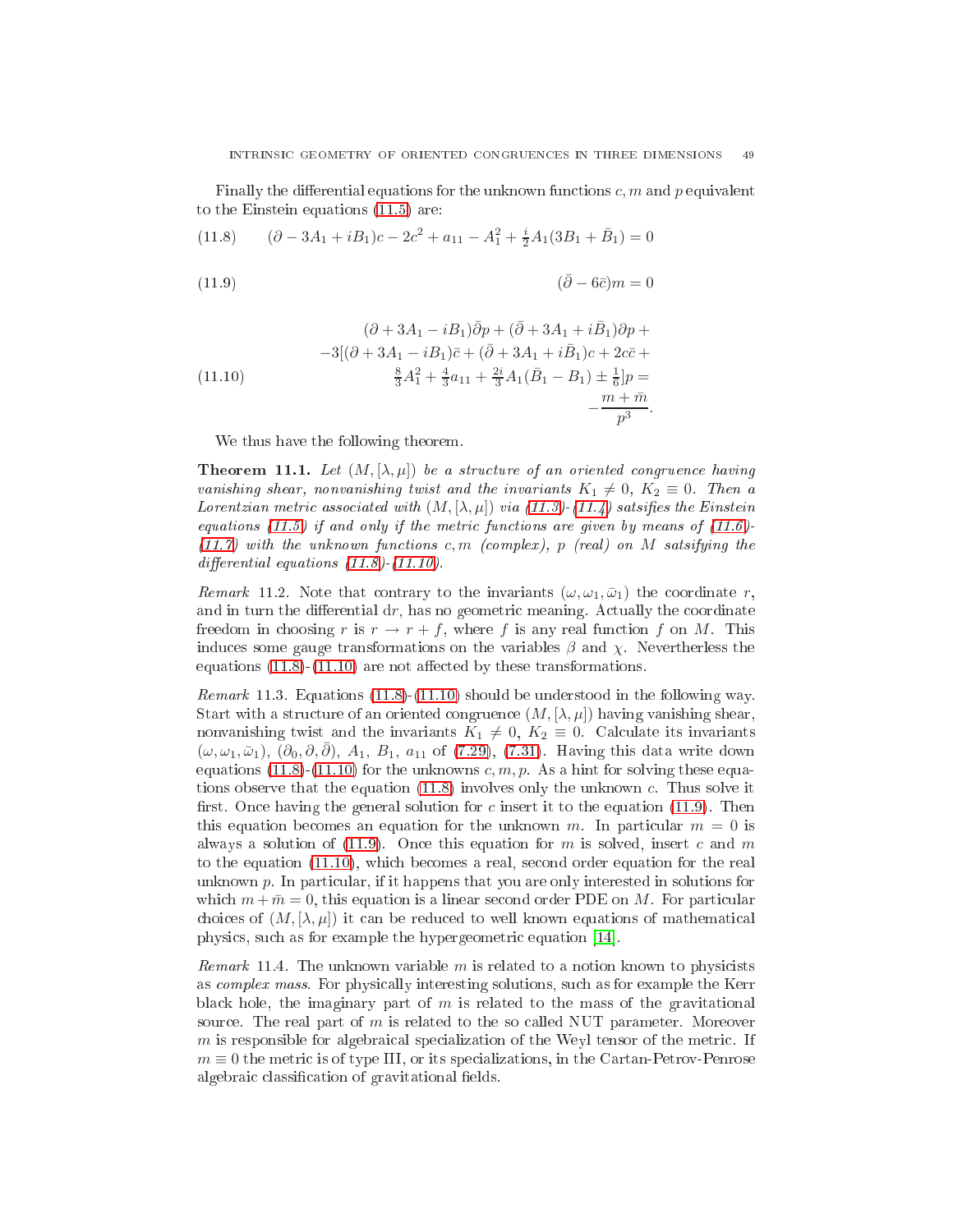Finally the differential equations for the unknown functions $c, m$ and $p$ equivalent to the Einstein equations (11.5) are:

$$(\partial - 3A_1 + iB_1)c - 2c^2 + a_{11} - A_1^2 + \tfrac{i}{2}A_1(3B_1 + \bar{B}_1) = 0 \tag{11.8}$$

$$(\bar{\partial} - 6\bar{c})m = 0 \tag{11.9}$$

$$\begin{aligned}(\partial + 3A_1 - iB_1)\bar{\partial}p + (\bar{\partial} + 3A_1 + i\bar{B}_1)\partial p + \\ -3[(\partial + 3A_1 - iB_1)\bar{c} + (\bar{\partial} + 3A_1 + i\bar{B}_1)c + 2c\bar{c} + \\ \tfrac{8}{3}A_1^2 + \tfrac{4}{3}a_{11} + \tfrac{2i}{3}A_1(\bar{B}_1 - B_1) \pm \tfrac{1}{6}]p = \\ -\frac{m + \bar{m}}{p^3}.\end{aligned} \tag{11.10}$$

We thus have the following theorem.

**Theorem 11.1.** *Let $(M, [\lambda, \mu])$ be a structure of an oriented congruence having vanishing shear, nonvanishing twist and the invariants $K_1 \neq 0$, $K_2 \equiv 0$. Then a Lorentzian metric associated with $(M, [\lambda, \mu])$ via (11.3)-(11.4) satsifies the Einstein equations (11.5) if and only if the metric functions are given by means of (11.6)-(11.7) with the unknown functions $c, m$ (complex), $p$ (real) on $M$ satsifying the differential equations (11.8)-(11.10).*

*Remark* 11.2. Note that contrary to the invariants $(\omega, \omega_1, \bar{\omega}_1)$ the coordinate $r$, and in turn the differential $\mathrm{d}r$, has no geometric meaning. Actually the coordinate freedom in choosing $r$ is $r \to r + f$, where $f$ is any real function $f$ on $M$. This induces some gauge transformations on the variables $\beta$ and $\chi$. Nevertherless the equations (11.8)-(11.10) are not affected by these transformations.

*Remark* 11.3. Equations (11.8)-(11.10) should be understood in the following way. Start with a structure of an oriented congruence $(M, [\lambda, \mu])$ having vanishing shear, nonvanishing twist and the invariants $K_1 \neq 0$, $K_2 \equiv 0$. Calculate its invariants $(\omega, \omega_1, \bar{\omega}_1)$, $(\partial_0, \partial, \bar{\partial})$, $A_1$, $B_1$, $a_{11}$ of (7.29), (7.31). Having this data write down equations (11.8)-(11.10) for the unknowns $c, m, p$. As a hint for solving these equations observe that the equation (11.8) involves only the unknown $c$. Thus solve it first. Once having the general solution for $c$ insert it to the equation (11.9). Then this equation becomes an equation for the unknown $m$. In particular $m = 0$ is always a solution of (11.9). Once this equation for $m$ is solved, insert $c$ and $m$ to the equation (11.10), which becomes a real, second order equation for the real unknown $p$. In particular, if it happens that you are only interested in solutions for which $m + \bar{m} = 0$, this equation is a linear second order PDE on $M$. For particular choices of $(M, [\lambda, \mu])$ it can be reduced to well known equations of mathematical physics, such as for example the hypergeometric equation [14].

*Remark* 11.4. The unknown variable $m$ is related to a notion known to physicists as *complex mass*. For physically interesting solutions, such as for example the Kerr black hole, the imaginary part of $m$ is related to the mass of the gravitational source. The real part of $m$ is related to the so called NUT parameter. Moreover $m$ is responsible for algebraical specialization of the Weyl tensor of the metric. If $m \equiv 0$ the metric is of type III, or its specializations, in the Cartan-Petrov-Penrose algebraic classification of gravitational fields.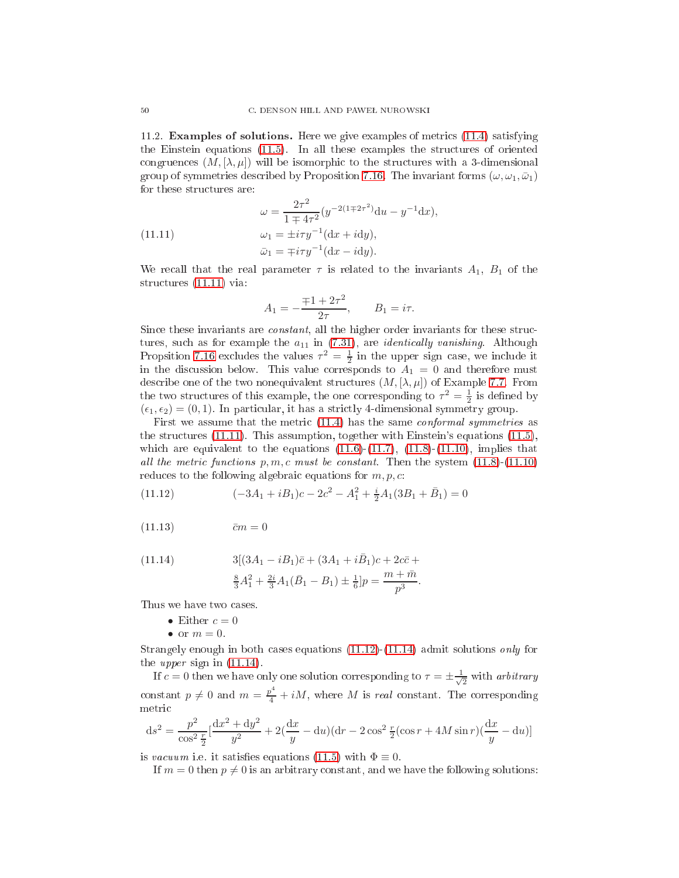11.2. **Examples of solutions.** Here we give examples of metrics (11.4) satisfying the Einstein equations (11.5). In all these examples the structures of oriented congruences $(M, [\lambda, \mu])$ will be isomorphic to the structures with a 3-dimensional group of symmetries described by Proposition 7.16. The invariant forms $(\omega, \omega_1, \bar{\omega}_1)$ for these structures are:

$$
\begin{aligned}
\omega &= \frac{2\tau^2}{1 \mp 4\tau^2}(y^{-2(1\mp 2\tau^2)}\mathrm{d}u - y^{-1}\mathrm{d}x), \\
\omega_1 &= \pm i\tau y^{-1}(\mathrm{d}x + i\mathrm{d}y), \qquad\qquad (11.11)\\
\bar{\omega}_1 &= \mp i\tau y^{-1}(\mathrm{d}x - i\mathrm{d}y).
\end{aligned}
$$

We recall that the real parameter $\tau$ is related to the invariants $A_1$, $B_1$ of the structures (11.11) via:

$$
A_1 = -\frac{\mp 1 + 2\tau^2}{2\tau}, \qquad B_1 = i\tau.
$$

Since these invariants are *constant*, all the higher order invariants for these structures, such as for example the $a_{11}$ in (7.31), are *identically vanishing*. Although Propsition 7.16 excludes the values $\tau^2 = \frac{1}{2}$ in the upper sign case, we include it in the discussion below. This value corresponds to $A_1 = 0$ and therefore must describe one of the two nonequivalent structures $(M, [\lambda, \mu])$ of Example 7.7. From the two structures of this example, the one corresponding to $\tau^2 = \frac{1}{2}$ is defined by $(\epsilon_1, \epsilon_2) = (0, 1)$. In particular, it has a strictly 4-dimensional symmetry group.

First we assume that the metric (11.4) has the same *conformal symmetries* as the structures (11.11). This assumption, together with Einstein's equations (11.5), which are equivalent to the equations (11.6)-(11.7), (11.8)-(11.10), implies that *all the metric functions $p, m, c$ must be constant*. Then the system (11.8)-(11.10) reduces to the following algebraic equations for $m, p, c$:

$$
(-3A_1 + iB_1)c - 2c^2 - A_1^2 + \tfrac{i}{2}A_1(3B_1 + \bar{B}_1) = 0 \qquad (11.12)
$$

$$
\bar{c}m = 0 \qquad (11.13)
$$

$$
\begin{aligned}
&3[(3A_1 - iB_1)\bar{c} + (3A_1 + i\bar{B}_1)c + 2c\bar{c} + \\
&\tfrac{8}{3}A_1^2 + \tfrac{2i}{3}A_1(\bar{B}_1 - B_1) \pm \tfrac{1}{6}]p = \frac{m + \bar{m}}{p^3}.
\end{aligned} \qquad (11.14)
$$

Thus we have two cases.

- Either $c = 0$
- or $m = 0$.

Strangely enough in both cases equations (11.12)-(11.14) admit solutions *only* for the *upper* sign in (11.14).

If $c = 0$ then we have only one solution corresponding to $\tau = \pm\frac{1}{\sqrt{2}}$ with *arbitrary* constant $p \neq 0$ and $m = \frac{p^4}{4} + iM$, where $M$ is *real* constant. The corresponding metric

$$
\mathrm{d}s^2 = \frac{p^2}{\cos^2\frac{r}{2}}[\frac{\mathrm{d}x^2 + \mathrm{d}y^2}{y^2} + 2(\frac{\mathrm{d}x}{y} - \mathrm{d}u)(\mathrm{d}r - 2\cos^2\tfrac{r}{2}(\cos r + 4M\sin r)(\frac{\mathrm{d}x}{y} - \mathrm{d}u)]
$$

is *vacuum* i.e. it satisfies equations (11.5) with $\Phi \equiv 0$.

If $m = 0$ then $p \neq 0$ is an arbitrary constant, and we have the following solutions: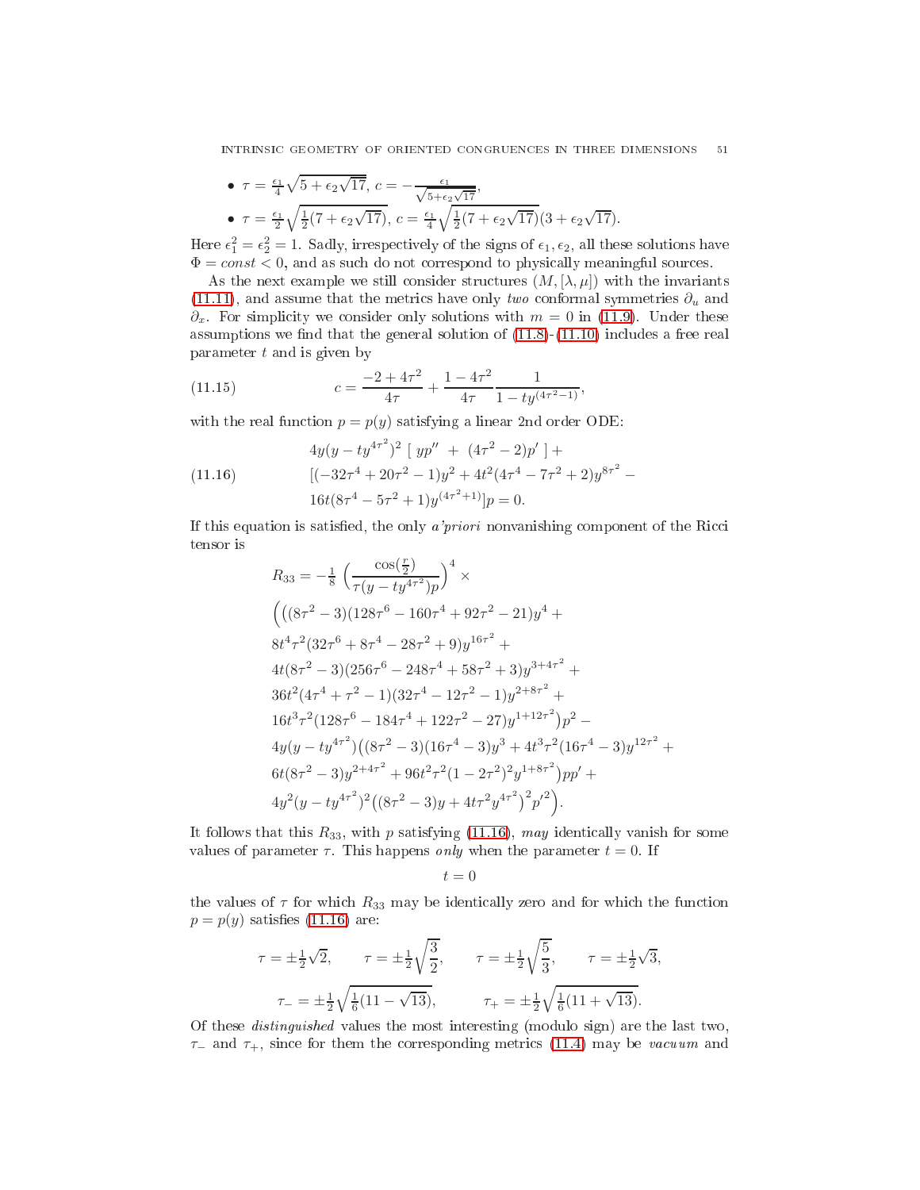- $\tau = \frac{\epsilon_1}{4}\sqrt{5+\epsilon_2\sqrt{17}}$, $c = -\frac{\epsilon_1}{\sqrt{5+\epsilon_2\sqrt{17}}}$,
- $\tau = \frac{\epsilon_1}{2}\sqrt{\frac{1}{2}(7+\epsilon_2\sqrt{17})}$, $c = \frac{\epsilon_1}{4}\sqrt{\frac{1}{2}(7+\epsilon_2\sqrt{17})}(3+\epsilon_2\sqrt{17})$.

Here $\epsilon_1^2 = \epsilon_2^2 = 1$. Sadly, irrespectively of the signs of $\epsilon_1, \epsilon_2$, all these solutions have $\Phi = const < 0$, and as such do not correspond to physically meaningful sources.

As the next example we still consider structures $(M, [\lambda, \mu])$ with the invariants (11.11), and assume that the metrics have only *two* conformal symmetries $\partial_u$ and $\partial_x$. For simplicity we consider only solutions with $m = 0$ in (11.9). Under these assumptions we find that the general solution of (11.8)-(11.10) includes a free real parameter $t$ and is given by

$$c = \frac{-2+4\tau^2}{4\tau} + \frac{1-4\tau^2}{4\tau}\frac{1}{1-ty^{(4\tau^2-1)}}, \tag{11.15}$$

with the real function $p = p(y)$ satisfying a linear 2nd order ODE:

$$\begin{aligned}
&4y(y-ty^{4\tau^2})^2\ [\ yp'' \ + \ (4\tau^2-2)p'\ ] + \\
&[(-32\tau^4+20\tau^2-1)y^2 + 4t^2(4\tau^4-7\tau^2+2)y^{8\tau^2} - \\
&16t(8\tau^4-5\tau^2+1)y^{(4\tau^2+1)}]p = 0.
\end{aligned} \tag{11.16}$$

If this equation is satisfied, the only *a'priori* nonvanishing component of the Ricci tensor is

$$\begin{aligned}
R_{33} = &-\tfrac{1}{8}\left(\frac{\cos(\frac{r}{2})}{\tau(y-ty^{4\tau^2})p}\right)^4 \times \\
&\Big(\big((8\tau^2-3)(128\tau^6-160\tau^4+92\tau^2-21)y^4 + \\
&8t^4\tau^2(32\tau^6+8\tau^4-28\tau^2+9)y^{16\tau^2} + \\
&4t(8\tau^2-3)(256\tau^6-248\tau^4+58\tau^2+3)y^{3+4\tau^2} + \\
&36t^2(4\tau^4+\tau^2-1)(32\tau^4-12\tau^2-1)y^{2+8\tau^2} + \\
&16t^3\tau^2(128\tau^6-184\tau^4+122\tau^2-27)y^{1+12\tau^2}\big)p^2 - \\
&4y(y-ty^{4\tau^2})\big((8\tau^2-3)(16\tau^4-3)y^3 + 4t^3\tau^2(16\tau^4-3)y^{12\tau^2} + \\
&6t(8\tau^2-3)y^{2+4\tau^2} + 96t^2\tau^2(1-2\tau^2)^2y^{1+8\tau^2}\big)pp' + \\
&4y^2(y-ty^{4\tau^2})^2\big((8\tau^2-3)y + 4t\tau^2y^{4\tau^2}\big)^2p'^2\Big).
\end{aligned}$$

It follows that this $R_{33}$, with $p$ satisfying (11.16), *may* identically vanish for some values of parameter $\tau$. This happens *only* when the parameter $t = 0$. If

$$t = 0$$

the values of $\tau$ for which $R_{33}$ may be identically zero and for which the function $p = p(y)$ satisfies (11.16) are:

$$\tau = \pm\tfrac{1}{2}\sqrt{2}, \qquad \tau = \pm\tfrac{1}{2}\sqrt{\frac{3}{2}}, \qquad \tau = \pm\tfrac{1}{2}\sqrt{\frac{5}{3}}, \qquad \tau = \pm\tfrac{1}{2}\sqrt{3},$$

$$\tau_- = \pm\tfrac{1}{2}\sqrt{\tfrac{1}{6}(11-\sqrt{13})}, \qquad \tau_+ = \pm\tfrac{1}{2}\sqrt{\tfrac{1}{6}(11+\sqrt{13})}.$$

Of these *distinguished* values the most interesting (modulo sign) are the last two, $\tau_-$ and $\tau_+$, since for them the corresponding metrics (11.4) may be *vacuum* and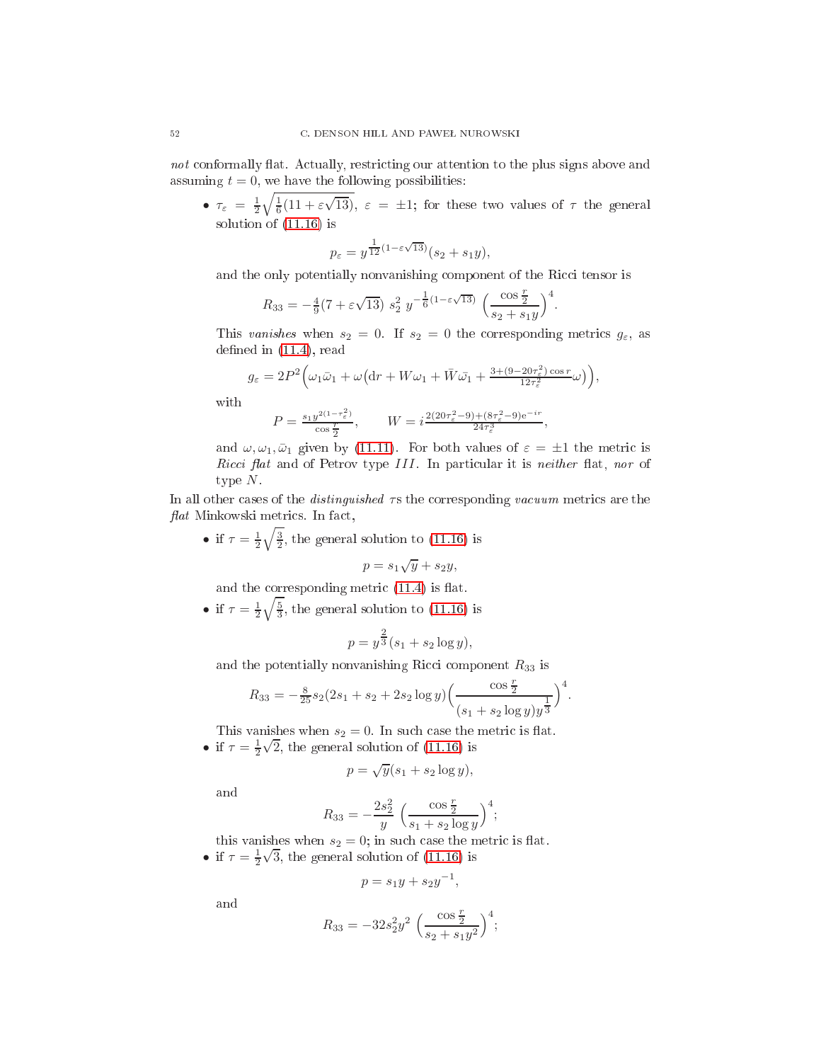*not* conformally flat. Actually, restricting our attention to the plus signs above and assuming $t=0$, we have the following possibilities:

- $\tau_\varepsilon = \frac{1}{2}\sqrt{\frac{1}{6}(11+\varepsilon\sqrt{13})}$, $\varepsilon=\pm 1$; for these two values of $\tau$ the general solution of (11.16) is
$$p_\varepsilon = y^{\frac{1}{12}(1-\varepsilon\sqrt{13})}(s_2+s_1 y),$$
and the only potentially nonvanishing component of the Ricci tensor is
$$R_{33} = -\tfrac{4}{9}(7+\varepsilon\sqrt{13})\ s_2^2\ y^{-\frac{1}{6}(1-\varepsilon\sqrt{13})}\ \Big(\frac{\cos\frac{r}{2}}{s_2+s_1 y}\Big)^4.$$
This *vanishes* when $s_2=0$. If $s_2=0$ the corresponding metrics $g_\varepsilon$, as defined in (11.4), read
$$g_\varepsilon = 2P^2\Big(\omega_1\bar{\omega}_1 + \omega\big({\rm d}r + W\omega_1 + \bar{W}\bar{\omega}_1 + \tfrac{3+(9-20\tau_\varepsilon^2)\cos r}{12\tau_\varepsilon^2}\omega\big)\Big),$$
with
$$P = \tfrac{s_1 y^{2(1-\tau_\varepsilon^2)}}{\cos\frac{r}{2}},\qquad W = i\tfrac{2(20\tau_\varepsilon^2-9)+(8\tau_\varepsilon^2-9){\rm e}^{-ir}}{24\tau_\varepsilon^3},$$
and $\omega,\omega_1,\bar{\omega}_1$ given by (11.11). For both values of $\varepsilon=\pm1$ the metric is *Ricci flat* and of Petrov type $III$. In particular it is *neither* flat, *nor* of type $N$.

In all other cases of the *distinguished* $\tau$s the corresponding *vacuum* metrics are the *flat* Minkowski metrics. In fact,

- if $\tau = \frac{1}{2}\sqrt{\frac{3}{2}}$, the general solution to (11.16) is
$$p = s_1\sqrt{y} + s_2 y,$$
and the corresponding metric (11.4) is flat.
- if $\tau = \frac{1}{2}\sqrt{\frac{5}{3}}$, the general solution to (11.16) is
$$p = y^{\frac{2}{3}}(s_1 + s_2\log y),$$
and the potentially nonvanishing Ricci component $R_{33}$ is
$$R_{33} = -\tfrac{8}{25}s_2(2s_1+s_2+2s_2\log y)\Big(\frac{\cos\frac{r}{2}}{(s_1+s_2\log y)y^{\frac{1}{3}}}\Big)^4.$$
This vanishes when $s_2=0$. In such case the metric is flat.
- if $\tau=\frac{1}{2}\sqrt{2}$, the general solution of (11.16) is
$$p=\sqrt{y}(s_1+s_2\log y),$$
and
$$R_{33} = -\frac{2s_2^2}{y}\ \Big(\frac{\cos\frac{r}{2}}{s_1+s_2\log y}\Big)^4;$$
this vanishes when $s_2=0$; in such case the metric is flat.
- if $\tau=\frac{1}{2}\sqrt{3}$, the general solution of (11.16) is
$$p = s_1 y + s_2 y^{-1},$$
and
$$R_{33} = -32 s_2^2 y^2\ \Big(\frac{\cos\frac{r}{2}}{s_2+s_1 y^2}\Big)^4;$$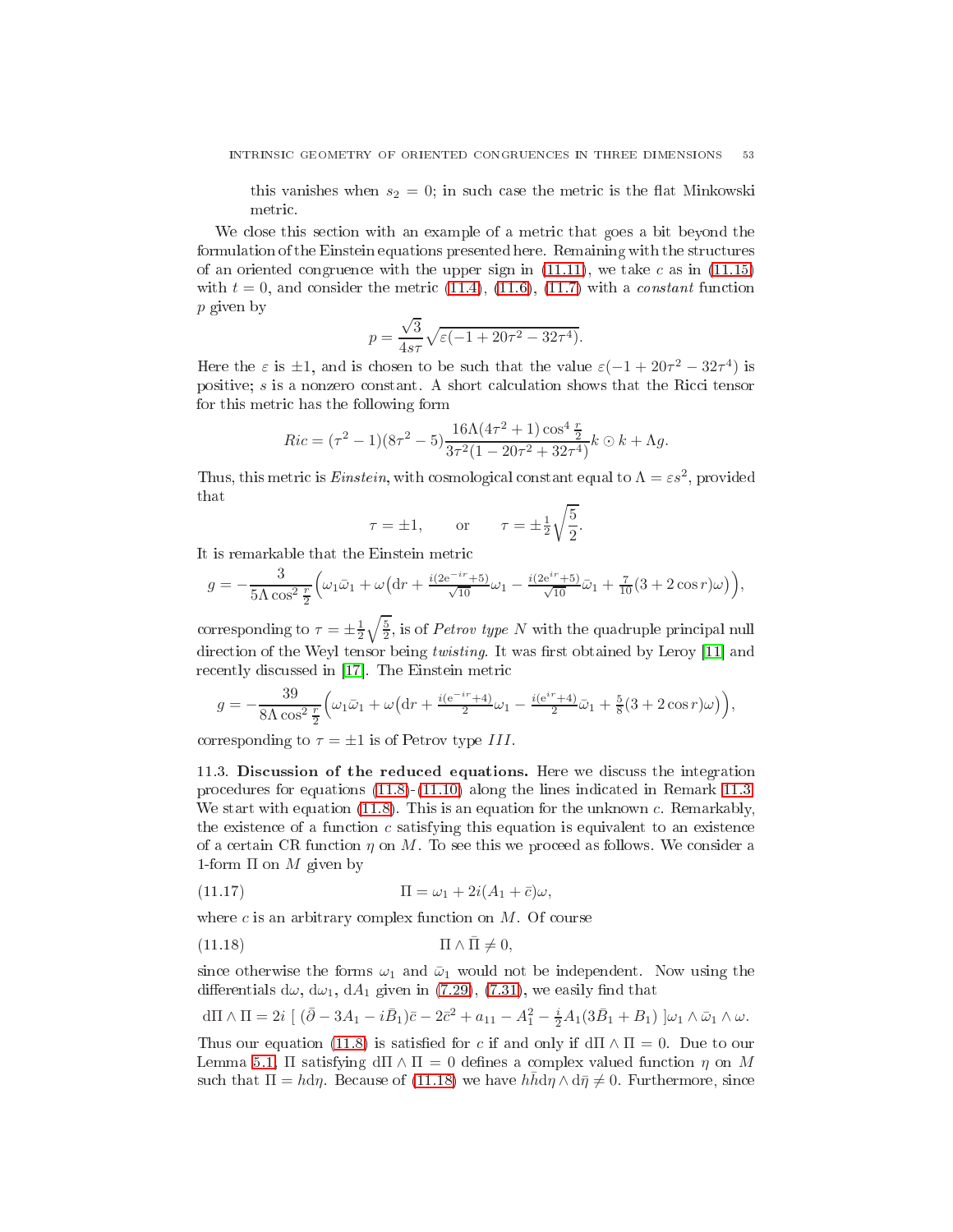this vanishes when $s_2 = 0$; in such case the metric is the flat Minkowski metric.

We close this section with an example of a metric that goes a bit beyond the formulation of the Einstein equations presented here. Remaining with the structures of an oriented congruence with the upper sign in (11.11), we take $c$ as in (11.15) with $t = 0$, and consider the metric (11.4), (11.6), (11.7) with a *constant* function $p$ given by

$$p = \frac{\sqrt{3}}{4s\tau}\sqrt{\varepsilon(-1 + 20\tau^2 - 32\tau^4)}.$$

Here the $\varepsilon$ is $\pm 1$, and is chosen to be such that the value $\varepsilon(-1 + 20\tau^2 - 32\tau^4)$ is positive; $s$ is a nonzero constant. A short calculation shows that the Ricci tensor for this metric has the following form

$$Ric = (\tau^2 - 1)(8\tau^2 - 5)\frac{16\Lambda(4\tau^2 + 1)\cos^4\frac{r}{2}}{3\tau^2(1 - 20\tau^2 + 32\tau^4)}k \odot k + \Lambda g.$$

Thus, this metric is *Einstein*, with cosmological constant equal to $\Lambda = \varepsilon s^2$, provided that

$$\tau = \pm 1, \qquad \text{or} \qquad \tau = \pm\tfrac{1}{2}\sqrt{\frac{5}{2}}.$$

It is remarkable that the Einstein metric

$$g = -\frac{3}{5\Lambda\cos^2\frac{r}{2}}\Big(\omega_1\bar{\omega}_1 + \omega\big(\mathrm{d}r + \tfrac{i(2\mathrm{e}^{-ir}+5)}{\sqrt{10}}\omega_1 - \tfrac{i(2\mathrm{e}^{ir}+5)}{\sqrt{10}}\bar{\omega}_1 + \tfrac{7}{10}(3 + 2\cos r)\omega\big)\Big),$$

corresponding to $\tau = \pm\frac{1}{2}\sqrt{\frac{5}{2}}$, is of *Petrov type N* with the quadruple principal null direction of the Weyl tensor being *twisting*. It was first obtained by Leroy [11] and recently discussed in [17]. The Einstein metric

$$g = -\frac{39}{8\Lambda\cos^2\frac{r}{2}}\Big(\omega_1\bar{\omega}_1 + \omega\big(\mathrm{d}r + \tfrac{i(\mathrm{e}^{-ir}+4)}{2}\omega_1 - \tfrac{i(\mathrm{e}^{ir}+4)}{2}\bar{\omega}_1 + \tfrac{5}{8}(3 + 2\cos r)\omega\big)\Big),$$

corresponding to $\tau = \pm 1$ is of Petrov type $III$.

11.3. **Discussion of the reduced equations.** Here we discuss the integration procedures for equations (11.8)-(11.10) along the lines indicated in Remark 11.3. We start with equation (11.8). This is an equation for the unknown $c$. Remarkably, the existence of a function $c$ satisfying this equation is equivalent to an existence of a certain CR function $\eta$ on $M$. To see this we proceed as follows. We consider a 1-form $\Pi$ on $M$ given by

$$\Pi = \omega_1 + 2i(A_1 + \bar{c})\omega, \tag{11.17}$$

where $c$ is an arbitrary complex function on $M$. Of course

$$\Pi \wedge \bar{\Pi} \neq 0, \tag{11.18}$$

since otherwise the forms $\omega_1$ and $\bar{\omega}_1$ would not be independent. Now using the differentials $\mathrm{d}\omega$, $\mathrm{d}\omega_1$, $\mathrm{d}A_1$ given in (7.29), (7.31), we easily find that

$$\mathrm{d}\Pi \wedge \Pi = 2i\ [\ (\bar{\partial} - 3A_1 - i\bar{B}_1)\bar{c} - 2\bar{c}^2 + a_{11} - A_1^2 - \tfrac{i}{2}A_1(3\bar{B}_1 + B_1)\ ]\omega_1 \wedge \bar{\omega}_1 \wedge \omega.$$

Thus our equation (11.8) is satisfied for $c$ if and only if $\mathrm{d}\Pi \wedge \Pi = 0$. Due to our Lemma 5.1, $\Pi$ satisfying $\mathrm{d}\Pi \wedge \Pi = 0$ defines a complex valued function $\eta$ on $M$ such that $\Pi = h\mathrm{d}\eta$. Because of (11.18) we have $h\bar{h}\mathrm{d}\eta \wedge \mathrm{d}\bar{\eta} \neq 0$. Furthermore, since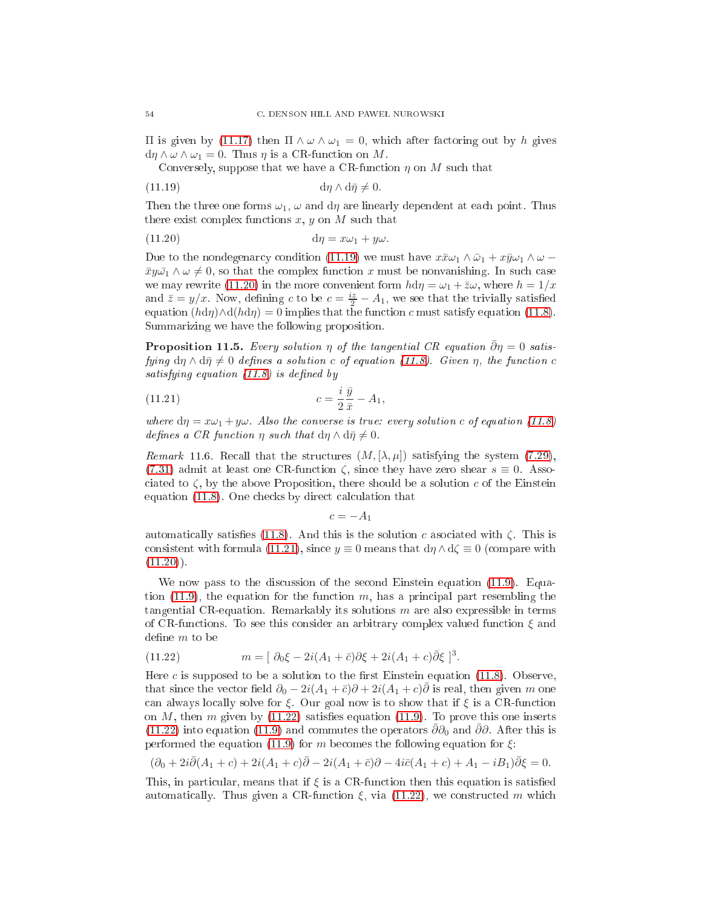$\Pi$ is given by (11.17) then $\Pi \wedge \omega \wedge \omega_1 = 0$, which after factoring out by $h$ gives $\mathrm{d}\eta \wedge \omega \wedge \omega_1 = 0$. Thus $\eta$ is a CR-function on $M$.

Conversely, suppose that we have a CR-function $\eta$ on $M$ such that

$$\mathrm{d}\eta \wedge \mathrm{d}\bar{\eta} \neq 0. \tag{11.19}$$

Then the three one forms $\omega_1$, $\omega$ and $\mathrm{d}\eta$ are linearly dependent at each point. Thus there exist complex functions $x$, $y$ on $M$ such that

$$\mathrm{d}\eta = x\omega_1 + y\omega. \tag{11.20}$$

Due to the nondegenarcy condition (11.19) we must have $x\bar{x}\omega_1 \wedge \bar{\omega}_1 + x\bar{y}\omega_1 \wedge \omega - \bar{x}y\bar{\omega_1} \wedge \omega \neq 0$, so that the complex function $x$ must be nonvanishing. In such case we may rewrite (11.20) in the more convenient form $h\mathrm{d}\eta = \omega_1 + \bar{z}\omega$, where $h = 1/x$ and $\bar{z} = y/x$. Now, defining $c$ to be $c = \frac{iz}{2} - A_1$, we see that the trivially satisfied equation $(h\mathrm{d}\eta) \wedge \mathrm{d}(h\mathrm{d}\eta) = 0$ implies that the function $c$ must satisfy equation (11.8). Summarizing we have the following proposition.

**Proposition 11.5.** *Every solution $\eta$ of the tangential CR equation $\bar{\partial}\eta = 0$ satisfying $\mathrm{d}\eta \wedge \mathrm{d}\bar{\eta} \neq 0$ defines a solution $c$ of equation (11.8). Given $\eta$, the function $c$ satisfying equation (11.8) is defined by*

$$c = \frac{i}{2}\frac{\bar{y}}{\bar{x}} - A_1, \tag{11.21}$$

*where $\mathrm{d}\eta = x\omega_1 + y\omega$. Also the converse is true: every solution $c$ of equation (11.8) defines a CR function $\eta$ such that $\mathrm{d}\eta \wedge \mathrm{d}\bar{\eta} \neq 0$.*

*Remark* 11.6. Recall that the structures $(M, [\lambda, \mu])$ satisfying the system (7.29), (7.31) admit at least one CR-function $\zeta$, since they have zero shear $s \equiv 0$. Associated to $\zeta$, by the above Proposition, there should be a solution $c$ of the Einstein equation (11.8). One checks by direct calculation that

$$c = -A_1$$

automatically satisfies (11.8). And this is the solution $c$ asociated with $\zeta$. This is consistent with formula (11.21), since $y \equiv 0$ means that $\mathrm{d}\eta \wedge \mathrm{d}\zeta \equiv 0$ (compare with (11.20)).

We now pass to the discussion of the second Einstein equation (11.9). Equation (11.9), the equation for the function $m$, has a principal part resembling the tangential CR-equation. Remarkably its solutions $m$ are also expressible in terms of CR-functions. To see this consider an arbitrary complex valued function $\xi$ and define $m$ to be

$$m = [\ \partial_0\xi - 2i(A_1 + \bar{c})\partial\xi + 2i(A_1 + c)\bar{\partial}\xi\ ]^3. \tag{11.22}$$

Here $c$ is supposed to be a solution to the first Einstein equation (11.8). Observe, that since the vector field $\partial_0 - 2i(A_1 + \bar{c})\partial + 2i(A_1 + c)\bar{\partial}$ is real, then given $m$ one can always locally solve for $\xi$. Our goal now is to show that if $\xi$ is a CR-function on $M$, then $m$ given by (11.22) satisfies equation (11.9). To prove this one inserts (11.22) into equation (11.9) and commutes the operators $\bar{\partial}\partial_0$ and $\bar{\partial}\partial$. After this is performed the equation (11.9) for $m$ becomes the following equation for $\xi$:

$$(\partial_0 + 2i\bar{\partial}(A_1 + c) + 2i(A_1 + c)\bar{\partial} - 2i(A_1 + \bar{c})\partial - 4i\bar{c}(A_1 + c) + A_1 - iB_1)\bar{\partial}\xi = 0.$$

This, in particular, means that if $\xi$ is a CR-function then this equation is satisfied automatically. Thus given a CR-function $\xi$, via (11.22), we constructed $m$ which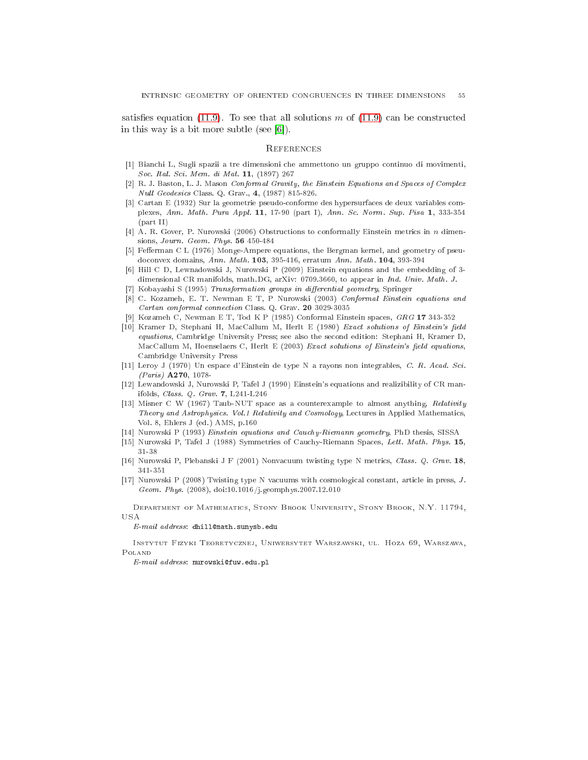satisfies equation (11.9). To see that all solutions $m$ of (11.9) can be constructed in this way is a bit more subtle (see [6]).

## References

[1] Bianchi L, Sugli spazii a tre dimensioni che ammettono un gruppo continuo di movimenti, *Soc. Ital. Sci. Mem. di Mat.* **11**, (1897) 267

[2] R. J. Baston, L. J. Mason *Conformal Gravity, the Einstein Equations and Spaces of Complex Null Geodesics* Class. Q. Grav., **4**, (1987) 815-826.

[3] Cartan E (1932) Sur la geometrie pseudo-conforme des hypersurfaces de deux variables complexes, *Ann. Math. Pura Appl.* **11**, 17-90 (part I), *Ann. Sc. Norm. Sup. Pisa* **1**, 333-354 (part II)

[4] A. R. Gover, P. Nurowski (2006) Obstructions to conformally Einstein metrics in $n$ dimensions, *Journ. Geom. Phys.* **56** 450-484

[5] Fefferman C L (1976) Monge-Ampere equations, the Bergman kernel, and geometry of pseudoconvex domains, *Ann. Math.* **103**, 395-416, erratum *Ann. Math.* **104**, 393-394

[6] Hill C D, Lewnadowski J, Nurowski P (2009) Einstein equations and the embedding of 3-dimensional CR manifolds, math.DG, arXiv: 0709.3660, to appear in *Ind. Univ. Math. J.*

[7] Kobayashi S (1995) *Transformation groups in differential geometry*, Springer

[8] C. Kozameh, E. T. Newman E T, P Nurowski (2003) *Conformal Einstein equations and Cartan conformal connection* Class. Q. Grav. **20** 3029-3035

[9] Kozameh C, Newman E T, Tod K P (1985) Conformal Einstein spaces, *GRG* **17** 343-352

[10] Kramer D, Stephani H, MacCallum M, Herlt E (1980) *Exact solutions of Einstein's field equations*, Cambridge University Press; see also the second edition: Stephani H, Kramer D, MacCallum M, Hoenselaers C, Herlt E (2003) *Exact solutions of Einstein's field equations*, Cambridge University Press

[11] Leroy J (1970) Un espace d'Einstein de type N a rayons non integrables, *C. R. Acad. Sci. (Paris)* **A270**, 1078-

[12] Lewandowski J, Nurowski P, Tafel J (1990) Einstein's equations and realizibility of CR manifolds, *Class. Q. Grav.* **7**, L241-L246

[13] Misner C W (1967) Taub-NUT space as a counterexample to almost anything, *Relativity Theory and Astrophysics. Vol.1 Relativity and Cosmology*, Lectures in Applied Mathematics, Vol. 8, Ehlers J (ed.) AMS, p.160

[14] Nurowski P (1993) *Einstein equations and Cauchy-Riemann geometry*, PhD thesis, SISSA

[15] Nurowski P, Tafel J (1988) Symmetries of Cauchy-Riemann Spaces, *Lett. Math. Phys.* **15**, 31-38

[16] Nurowski P, Plebanski J F (2001) Nonvacuum twisting type N metrics, *Class. Q. Grav.* **18**, 341-351

[17] Nurowski P (2008) Twisting type N vacuums with cosmological constant, article in press, *J. Geom. Phys.* (2008), doi:10.1016/j.geomphys.2007.12.010

Department of Mathematics, Stony Brook University, Stony Brook, N.Y. 11794, USA

*E-mail address*: dhill@math.sunysb.edu

Instytut Fizyki Teoretycznej, Uniwersytet Warszawski, ul. Hoza 69, Warszawa, Poland

*E-mail address*: nurowski@fuw.edu.pl